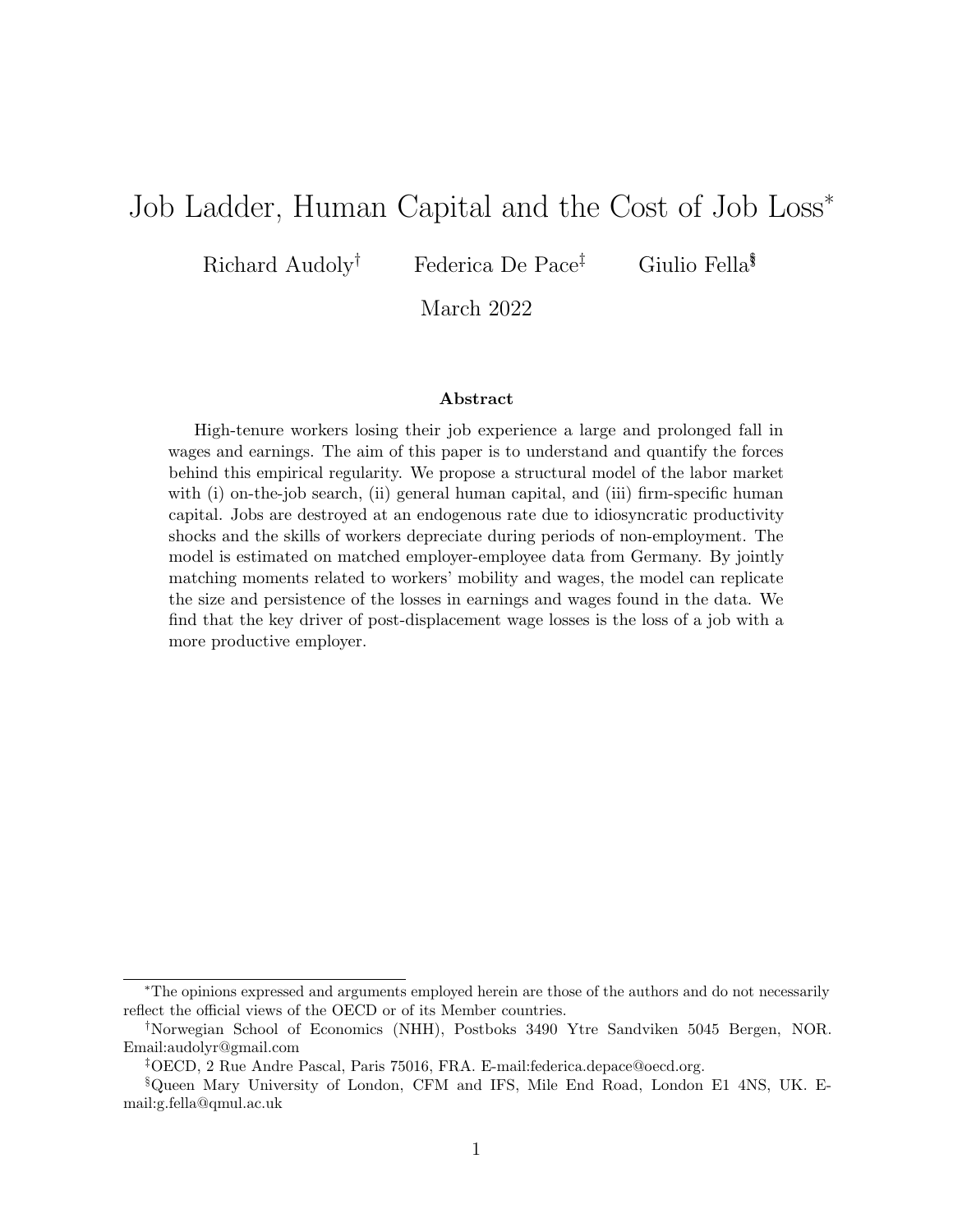# Job Ladder, Human Capital and the Cost of Job Loss*

Richard Audoly† Federica De Pace‡ Giulio Fella§

March 2022

### Abstract

High-tenure workers losing their job experience a large and prolonged fall in wages and earnings. The aim of this paper is to understand and quantify the forces behind this empirical regularity. We propose a structural model of the labor market with (i) on-the-job search, (ii) general human capital, and (iii) firm-specific human capital. Jobs are destroyed at an endogenous rate due to idiosyncratic productivity shocks and the skills of workers depreciate during periods of non-employment. The model is estimated on matched employer-employee data from Germany. By jointly matching moments related to workers' mobility and wages, the model can replicate the size and persistence of the losses in earnings and wages found in the data. We find that the key driver of post-displacement wage losses is the loss of a job with a more productive employer.

---

*The opinions expressed and arguments employed herein are those of the authors and do not necessarily reflect the official views of the OECD or of its Member countries.

†Norwegian School of Economics (NHH), Postboks 3490 Ytre Sandviken 5045 Bergen, NOR. Email:audolyr@gmail.com

‡OECD, 2 Rue Andre Pascal, Paris 75016, FRA. E-mail:federica.depace@oecd.org.

§Queen Mary University of London, CFM and IFS, Mile End Road, London E1 4NS, UK. E-mail:g.fella@qmul.ac.uk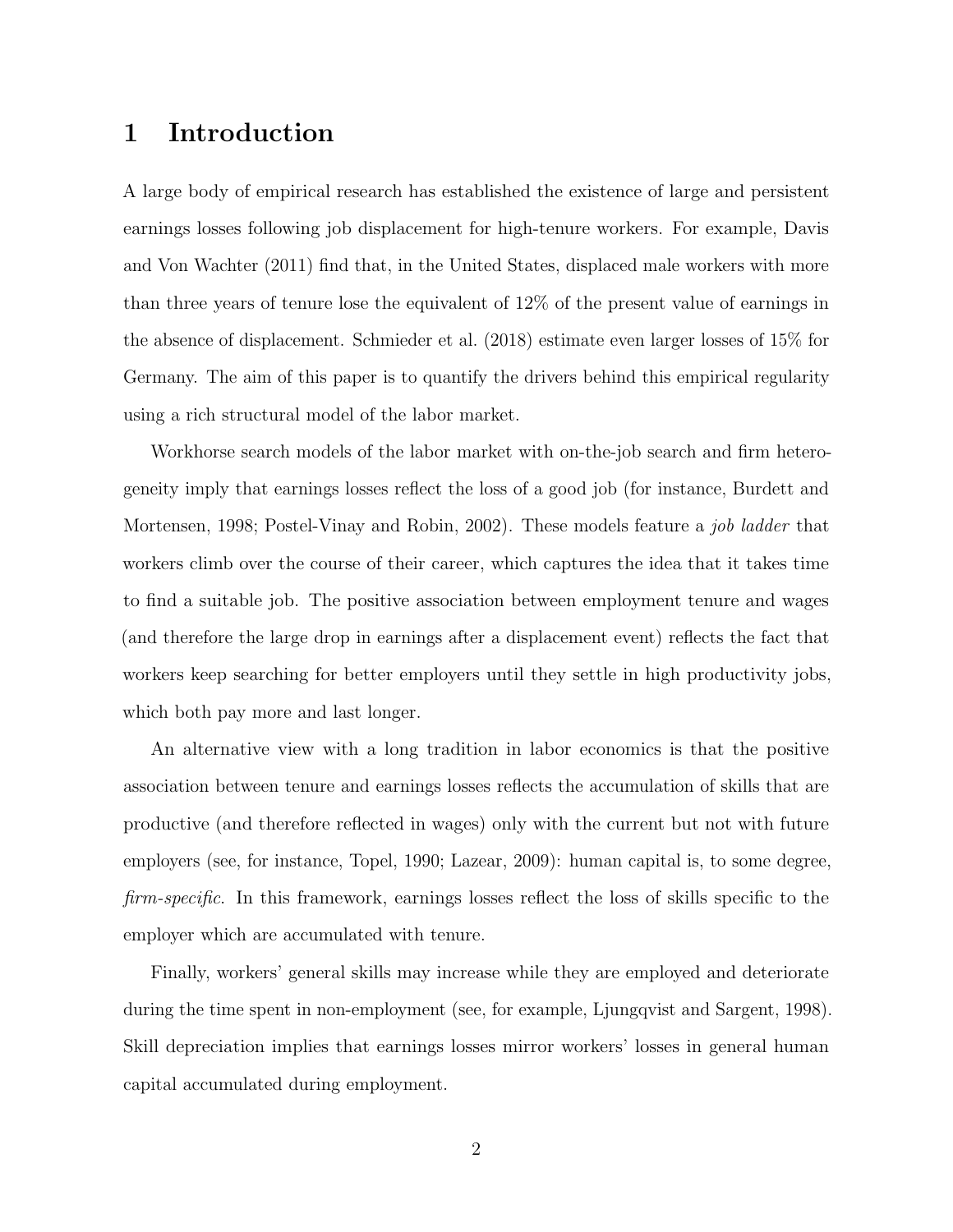# 1 Introduction

A large body of empirical research has established the existence of large and persistent earnings losses following job displacement for high-tenure workers. For example, Davis and Von Wachter (2011) find that, in the United States, displaced male workers with more than three years of tenure lose the equivalent of 12% of the present value of earnings in the absence of displacement. Schmieder et al. (2018) estimate even larger losses of 15% for Germany. The aim of this paper is to quantify the drivers behind this empirical regularity using a rich structural model of the labor market.

Workhorse search models of the labor market with on-the-job search and firm heterogeneity imply that earnings losses reflect the loss of a good job (for instance, Burdett and Mortensen, 1998; Postel-Vinay and Robin, 2002). These models feature a *job ladder* that workers climb over the course of their career, which captures the idea that it takes time to find a suitable job. The positive association between employment tenure and wages (and therefore the large drop in earnings after a displacement event) reflects the fact that workers keep searching for better employers until they settle in high productivity jobs, which both pay more and last longer.

An alternative view with a long tradition in labor economics is that the positive association between tenure and earnings losses reflects the accumulation of skills that are productive (and therefore reflected in wages) only with the current but not with future employers (see, for instance, Topel, 1990; Lazear, 2009): human capital is, to some degree, *firm-specific*. In this framework, earnings losses reflect the loss of skills specific to the employer which are accumulated with tenure.

Finally, workers' general skills may increase while they are employed and deteriorate during the time spent in non-employment (see, for example, Ljungqvist and Sargent, 1998). Skill depreciation implies that earnings losses mirror workers' losses in general human capital accumulated during employment.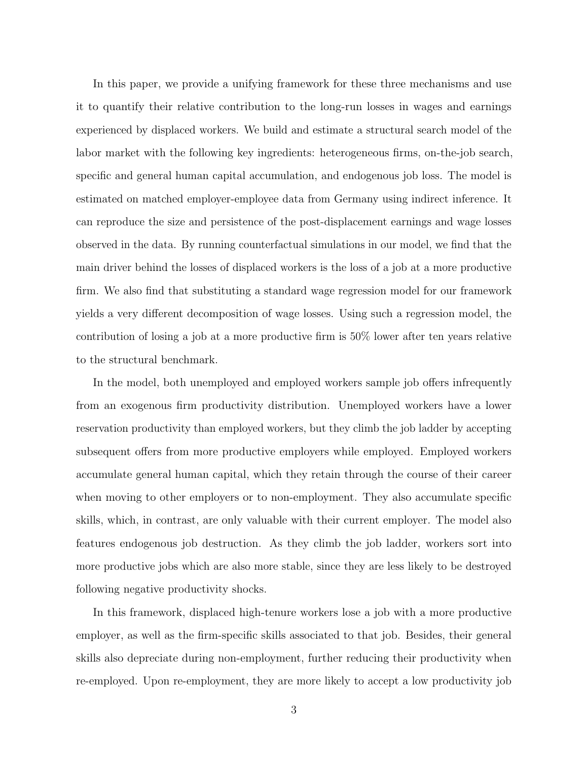In this paper, we provide a unifying framework for these three mechanisms and use it to quantify their relative contribution to the long-run losses in wages and earnings experienced by displaced workers. We build and estimate a structural search model of the labor market with the following key ingredients: heterogeneous firms, on-the-job search, specific and general human capital accumulation, and endogenous job loss. The model is estimated on matched employer-employee data from Germany using indirect inference. It can reproduce the size and persistence of the post-displacement earnings and wage losses observed in the data. By running counterfactual simulations in our model, we find that the main driver behind the losses of displaced workers is the loss of a job at a more productive firm. We also find that substituting a standard wage regression model for our framework yields a very different decomposition of wage losses. Using such a regression model, the contribution of losing a job at a more productive firm is 50% lower after ten years relative to the structural benchmark.

In the model, both unemployed and employed workers sample job offers infrequently from an exogenous firm productivity distribution. Unemployed workers have a lower reservation productivity than employed workers, but they climb the job ladder by accepting subsequent offers from more productive employers while employed. Employed workers accumulate general human capital, which they retain through the course of their career when moving to other employers or to non-employment. They also accumulate specific skills, which, in contrast, are only valuable with their current employer. The model also features endogenous job destruction. As they climb the job ladder, workers sort into more productive jobs which are also more stable, since they are less likely to be destroyed following negative productivity shocks.

In this framework, displaced high-tenure workers lose a job with a more productive employer, as well as the firm-specific skills associated to that job. Besides, their general skills also depreciate during non-employment, further reducing their productivity when re-employed. Upon re-employment, they are more likely to accept a low productivity job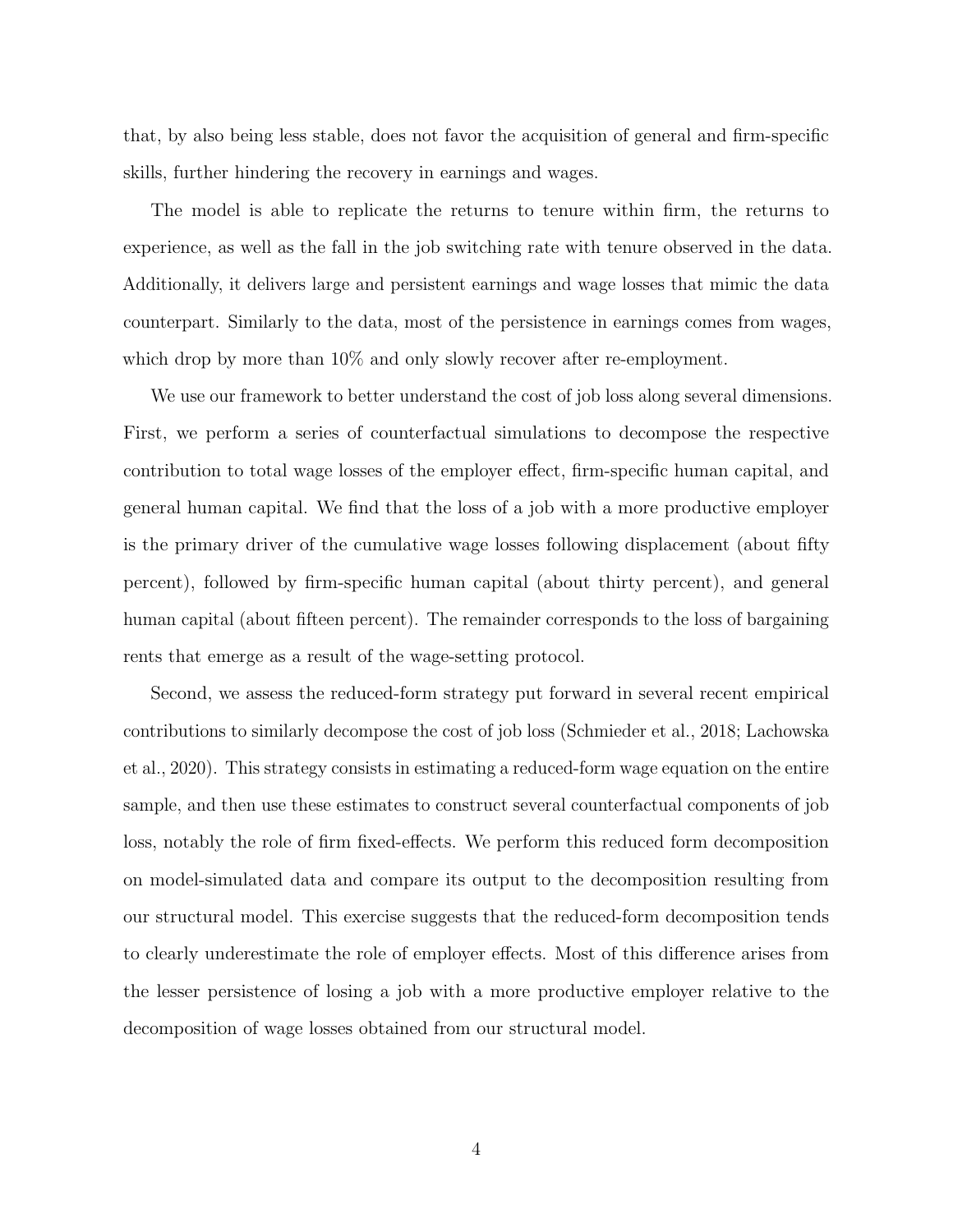that, by also being less stable, does not favor the acquisition of general and firm-specific skills, further hindering the recovery in earnings and wages.

The model is able to replicate the returns to tenure within firm, the returns to experience, as well as the fall in the job switching rate with tenure observed in the data. Additionally, it delivers large and persistent earnings and wage losses that mimic the data counterpart. Similarly to the data, most of the persistence in earnings comes from wages, which drop by more than 10% and only slowly recover after re-employment.

We use our framework to better understand the cost of job loss along several dimensions. First, we perform a series of counterfactual simulations to decompose the respective contribution to total wage losses of the employer effect, firm-specific human capital, and general human capital. We find that the loss of a job with a more productive employer is the primary driver of the cumulative wage losses following displacement (about fifty percent), followed by firm-specific human capital (about thirty percent), and general human capital (about fifteen percent). The remainder corresponds to the loss of bargaining rents that emerge as a result of the wage-setting protocol.

Second, we assess the reduced-form strategy put forward in several recent empirical contributions to similarly decompose the cost of job loss (Schmieder et al., 2018; Lachowska et al., 2020). This strategy consists in estimating a reduced-form wage equation on the entire sample, and then use these estimates to construct several counterfactual components of job loss, notably the role of firm fixed-effects. We perform this reduced form decomposition on model-simulated data and compare its output to the decomposition resulting from our structural model. This exercise suggests that the reduced-form decomposition tends to clearly underestimate the role of employer effects. Most of this difference arises from the lesser persistence of losing a job with a more productive employer relative to the decomposition of wage losses obtained from our structural model.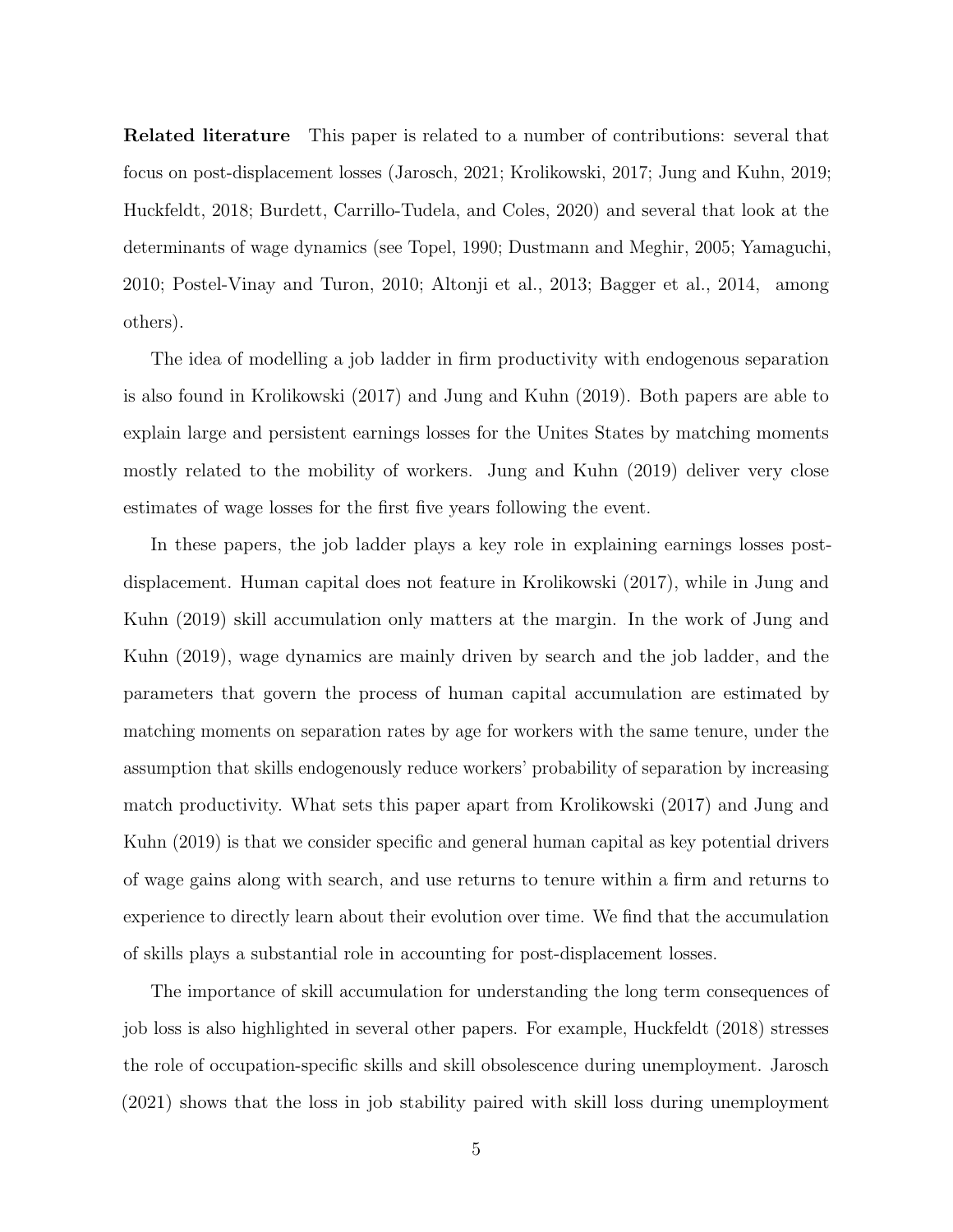**Related literature** This paper is related to a number of contributions: several that focus on post-displacement losses (Jarosch, 2021; Krolikowski, 2017; Jung and Kuhn, 2019; Huckfeldt, 2018; Burdett, Carrillo-Tudela, and Coles, 2020) and several that look at the determinants of wage dynamics (see Topel, 1990; Dustmann and Meghir, 2005; Yamaguchi, 2010; Postel-Vinay and Turon, 2010; Altonji et al., 2013; Bagger et al., 2014, among others).

The idea of modelling a job ladder in firm productivity with endogenous separation is also found in Krolikowski (2017) and Jung and Kuhn (2019). Both papers are able to explain large and persistent earnings losses for the Unites States by matching moments mostly related to the mobility of workers. Jung and Kuhn (2019) deliver very close estimates of wage losses for the first five years following the event.

In these papers, the job ladder plays a key role in explaining earnings losses post-displacement. Human capital does not feature in Krolikowski (2017), while in Jung and Kuhn (2019) skill accumulation only matters at the margin. In the work of Jung and Kuhn (2019), wage dynamics are mainly driven by search and the job ladder, and the parameters that govern the process of human capital accumulation are estimated by matching moments on separation rates by age for workers with the same tenure, under the assumption that skills endogenously reduce workers' probability of separation by increasing match productivity. What sets this paper apart from Krolikowski (2017) and Jung and Kuhn (2019) is that we consider specific and general human capital as key potential drivers of wage gains along with search, and use returns to tenure within a firm and returns to experience to directly learn about their evolution over time. We find that the accumulation of skills plays a substantial role in accounting for post-displacement losses.

The importance of skill accumulation for understanding the long term consequences of job loss is also highlighted in several other papers. For example, Huckfeldt (2018) stresses the role of occupation-specific skills and skill obsolescence during unemployment. Jarosch (2021) shows that the loss in job stability paired with skill loss during unemployment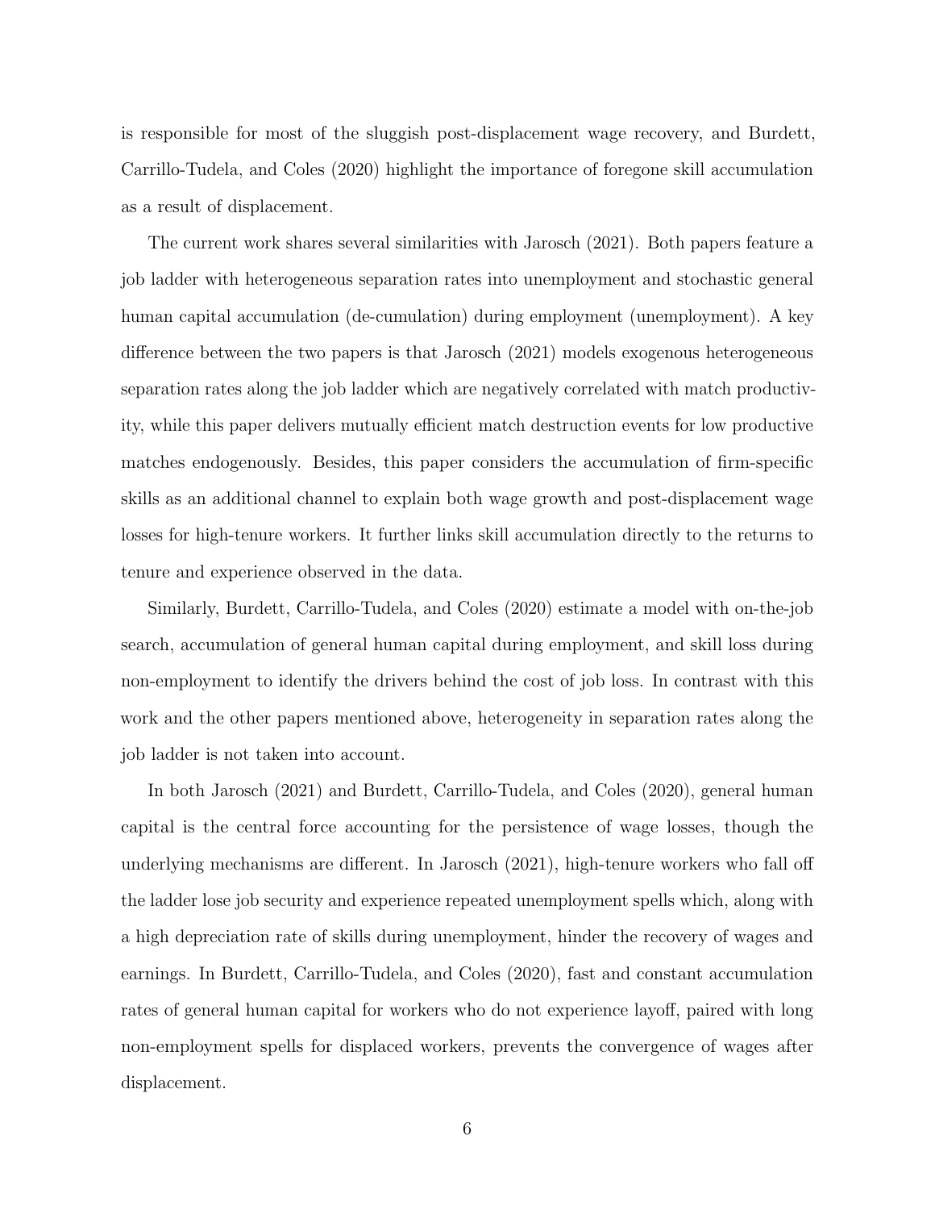is responsible for most of the sluggish post-displacement wage recovery, and Burdett, Carrillo-Tudela, and Coles (2020) highlight the importance of foregone skill accumulation as a result of displacement.

The current work shares several similarities with Jarosch (2021). Both papers feature a job ladder with heterogeneous separation rates into unemployment and stochastic general human capital accumulation (de-cumulation) during employment (unemployment). A key difference between the two papers is that Jarosch (2021) models exogenous heterogeneous separation rates along the job ladder which are negatively correlated with match productivity, while this paper delivers mutually efficient match destruction events for low productive matches endogenously. Besides, this paper considers the accumulation of firm-specific skills as an additional channel to explain both wage growth and post-displacement wage losses for high-tenure workers. It further links skill accumulation directly to the returns to tenure and experience observed in the data.

Similarly, Burdett, Carrillo-Tudela, and Coles (2020) estimate a model with on-the-job search, accumulation of general human capital during employment, and skill loss during non-employment to identify the drivers behind the cost of job loss. In contrast with this work and the other papers mentioned above, heterogeneity in separation rates along the job ladder is not taken into account.

In both Jarosch (2021) and Burdett, Carrillo-Tudela, and Coles (2020), general human capital is the central force accounting for the persistence of wage losses, though the underlying mechanisms are different. In Jarosch (2021), high-tenure workers who fall off the ladder lose job security and experience repeated unemployment spells which, along with a high depreciation rate of skills during unemployment, hinder the recovery of wages and earnings. In Burdett, Carrillo-Tudela, and Coles (2020), fast and constant accumulation rates of general human capital for workers who do not experience layoff, paired with long non-employment spells for displaced workers, prevents the convergence of wages after displacement.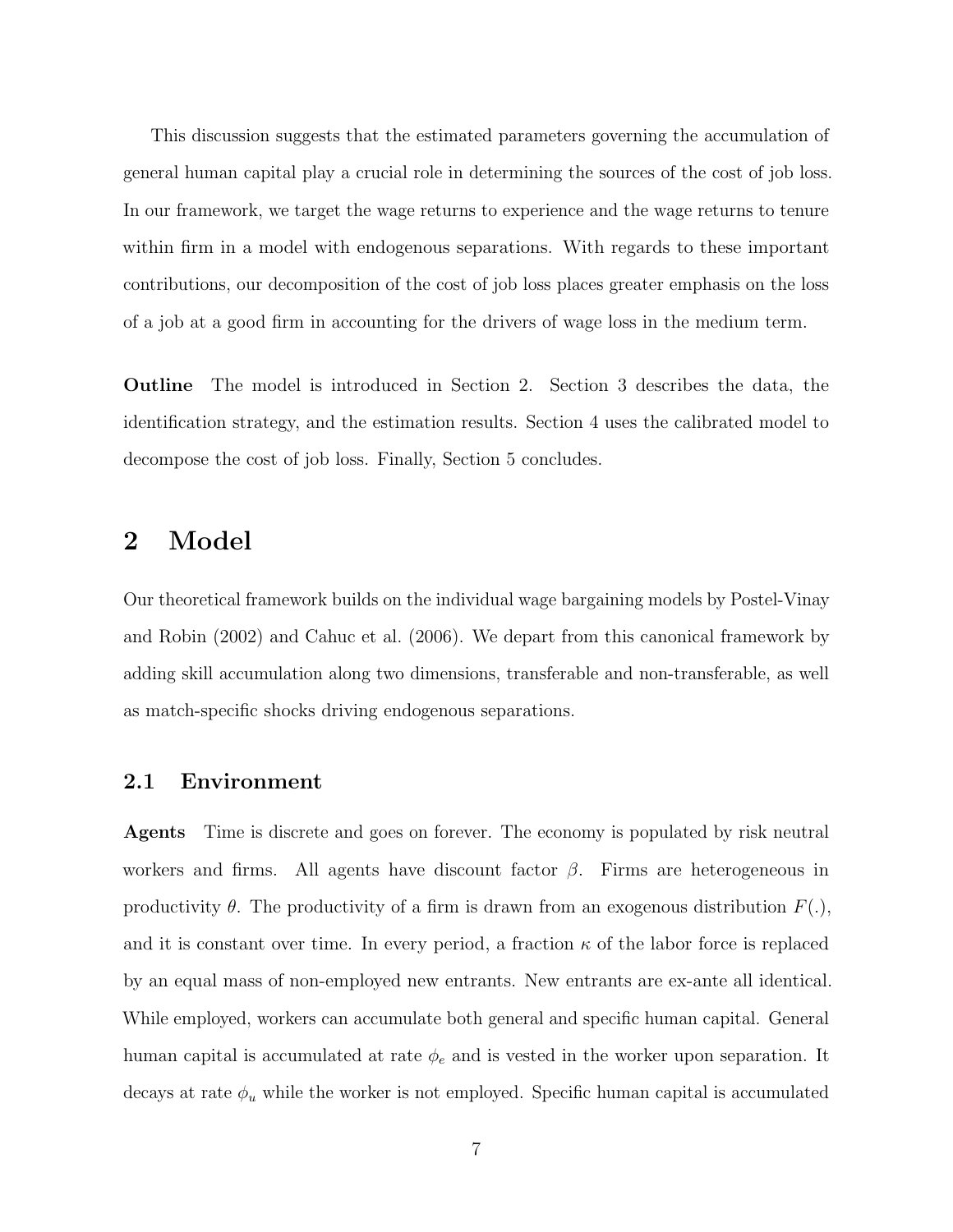This discussion suggests that the estimated parameters governing the accumulation of general human capital play a crucial role in determining the sources of the cost of job loss. In our framework, we target the wage returns to experience and the wage returns to tenure within firm in a model with endogenous separations. With regards to these important contributions, our decomposition of the cost of job loss places greater emphasis on the loss of a job at a good firm in accounting for the drivers of wage loss in the medium term.

**Outline** The model is introduced in Section 2. Section 3 describes the data, the identification strategy, and the estimation results. Section 4 uses the calibrated model to decompose the cost of job loss. Finally, Section 5 concludes.

# 2 Model

Our theoretical framework builds on the individual wage bargaining models by Postel-Vinay and Robin (2002) and Cahuc et al. (2006). We depart from this canonical framework by adding skill accumulation along two dimensions, transferable and non-transferable, as well as match-specific shocks driving endogenous separations.

## 2.1 Environment

**Agents** Time is discrete and goes on forever. The economy is populated by risk neutral workers and firms. All agents have discount factor $\beta$. Firms are heterogeneous in productivity $\theta$. The productivity of a firm is drawn from an exogenous distribution $F(.)$, and it is constant over time. In every period, a fraction $\kappa$ of the labor force is replaced by an equal mass of non-employed new entrants. New entrants are ex-ante all identical. While employed, workers can accumulate both general and specific human capital. General human capital is accumulated at rate $\phi_e$ and is vested in the worker upon separation. It decays at rate $\phi_u$ while the worker is not employed. Specific human capital is accumulated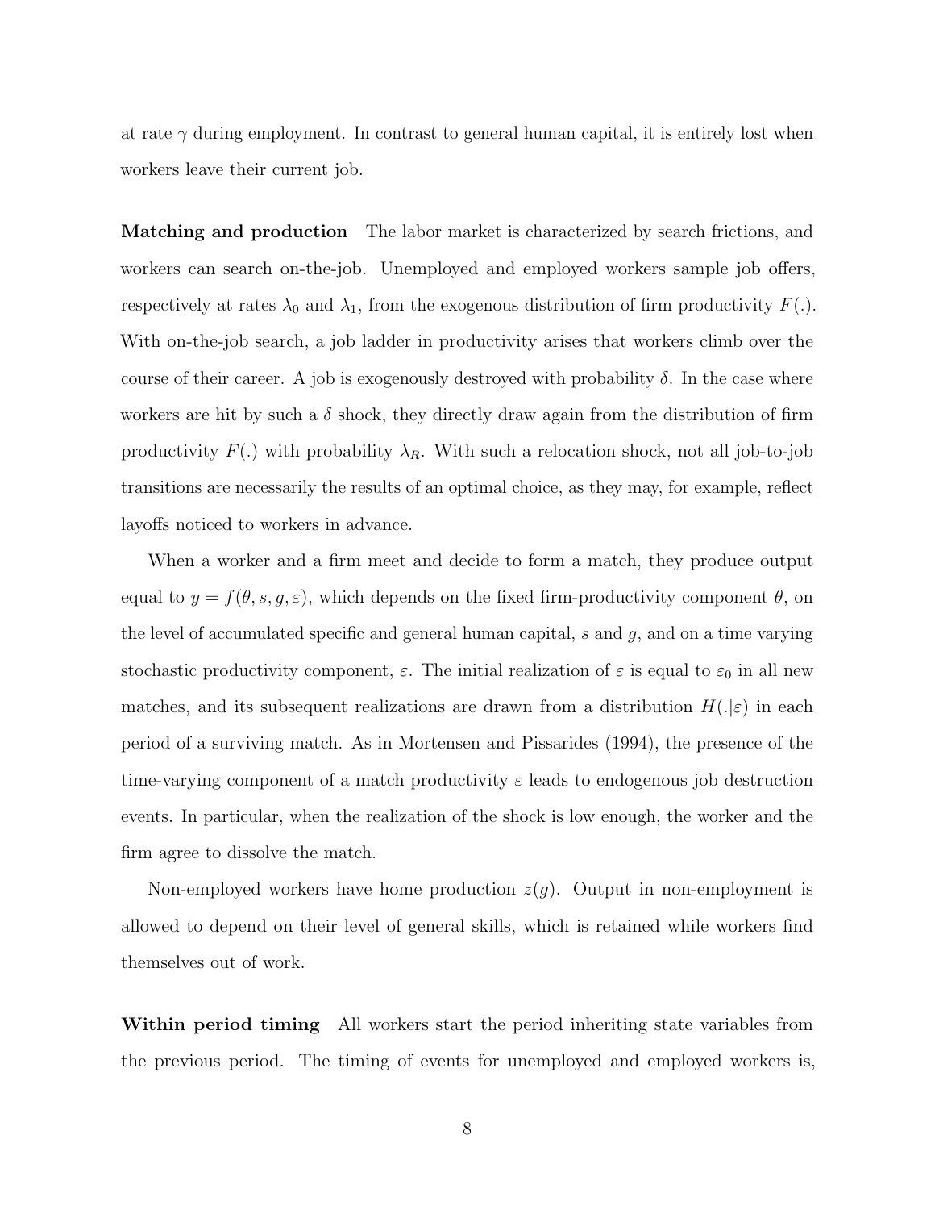at rate $\gamma$ during employment. In contrast to general human capital, it is entirely lost when workers leave their current job.

**Matching and production** The labor market is characterized by search frictions, and workers can search on-the-job. Unemployed and employed workers sample job offers, respectively at rates $\lambda_0$ and $\lambda_1$, from the exogenous distribution of firm productivity $F(.)$. With on-the-job search, a job ladder in productivity arises that workers climb over the course of their career. A job is exogenously destroyed with probability $\delta$. In the case where workers are hit by such a $\delta$ shock, they directly draw again from the distribution of firm productivity $F(.)$ with probability $\lambda_R$. With such a relocation shock, not all job-to-job transitions are necessarily the results of an optimal choice, as they may, for example, reflect layoffs noticed to workers in advance.

When a worker and a firm meet and decide to form a match, they produce output equal to $y = f(\theta, s, g, \varepsilon)$, which depends on the fixed firm-productivity component $\theta$, on the level of accumulated specific and general human capital, $s$ and $g$, and on a time varying stochastic productivity component, $\varepsilon$. The initial realization of $\varepsilon$ is equal to $\varepsilon_0$ in all new matches, and its subsequent realizations are drawn from a distribution $H(.|\varepsilon)$ in each period of a surviving match. As in Mortensen and Pissarides (1994), the presence of the time-varying component of a match productivity $\varepsilon$ leads to endogenous job destruction events. In particular, when the realization of the shock is low enough, the worker and the firm agree to dissolve the match.

Non-employed workers have home production $z(g)$. Output in non-employment is allowed to depend on their level of general skills, which is retained while workers find themselves out of work.

**Within period timing** All workers start the period inheriting state variables from the previous period. The timing of events for unemployed and employed workers is,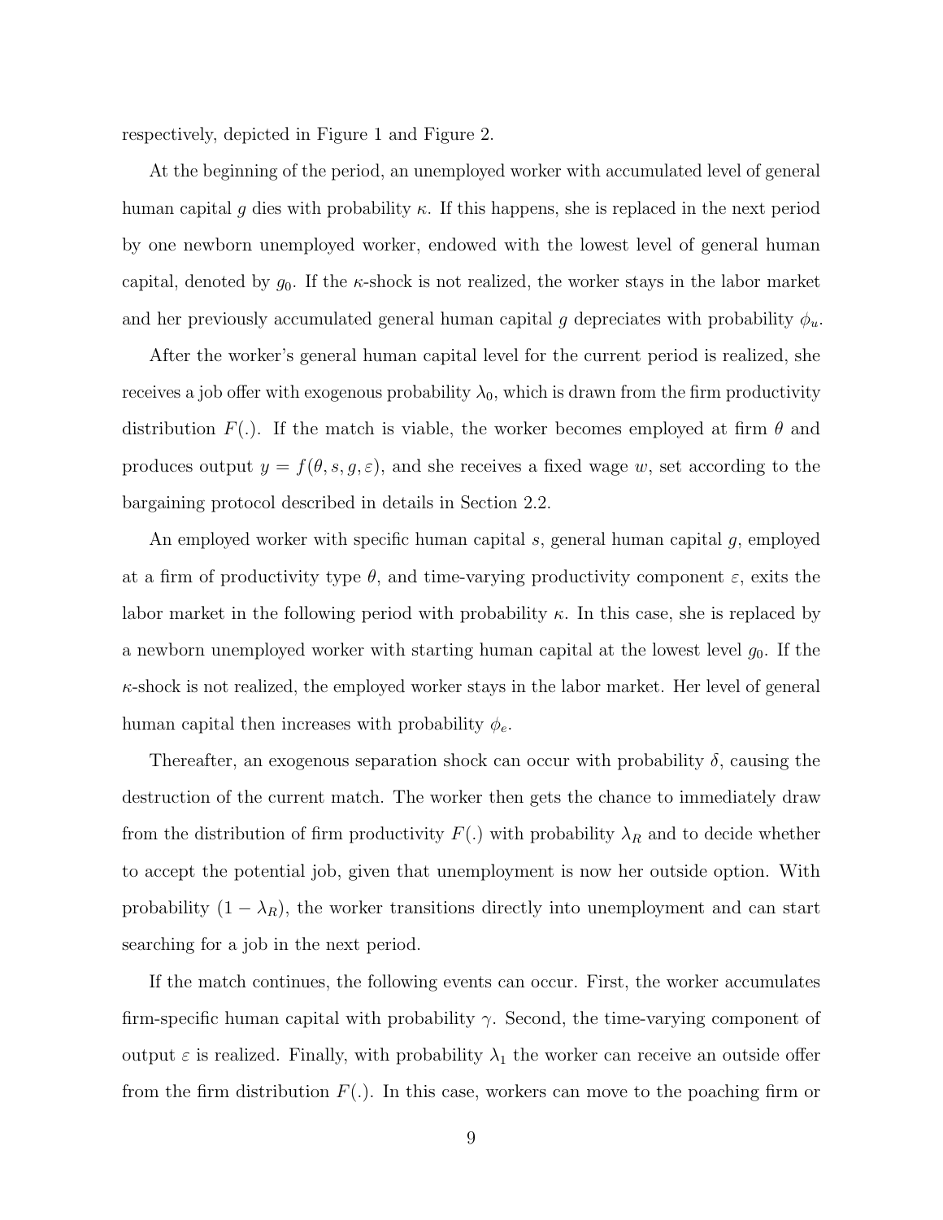respectively, depicted in Figure 1 and Figure 2.

At the beginning of the period, an unemployed worker with accumulated level of general human capital $g$ dies with probability $\kappa$. If this happens, she is replaced in the next period by one newborn unemployed worker, endowed with the lowest level of general human capital, denoted by $g_0$. If the $\kappa$-shock is not realized, the worker stays in the labor market and her previously accumulated general human capital $g$ depreciates with probability $\phi_u$.

After the worker's general human capital level for the current period is realized, she receives a job offer with exogenous probability $\lambda_0$, which is drawn from the firm productivity distribution $F(.)$. If the match is viable, the worker becomes employed at firm $\theta$ and produces output $y = f(\theta, s, g, \varepsilon)$, and she receives a fixed wage $w$, set according to the bargaining protocol described in details in Section 2.2.

An employed worker with specific human capital $s$, general human capital $g$, employed at a firm of productivity type $\theta$, and time-varying productivity component $\varepsilon$, exits the labor market in the following period with probability $\kappa$. In this case, she is replaced by a newborn unemployed worker with starting human capital at the lowest level $g_0$. If the $\kappa$-shock is not realized, the employed worker stays in the labor market. Her level of general human capital then increases with probability $\phi_e$.

Thereafter, an exogenous separation shock can occur with probability $\delta$, causing the destruction of the current match. The worker then gets the chance to immediately draw from the distribution of firm productivity $F(.)$ with probability $\lambda_R$ and to decide whether to accept the potential job, given that unemployment is now her outside option. With probability $(1 - \lambda_R)$, the worker transitions directly into unemployment and can start searching for a job in the next period.

If the match continues, the following events can occur. First, the worker accumulates firm-specific human capital with probability $\gamma$. Second, the time-varying component of output $\varepsilon$ is realized. Finally, with probability $\lambda_1$ the worker can receive an outside offer from the firm distribution $F(.)$. In this case, workers can move to the poaching firm or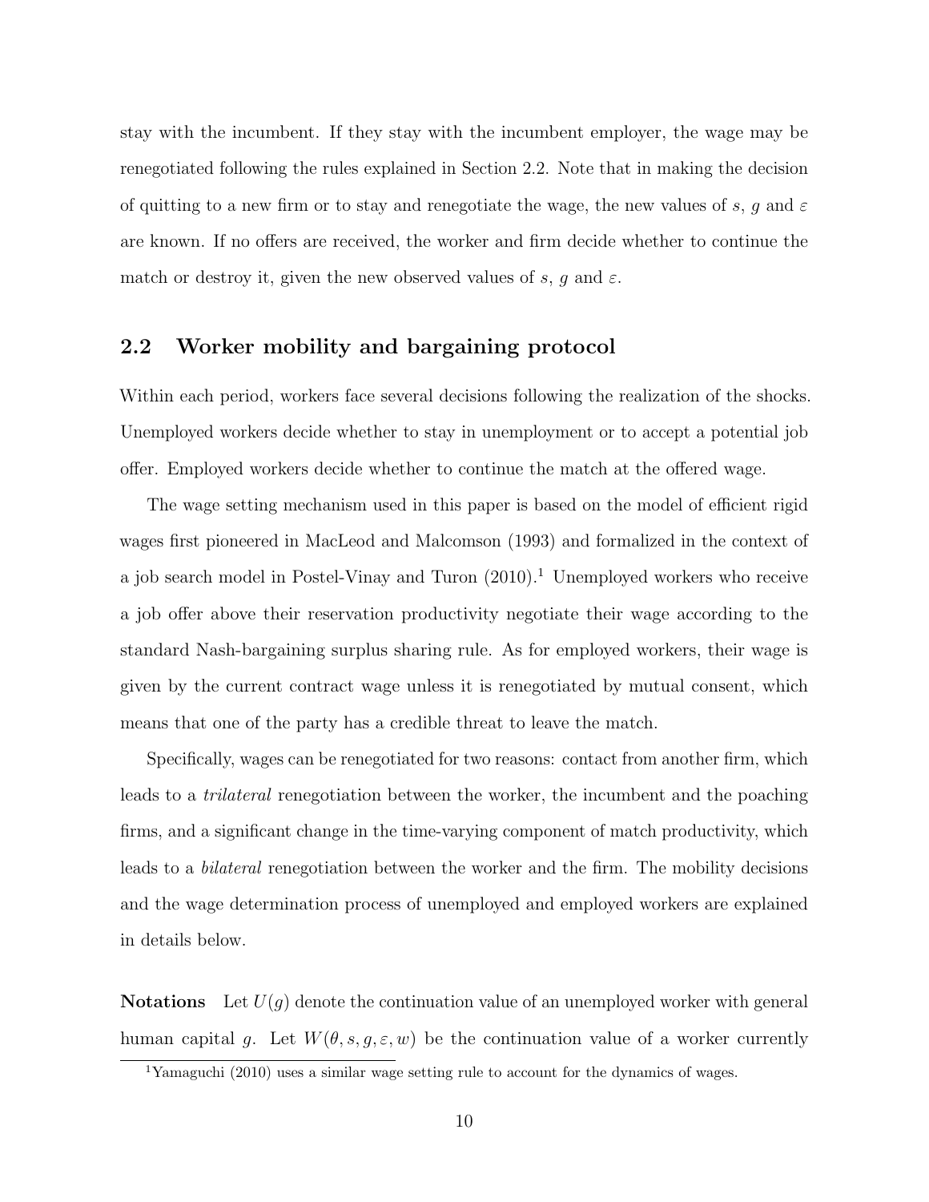stay with the incumbent. If they stay with the incumbent employer, the wage may be renegotiated following the rules explained in Section 2.2. Note that in making the decision of quitting to a new firm or to stay and renegotiate the wage, the new values of $s$, $g$ and $\varepsilon$ are known. If no offers are received, the worker and firm decide whether to continue the match or destroy it, given the new observed values of $s$, $g$ and $\varepsilon$.

## 2.2 Worker mobility and bargaining protocol

Within each period, workers face several decisions following the realization of the shocks. Unemployed workers decide whether to stay in unemployment or to accept a potential job offer. Employed workers decide whether to continue the match at the offered wage.

The wage setting mechanism used in this paper is based on the model of efficient rigid wages first pioneered in MacLeod and Malcomson (1993) and formalized in the context of a job search model in Postel-Vinay and Turon (2010).[1] Unemployed workers who receive a job offer above their reservation productivity negotiate their wage according to the standard Nash-bargaining surplus sharing rule. As for employed workers, their wage is given by the current contract wage unless it is renegotiated by mutual consent, which means that one of the party has a credible threat to leave the match.

Specifically, wages can be renegotiated for two reasons: contact from another firm, which leads to a *trilateral* renegotiation between the worker, the incumbent and the poaching firms, and a significant change in the time-varying component of match productivity, which leads to a *bilateral* renegotiation between the worker and the firm. The mobility decisions and the wage determination process of unemployed and employed workers are explained in details below.

**Notations** Let $U(g)$ denote the continuation value of an unemployed worker with general human capital $g$. Let $W(\theta, s, g, \varepsilon, w)$ be the continuation value of a worker currently

[1] Yamaguchi (2010) uses a similar wage setting rule to account for the dynamics of wages.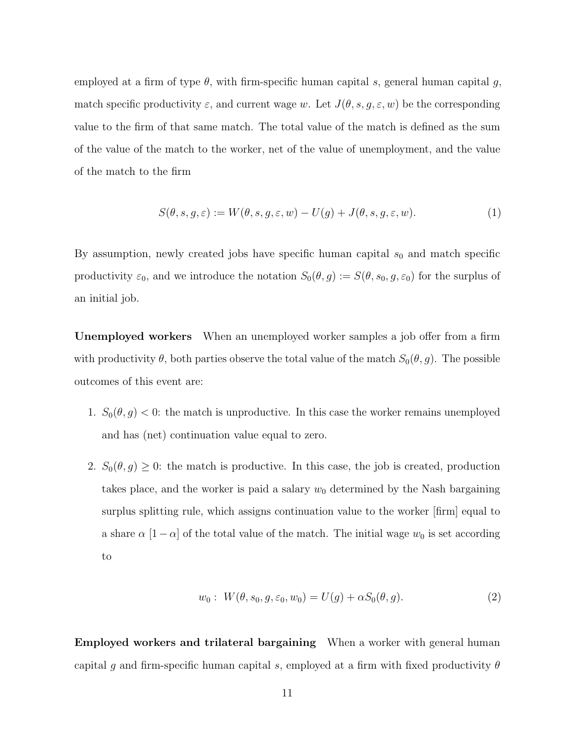employed at a firm of type $\theta$, with firm-specific human capital $s$, general human capital $g$, match specific productivity $\varepsilon$, and current wage $w$. Let $J(\theta, s, g, \varepsilon, w)$ be the corresponding value to the firm of that same match. The total value of the match is defined as the sum of the value of the match to the worker, net of the value of unemployment, and the value of the match to the firm

$$S(\theta, s, g, \varepsilon) := W(\theta, s, g, \varepsilon, w) - U(g) + J(\theta, s, g, \varepsilon, w). \tag{1}$$

By assumption, newly created jobs have specific human capital $s_0$ and match specific productivity $\varepsilon_0$, and we introduce the notation $S_0(\theta, g) := S(\theta, s_0, g, \varepsilon_0)$ for the surplus of an initial job.

**Unemployed workers** When an unemployed worker samples a job offer from a firm with productivity $\theta$, both parties observe the total value of the match $S_0(\theta, g)$. The possible outcomes of this event are:

1. $S_0(\theta, g) < 0$: the match is unproductive. In this case the worker remains unemployed and has (net) continuation value equal to zero.

2. $S_0(\theta, g) \geq 0$: the match is productive. In this case, the job is created, production takes place, and the worker is paid a salary $w_0$ determined by the Nash bargaining surplus splitting rule, which assigns continuation value to the worker [firm] equal to a share $\alpha$ $[1 - \alpha]$ of the total value of the match. The initial wage $w_0$ is set according to

$$w_0 : \; W(\theta, s_0, g, \varepsilon_0, w_0) = U(g) + \alpha S_0(\theta, g). \tag{2}$$

**Employed workers and trilateral bargaining** When a worker with general human capital $g$ and firm-specific human capital $s$, employed at a firm with fixed productivity $\theta$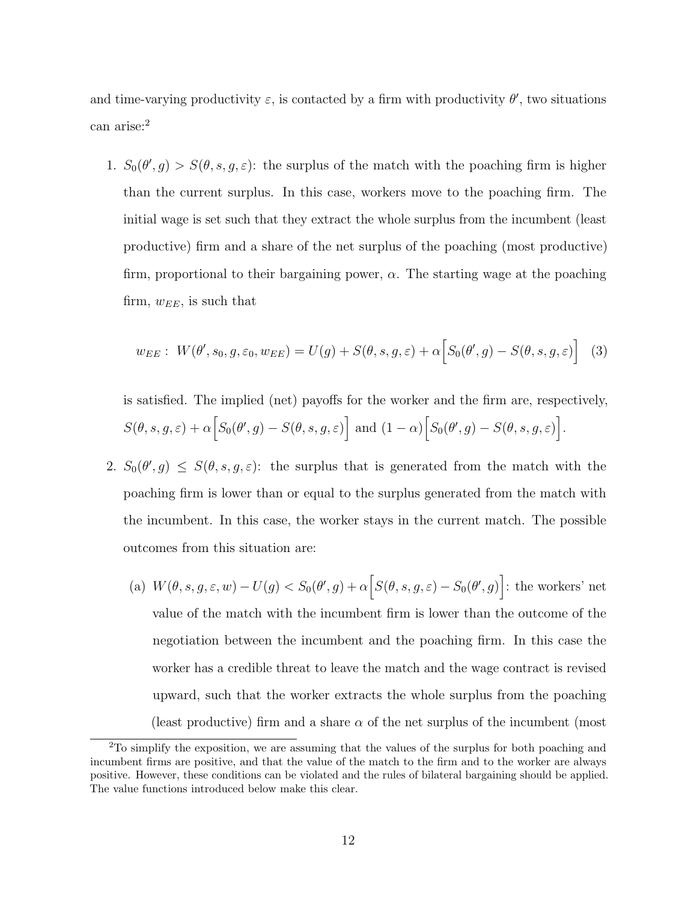and time-varying productivity $\varepsilon$, is contacted by a firm with productivity $\theta'$, two situations can arise:[2]

1. $S_0(\theta', g) > S(\theta, s, g, \varepsilon)$: the surplus of the match with the poaching firm is higher than the current surplus. In this case, workers move to the poaching firm. The initial wage is set such that they extract the whole surplus from the incumbent (least productive) firm and a share of the net surplus of the poaching (most productive) firm, proportional to their bargaining power, $\alpha$. The starting wage at the poaching firm, $w_{EE}$, is such that

$$w_{EE}: \; W(\theta', s_0, g, \varepsilon_0, w_{EE}) = U(g) + S(\theta, s, g, \varepsilon) + \alpha\Big[S_0(\theta', g) - S(\theta, s, g, \varepsilon)\Big] \quad (3)$$

is satisfied. The implied (net) payoffs for the worker and the firm are, respectively, $S(\theta, s, g, \varepsilon) + \alpha\Big[S_0(\theta', g) - S(\theta, s, g, \varepsilon)\Big]$ and $(1 - \alpha)\Big[S_0(\theta', g) - S(\theta, s, g, \varepsilon)\Big]$.

2. $S_0(\theta', g) \leq S(\theta, s, g, \varepsilon)$: the surplus that is generated from the match with the poaching firm is lower than or equal to the surplus generated from the match with the incumbent. In this case, the worker stays in the current match. The possible outcomes from this situation are:

   (a) $W(\theta, s, g, \varepsilon, w) - U(g) < S_0(\theta', g) + \alpha\Big[S(\theta, s, g, \varepsilon) - S_0(\theta', g)\Big]$: the workers' net value of the match with the incumbent firm is lower than the outcome of the negotiation between the incumbent and the poaching firm. In this case the worker has a credible threat to leave the match and the wage contract is revised upward, such that the worker extracts the whole surplus from the poaching (least productive) firm and a share $\alpha$ of the net surplus of the incumbent (most

[2] To simplify the exposition, we are assuming that the values of the surplus for both poaching and incumbent firms are positive, and that the value of the match to the firm and to the worker are always positive. However, these conditions can be violated and the rules of bilateral bargaining should be applied. The value functions introduced below make this clear.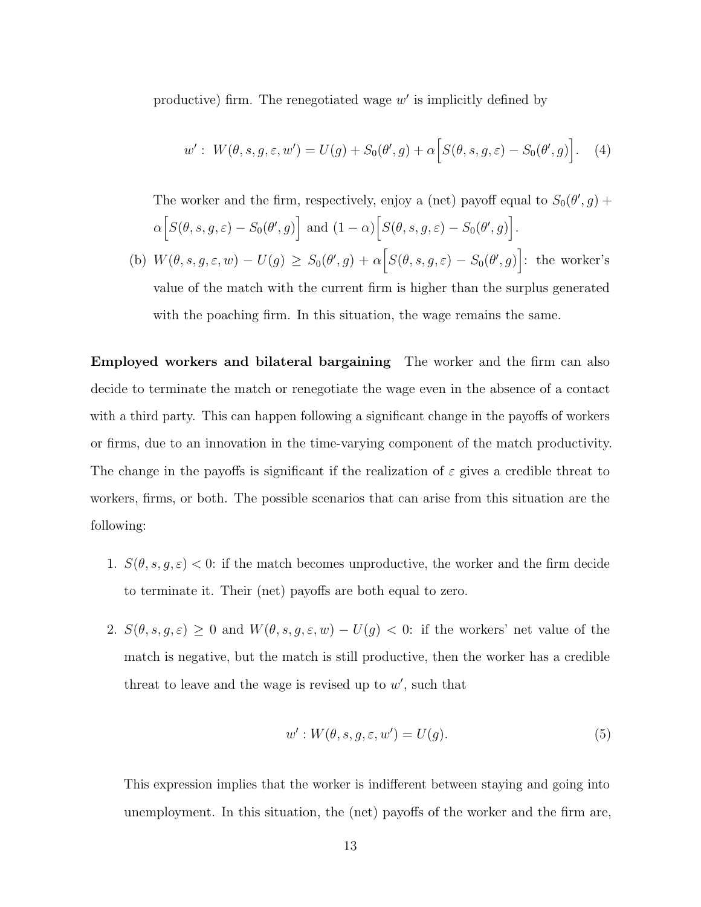productive) firm. The renegotiated wage $w'$ is implicitly defined by

$$w' : \; W(\theta, s, g, \varepsilon, w') = U(g) + S_0(\theta', g) + \alpha\Big[S(\theta, s, g, \varepsilon) - S_0(\theta', g)\Big]. \quad (4)$$

The worker and the firm, respectively, enjoy a (net) payoff equal to $S_0(\theta', g) + \alpha\Big[S(\theta, s, g, \varepsilon) - S_0(\theta', g)\Big]$ and $(1-\alpha)\Big[S(\theta, s, g, \varepsilon) - S_0(\theta', g)\Big]$.

(b) $W(\theta, s, g, \varepsilon, w) - U(g) \geq S_0(\theta', g) + \alpha\Big[S(\theta, s, g, \varepsilon) - S_0(\theta', g)\Big]$: the worker's value of the match with the current firm is higher than the surplus generated with the poaching firm. In this situation, the wage remains the same.

**Employed workers and bilateral bargaining** The worker and the firm can also decide to terminate the match or renegotiate the wage even in the absence of a contact with a third party. This can happen following a significant change in the payoffs of workers or firms, due to an innovation in the time-varying component of the match productivity. The change in the payoffs is significant if the realization of $\varepsilon$ gives a credible threat to workers, firms, or both. The possible scenarios that can arise from this situation are the following:

1. $S(\theta, s, g, \varepsilon) < 0$: if the match becomes unproductive, the worker and the firm decide to terminate it. Their (net) payoffs are both equal to zero.

2. $S(\theta, s, g, \varepsilon) \geq 0$ and $W(\theta, s, g, \varepsilon, w) - U(g) < 0$: if the workers' net value of the match is negative, but the match is still productive, then the worker has a credible threat to leave and the wage is revised up to $w'$, such that

$$w' : W(\theta, s, g, \varepsilon, w') = U(g). \quad (5)$$

This expression implies that the worker is indifferent between staying and going into unemployment. In this situation, the (net) payoffs of the worker and the firm are,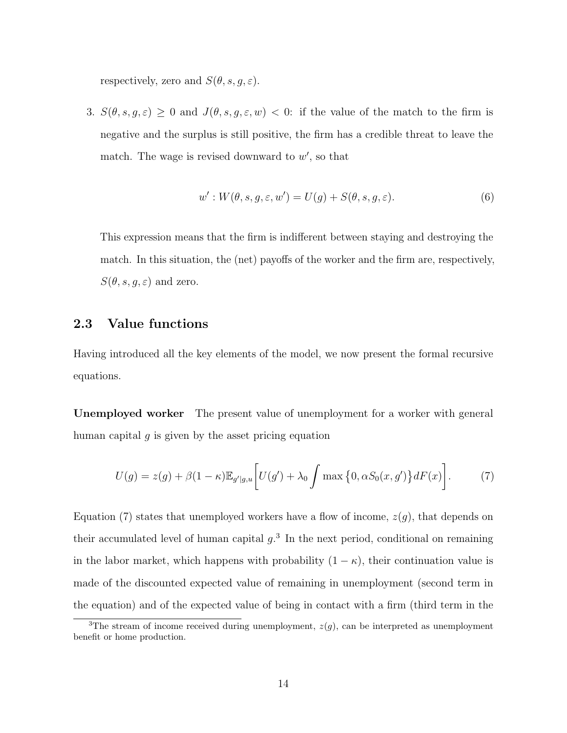respectively, zero and $S(\theta, s, g, \varepsilon)$.

3. $S(\theta, s, g, \varepsilon) \geq 0$ and $J(\theta, s, g, \varepsilon, w) < 0$: if the value of the match to the firm is negative and the surplus is still positive, the firm has a credible threat to leave the match. The wage is revised downward to $w'$, so that

$$w' : W(\theta, s, g, \varepsilon, w') = U(g) + S(\theta, s, g, \varepsilon). \tag{6}$$

This expression means that the firm is indifferent between staying and destroying the match. In this situation, the (net) payoffs of the worker and the firm are, respectively, $S(\theta, s, g, \varepsilon)$ and zero.

## 2.3 Value functions

Having introduced all the key elements of the model, we now present the formal recursive equations.

**Unemployed worker** The present value of unemployment for a worker with general human capital $g$ is given by the asset pricing equation

$$U(g) = z(g) + \beta(1-\kappa)\mathbb{E}_{g'|g,u}\left[U(g') + \lambda_0 \int \max\left\{0, \alpha S_0(x, g')\right\} dF(x)\right]. \tag{7}$$

Equation (7) states that unemployed workers have a flow of income, $z(g)$, that depends on their accumulated level of human capital $g$.[3] In the next period, conditional on remaining in the labor market, which happens with probability $(1-\kappa)$, their continuation value is made of the discounted expected value of remaining in unemployment (second term in the equation) and of the expected value of being in contact with a firm (third term in the

[3] The stream of income received during unemployment, $z(g)$, can be interpreted as unemployment benefit or home production.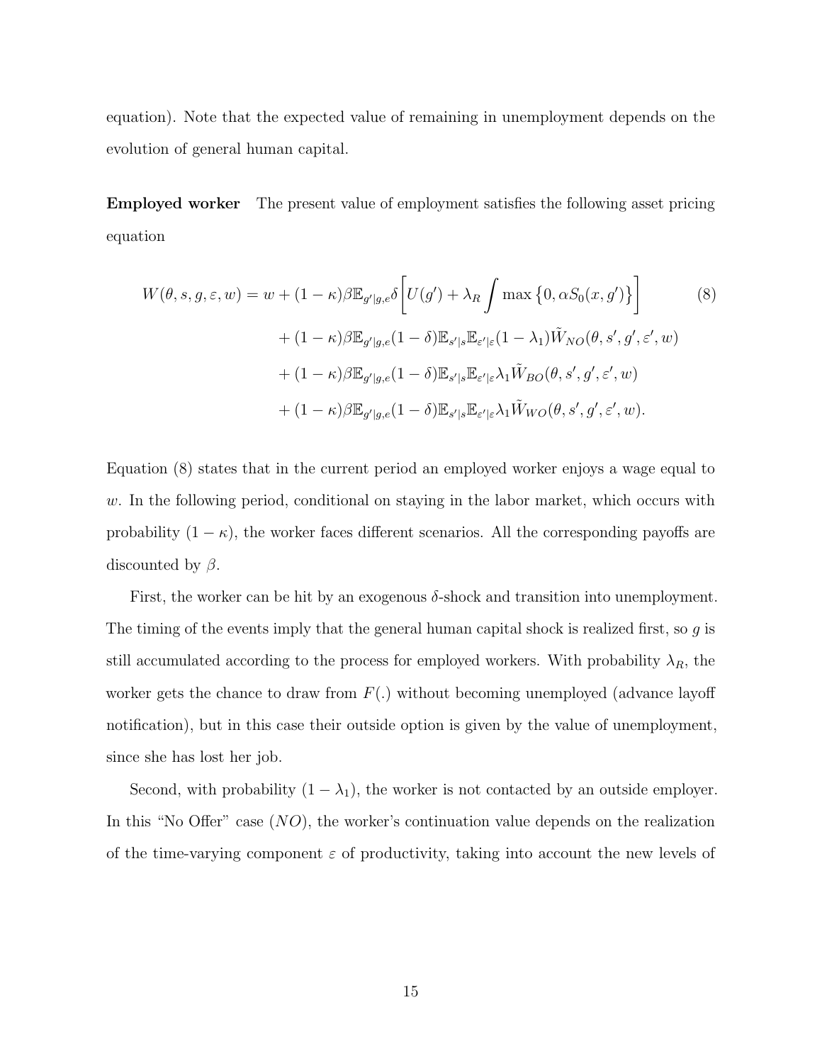equation). Note that the expected value of remaining in unemployment depends on the evolution of general human capital.

**Employed worker** The present value of employment satisfies the following asset pricing equation

$$
\begin{aligned}
W(\theta, s, g, \varepsilon, w) = w &+ (1-\kappa)\beta \mathbb{E}_{g'|g,e} \delta \left[ U(g') + \lambda_R \int \max\left\{0, \alpha S_0(x, g')\right\} \right] \\
&+ (1-\kappa)\beta \mathbb{E}_{g'|g,e} (1-\delta) \mathbb{E}_{s'|s} \mathbb{E}_{\varepsilon'|\varepsilon} (1-\lambda_1) \tilde{W}_{NO}(\theta, s', g', \varepsilon', w) \\
&+ (1-\kappa)\beta \mathbb{E}_{g'|g,e} (1-\delta) \mathbb{E}_{s'|s} \mathbb{E}_{\varepsilon'|\varepsilon} \lambda_1 \tilde{W}_{BO}(\theta, s', g', \varepsilon', w) \\
&+ (1-\kappa)\beta \mathbb{E}_{g'|g,e} (1-\delta) \mathbb{E}_{s'|s} \mathbb{E}_{\varepsilon'|\varepsilon} \lambda_1 \tilde{W}_{WO}(\theta, s', g', \varepsilon', w).
\end{aligned}
\tag{8}
$$

Equation (8) states that in the current period an employed worker enjoys a wage equal to $w$. In the following period, conditional on staying in the labor market, which occurs with probability $(1-\kappa)$, the worker faces different scenarios. All the corresponding payoffs are discounted by $\beta$.

First, the worker can be hit by an exogenous $\delta$-shock and transition into unemployment. The timing of the events imply that the general human capital shock is realized first, so $g$ is still accumulated according to the process for employed workers. With probability $\lambda_R$, the worker gets the chance to draw from $F(.)$ without becoming unemployed (advance layoff notification), but in this case their outside option is given by the value of unemployment, since she has lost her job.

Second, with probability $(1-\lambda_1)$, the worker is not contacted by an outside employer. In this "No Offer" case ($NO$), the worker's continuation value depends on the realization of the time-varying component $\varepsilon$ of productivity, taking into account the new levels of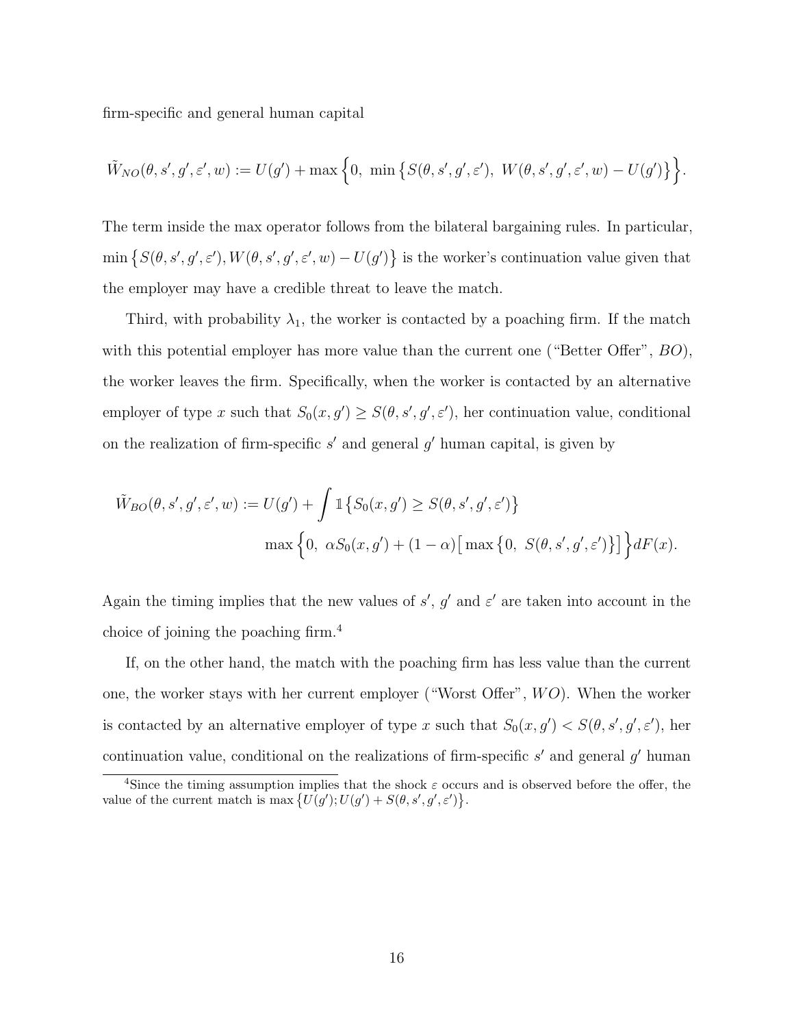firm-specific and general human capital

$$\tilde{W}_{NO}(\theta, s', g', \varepsilon', w) := U(g') + \max\Big\{0,\ \min\big\{S(\theta, s', g', \varepsilon'),\ W(\theta, s', g', \varepsilon', w) - U(g')\big\}\Big\}.$$

The term inside the max operator follows from the bilateral bargaining rules. In particular, $\min\big\{S(\theta, s', g', \varepsilon'), W(\theta, s', g', \varepsilon', w) - U(g')\big\}$ is the worker's continuation value given that the employer may have a credible threat to leave the match.

Third, with probability $\lambda_1$, the worker is contacted by a poaching firm. If the match with this potential employer has more value than the current one ("Better Offer", $BO$), the worker leaves the firm. Specifically, when the worker is contacted by an alternative employer of type $x$ such that $S_0(x, g') \geq S(\theta, s', g', \varepsilon')$, her continuation value, conditional on the realization of firm-specific $s'$ and general $g'$ human capital, is given by

$$\tilde{W}_{BO}(\theta, s', g', \varepsilon', w) := U(g') + \int \mathbb{1}\big\{S_0(x, g') \geq S(\theta, s', g', \varepsilon')\big\} \max\Big\{0,\ \alpha S_0(x, g') + (1-\alpha)\big[\max\big\{0,\ S(\theta, s', g', \varepsilon')\big\}\big]\Big\} dF(x).$$

Again the timing implies that the new values of $s'$, $g'$ and $\varepsilon'$ are taken into account in the choice of joining the poaching firm.[4]

If, on the other hand, the match with the poaching firm has less value than the current one, the worker stays with her current employer ("Worst Offer", $WO$). When the worker is contacted by an alternative employer of type $x$ such that $S_0(x, g') < S(\theta, s', g', \varepsilon')$, her continuation value, conditional on the realizations of firm-specific $s'$ and general $g'$ human

[4] Since the timing assumption implies that the shock $\varepsilon$ occurs and is observed before the offer, the value of the current match is $\max\big\{U(g'); U(g') + S(\theta, s', g', \varepsilon')\big\}$.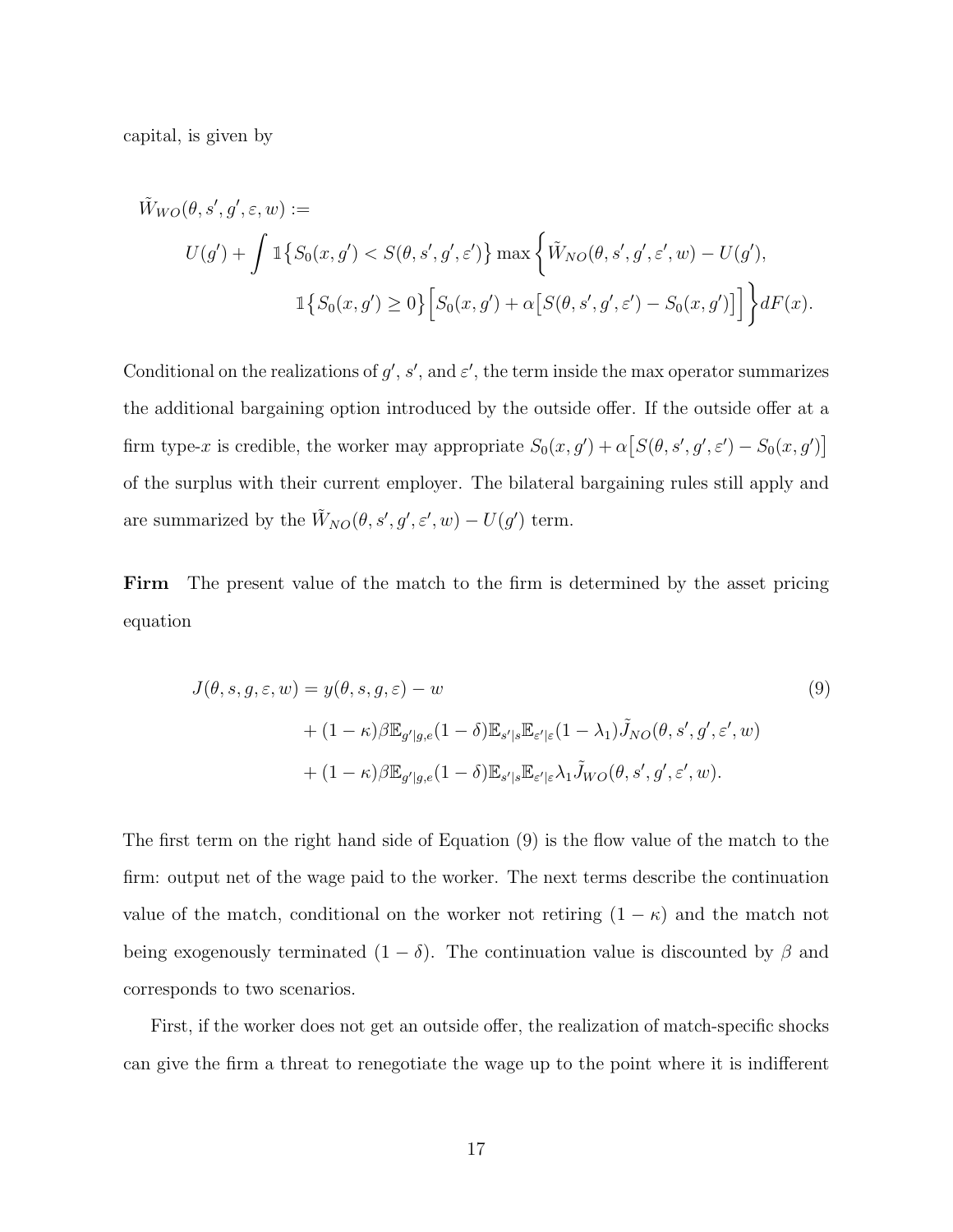capital, is given by

$$
\begin{aligned}
&\tilde{W}_{WO}(\theta, s', g', \varepsilon, w) := \\
&\qquad U(g') + \int \mathbb{1}\big\{S_0(x, g') < S(\theta, s', g', \varepsilon')\big\} \max\bigg\{\tilde{W}_{NO}(\theta, s', g', \varepsilon', w) - U(g'), \\
&\qquad\qquad \mathbb{1}\big\{S_0(x, g') \geq 0\big\}\Big[S_0(x, g') + \alpha\big[S(\theta, s', g', \varepsilon') - S_0(x, g')\big]\Big]\bigg\} dF(x).
\end{aligned}
$$

Conditional on the realizations of $g'$, $s'$, and $\varepsilon'$, the term inside the max operator summarizes the additional bargaining option introduced by the outside offer. If the outside offer at a firm type-$x$ is credible, the worker may appropriate $S_0(x, g') + \alpha\big[S(\theta, s', g', \varepsilon') - S_0(x, g')\big]$ of the surplus with their current employer. The bilateral bargaining rules still apply and are summarized by the $\tilde{W}_{NO}(\theta, s', g', \varepsilon', w) - U(g')$ term.

**Firm** The present value of the match to the firm is determined by the asset pricing equation

$$
\begin{aligned}
J(\theta, s, g, \varepsilon, w) &= y(\theta, s, g, \varepsilon) - w \\
&\quad + (1-\kappa)\beta \mathbb{E}_{g'|g,e}(1-\delta)\mathbb{E}_{s'|s}\mathbb{E}_{\varepsilon'|\varepsilon}(1-\lambda_1)\tilde{J}_{NO}(\theta, s', g', \varepsilon', w) \\
&\quad + (1-\kappa)\beta \mathbb{E}_{g'|g,e}(1-\delta)\mathbb{E}_{s'|s}\mathbb{E}_{\varepsilon'|\varepsilon}\lambda_1\tilde{J}_{WO}(\theta, s', g', \varepsilon', w).
\end{aligned} \tag{9}
$$

The first term on the right hand side of Equation (9) is the flow value of the match to the firm: output net of the wage paid to the worker. The next terms describe the continuation value of the match, conditional on the worker not retiring $(1-\kappa)$ and the match not being exogenously terminated $(1-\delta)$. The continuation value is discounted by $\beta$ and corresponds to two scenarios.

First, if the worker does not get an outside offer, the realization of match-specific shocks can give the firm a threat to renegotiate the wage up to the point where it is indifferent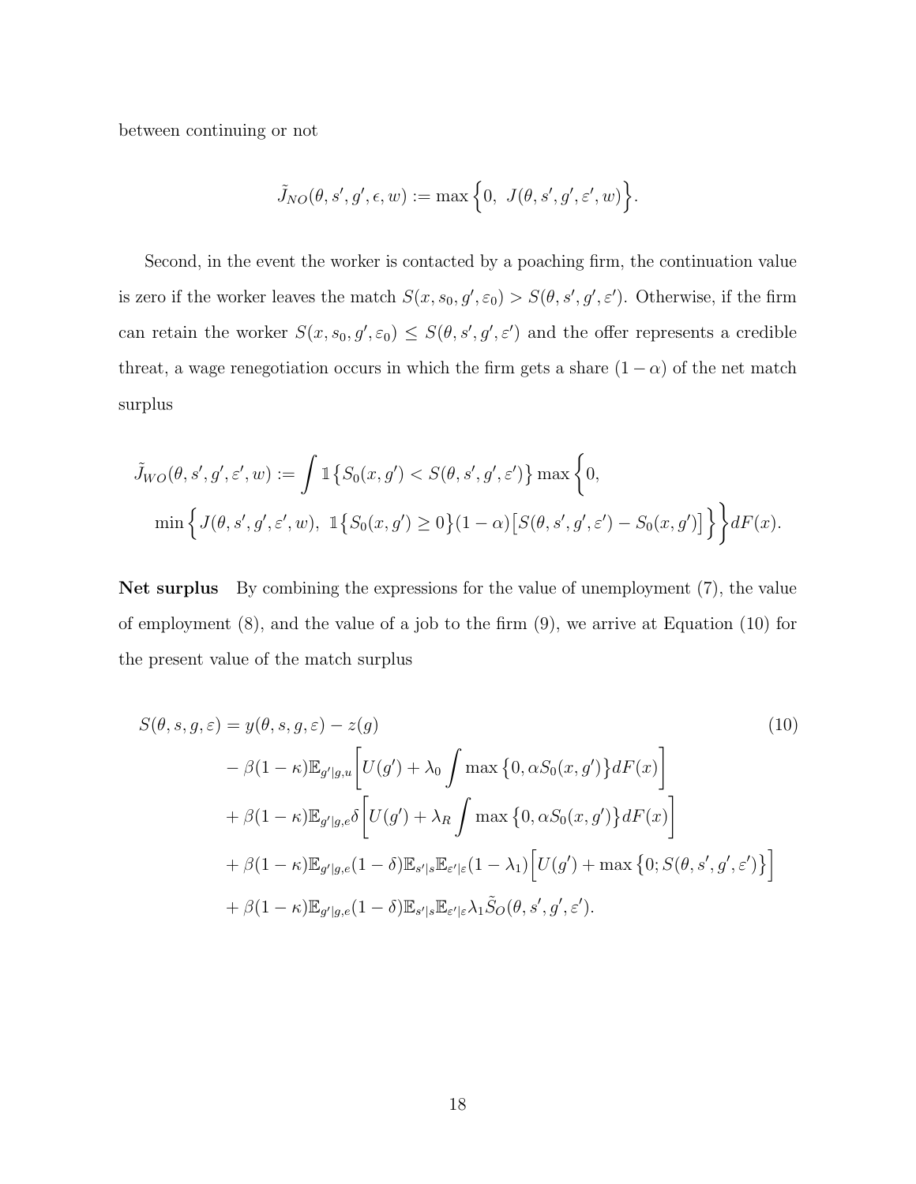between continuing or not

$$\tilde{J}_{NO}(\theta, s', g', \epsilon, w) := \max\Big\{0,\ J(\theta, s', g', \varepsilon', w)\Big\}.$$

Second, in the event the worker is contacted by a poaching firm, the continuation value is zero if the worker leaves the match $S(x, s_0, g', \varepsilon_0) > S(\theta, s', g', \varepsilon')$. Otherwise, if the firm can retain the worker $S(x, s_0, g', \varepsilon_0) \leq S(\theta, s', g', \varepsilon')$ and the offer represents a credible threat, a wage renegotiation occurs in which the firm gets a share $(1-\alpha)$ of the net match surplus

$$\begin{aligned}
\tilde{J}_{WO}(\theta, s', g', \varepsilon', w) := \int \mathbb{1}\big\{S_0(x, g') < S(\theta, s', g', \varepsilon')\big\} \max\Big\{0,& \\
\min\Big\{J(\theta, s', g', \varepsilon', w),\ \mathbb{1}\big\{S_0(x, g') \geq 0\big\}(1-\alpha)\big[S(\theta, s', g', \varepsilon') - S_0(x, g')\big]\Big\}\Big\}dF(x).&
\end{aligned}$$

**Net surplus** By combining the expressions for the value of unemployment (7), the value of employment (8), and the value of a job to the firm (9), we arrive at Equation (10) for the present value of the match surplus

$$\begin{aligned}
S(\theta, s, g, \varepsilon) &= y(\theta, s, g, \varepsilon) - z(g) \\
&\quad - \beta(1-\kappa)\mathbb{E}_{g'|g,u}\bigg[U(g') + \lambda_0 \int \max\big\{0, \alpha S_0(x, g')\big\}dF(x)\bigg] \\
&\quad + \beta(1-\kappa)\mathbb{E}_{g'|g,e}\delta\bigg[U(g') + \lambda_R \int \max\big\{0, \alpha S_0(x, g')\big\}dF(x)\bigg] \\
&\quad + \beta(1-\kappa)\mathbb{E}_{g'|g,e}(1-\delta)\mathbb{E}_{s'|s}\mathbb{E}_{\varepsilon'|\varepsilon}(1-\lambda_1)\Big[U(g') + \max\big\{0; S(\theta, s', g', \varepsilon')\big\}\Big] \\
&\quad + \beta(1-\kappa)\mathbb{E}_{g'|g,e}(1-\delta)\mathbb{E}_{s'|s}\mathbb{E}_{\varepsilon'|\varepsilon}\lambda_1 \tilde{S}_O(\theta, s', g', \varepsilon').
\end{aligned} \tag{10}$$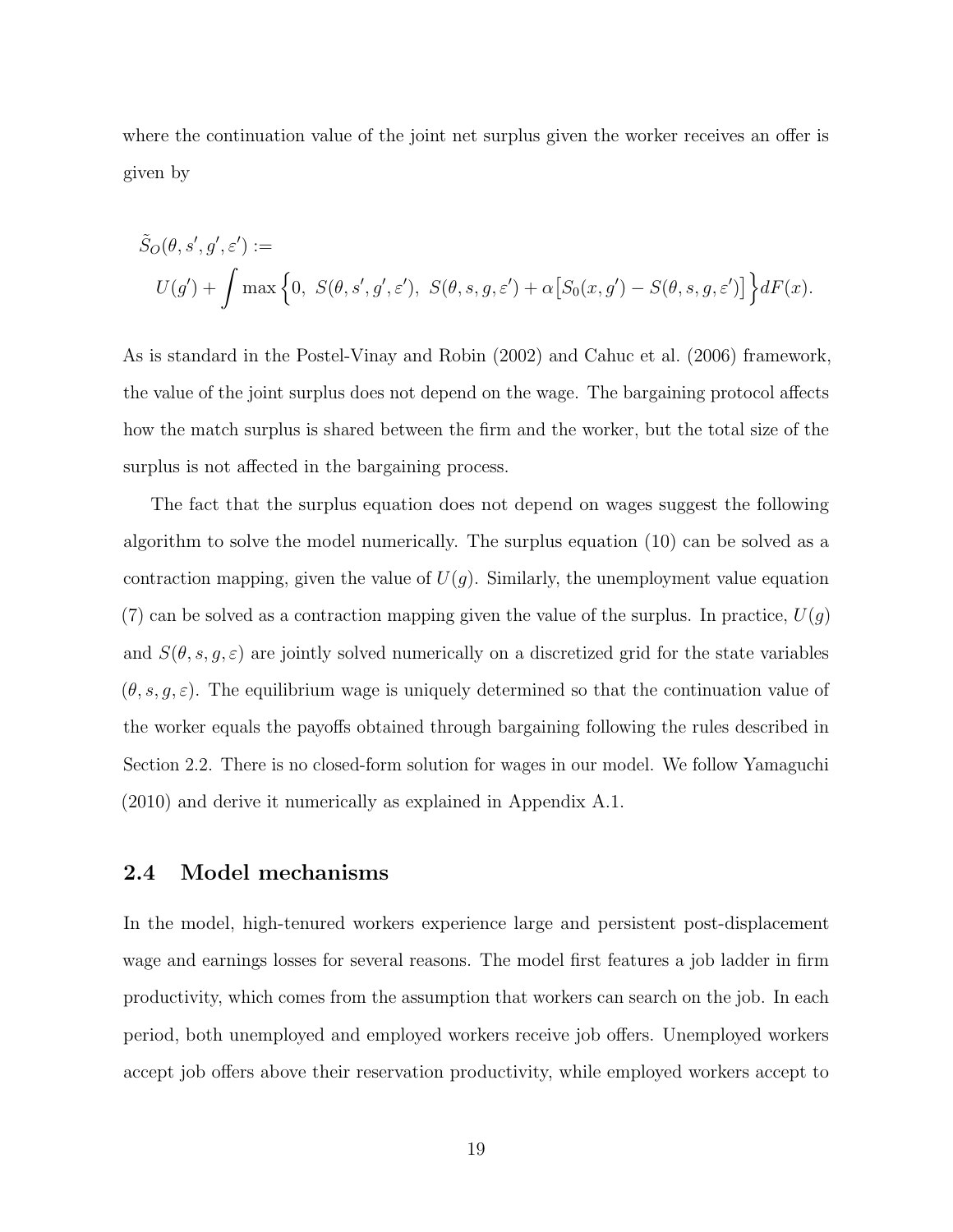where the continuation value of the joint net surplus given the worker receives an offer is given by

$$
\begin{aligned}
&\tilde{S}_O(\theta, s', g', \varepsilon') := \\
&\quad U(g') + \int \max\Big\{0,\ S(\theta, s', g', \varepsilon'),\ S(\theta, s, g, \varepsilon') + \alpha\big[S_0(x, g') - S(\theta, s, g, \varepsilon')\big]\Big\} dF(x).
\end{aligned}
$$

As is standard in the Postel-Vinay and Robin (2002) and Cahuc et al. (2006) framework, the value of the joint surplus does not depend on the wage. The bargaining protocol affects how the match surplus is shared between the firm and the worker, but the total size of the surplus is not affected in the bargaining process.

The fact that the surplus equation does not depend on wages suggest the following algorithm to solve the model numerically. The surplus equation (10) can be solved as a contraction mapping, given the value of $U(g)$. Similarly, the unemployment value equation (7) can be solved as a contraction mapping given the value of the surplus. In practice, $U(g)$ and $S(\theta, s, g, \varepsilon)$ are jointly solved numerically on a discretized grid for the state variables $(\theta, s, g, \varepsilon)$. The equilibrium wage is uniquely determined so that the continuation value of the worker equals the payoffs obtained through bargaining following the rules described in Section 2.2. There is no closed-form solution for wages in our model. We follow Yamaguchi (2010) and derive it numerically as explained in Appendix A.1.

## 2.4 Model mechanisms

In the model, high-tenured workers experience large and persistent post-displacement wage and earnings losses for several reasons. The model first features a job ladder in firm productivity, which comes from the assumption that workers can search on the job. In each period, both unemployed and employed workers receive job offers. Unemployed workers accept job offers above their reservation productivity, while employed workers accept to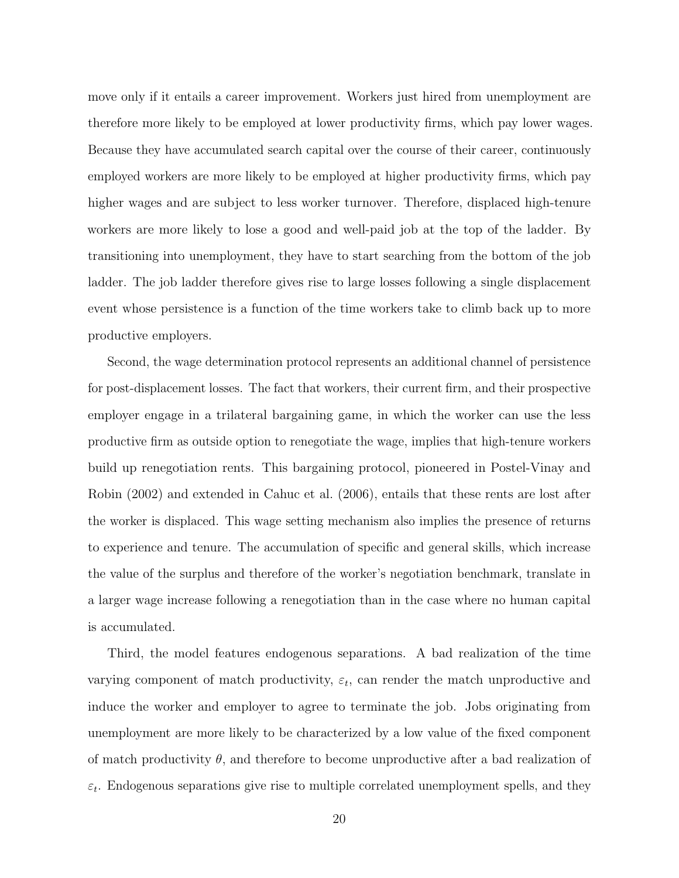move only if it entails a career improvement. Workers just hired from unemployment are therefore more likely to be employed at lower productivity firms, which pay lower wages. Because they have accumulated search capital over the course of their career, continuously employed workers are more likely to be employed at higher productivity firms, which pay higher wages and are subject to less worker turnover. Therefore, displaced high-tenure workers are more likely to lose a good and well-paid job at the top of the ladder. By transitioning into unemployment, they have to start searching from the bottom of the job ladder. The job ladder therefore gives rise to large losses following a single displacement event whose persistence is a function of the time workers take to climb back up to more productive employers.

Second, the wage determination protocol represents an additional channel of persistence for post-displacement losses. The fact that workers, their current firm, and their prospective employer engage in a trilateral bargaining game, in which the worker can use the less productive firm as outside option to renegotiate the wage, implies that high-tenure workers build up renegotiation rents. This bargaining protocol, pioneered in Postel-Vinay and Robin (2002) and extended in Cahuc et al. (2006), entails that these rents are lost after the worker is displaced. This wage setting mechanism also implies the presence of returns to experience and tenure. The accumulation of specific and general skills, which increase the value of the surplus and therefore of the worker's negotiation benchmark, translate in a larger wage increase following a renegotiation than in the case where no human capital is accumulated.

Third, the model features endogenous separations. A bad realization of the time varying component of match productivity, $\varepsilon_t$, can render the match unproductive and induce the worker and employer to agree to terminate the job. Jobs originating from unemployment are more likely to be characterized by a low value of the fixed component of match productivity $\theta$, and therefore to become unproductive after a bad realization of $\varepsilon_t$. Endogenous separations give rise to multiple correlated unemployment spells, and they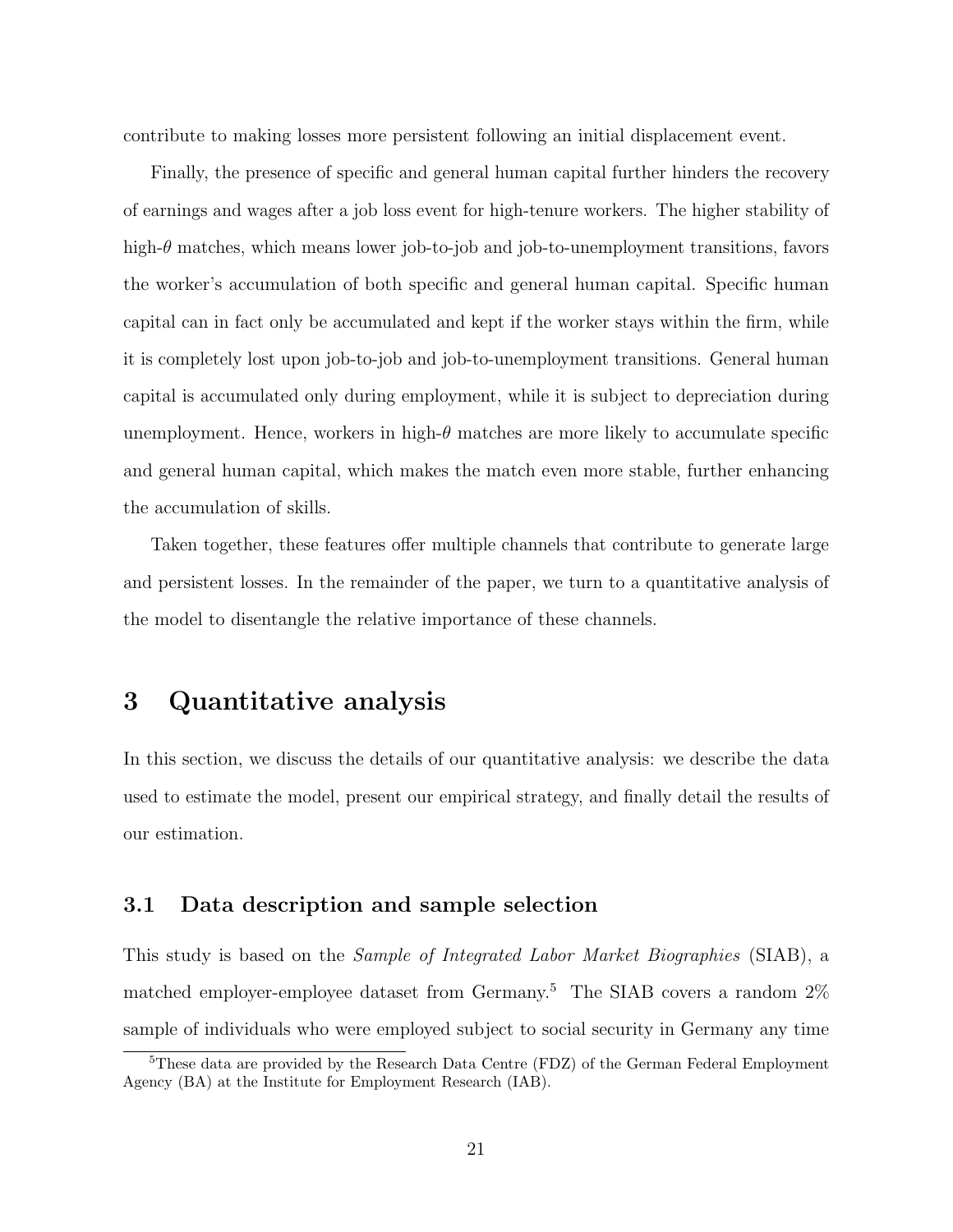contribute to making losses more persistent following an initial displacement event.

Finally, the presence of specific and general human capital further hinders the recovery of earnings and wages after a job loss event for high-tenure workers. The higher stability of high-$\theta$ matches, which means lower job-to-job and job-to-unemployment transitions, favors the worker's accumulation of both specific and general human capital. Specific human capital can in fact only be accumulated and kept if the worker stays within the firm, while it is completely lost upon job-to-job and job-to-unemployment transitions. General human capital is accumulated only during employment, while it is subject to depreciation during unemployment. Hence, workers in high-$\theta$ matches are more likely to accumulate specific and general human capital, which makes the match even more stable, further enhancing the accumulation of skills.

Taken together, these features offer multiple channels that contribute to generate large and persistent losses. In the remainder of the paper, we turn to a quantitative analysis of the model to disentangle the relative importance of these channels.

# 3 Quantitative analysis

In this section, we discuss the details of our quantitative analysis: we describe the data used to estimate the model, present our empirical strategy, and finally detail the results of our estimation.

## 3.1 Data description and sample selection

This study is based on the *Sample of Integrated Labor Market Biographies* (SIAB), a matched employer-employee dataset from Germany.[5] The SIAB covers a random 2% sample of individuals who were employed subject to social security in Germany any time

[5] These data are provided by the Research Data Centre (FDZ) of the German Federal Employment Agency (BA) at the Institute for Employment Research (IAB).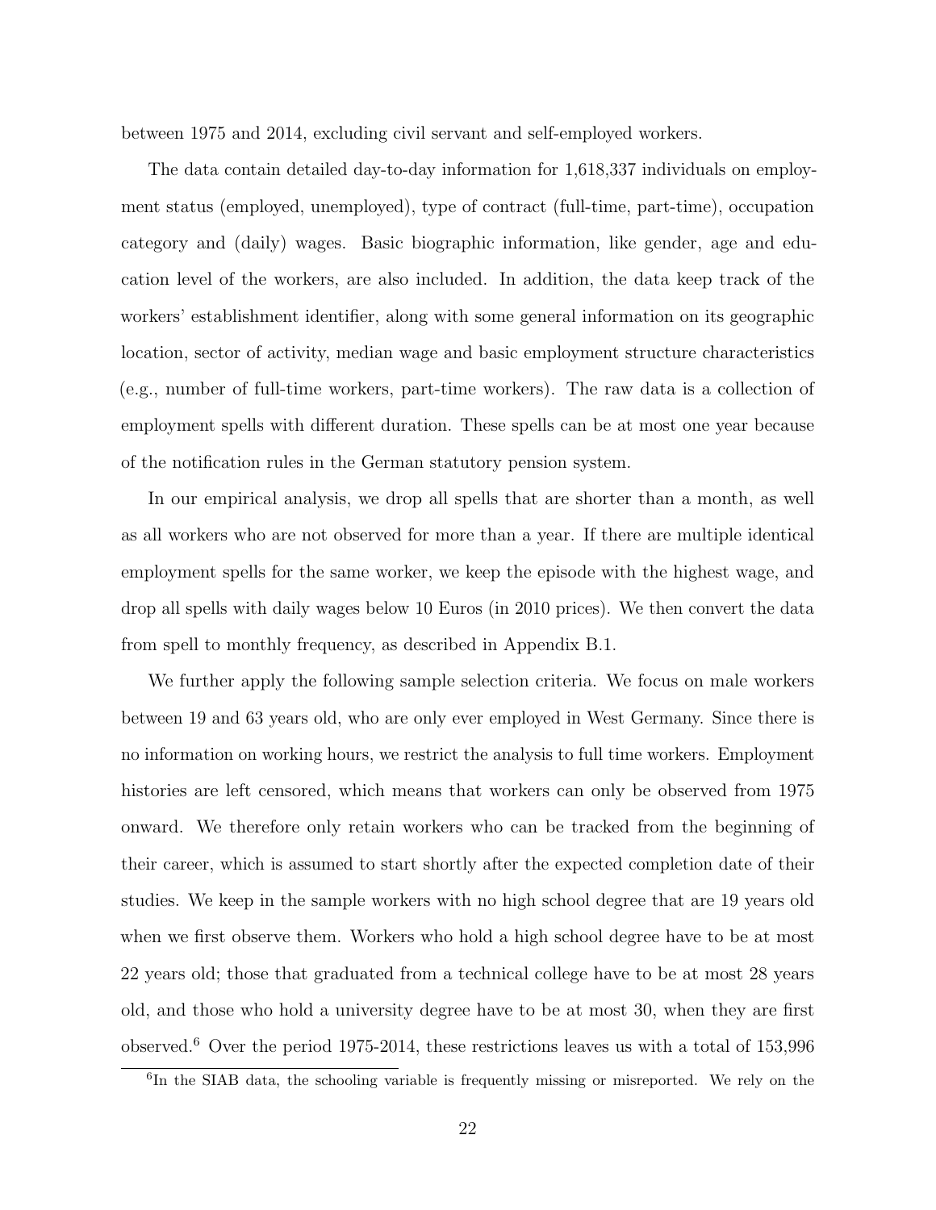between 1975 and 2014, excluding civil servant and self-employed workers.

The data contain detailed day-to-day information for 1,618,337 individuals on employment status (employed, unemployed), type of contract (full-time, part-time), occupation category and (daily) wages. Basic biographic information, like gender, age and education level of the workers, are also included. In addition, the data keep track of the workers' establishment identifier, along with some general information on its geographic location, sector of activity, median wage and basic employment structure characteristics (e.g., number of full-time workers, part-time workers). The raw data is a collection of employment spells with different duration. These spells can be at most one year because of the notification rules in the German statutory pension system.

In our empirical analysis, we drop all spells that are shorter than a month, as well as all workers who are not observed for more than a year. If there are multiple identical employment spells for the same worker, we keep the episode with the highest wage, and drop all spells with daily wages below 10 Euros (in 2010 prices). We then convert the data from spell to monthly frequency, as described in Appendix B.1.

We further apply the following sample selection criteria. We focus on male workers between 19 and 63 years old, who are only ever employed in West Germany. Since there is no information on working hours, we restrict the analysis to full time workers. Employment histories are left censored, which means that workers can only be observed from 1975 onward. We therefore only retain workers who can be tracked from the beginning of their career, which is assumed to start shortly after the expected completion date of their studies. We keep in the sample workers with no high school degree that are 19 years old when we first observe them. Workers who hold a high school degree have to be at most 22 years old; those that graduated from a technical college have to be at most 28 years old, and those who hold a university degree have to be at most 30, when they are first observed.[6] Over the period 1975-2014, these restrictions leaves us with a total of 153,996

[6]In the SIAB data, the schooling variable is frequently missing or misreported. We rely on the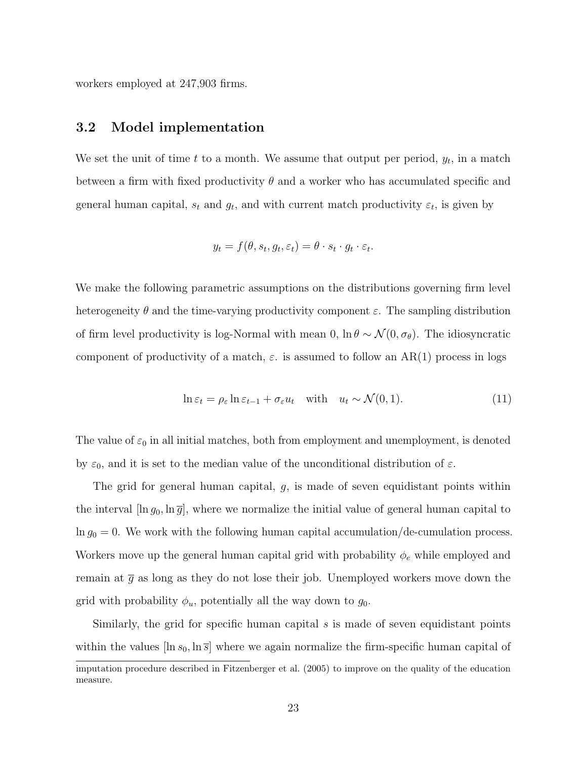workers employed at 247,903 firms.

### 3.2 Model implementation

We set the unit of time $t$ to a month. We assume that output per period, $y_t$, in a match between a firm with fixed productivity $\theta$ and a worker who has accumulated specific and general human capital, $s_t$ and $g_t$, and with current match productivity $\varepsilon_t$, is given by

$$y_t = f(\theta, s_t, g_t, \varepsilon_t) = \theta \cdot s_t \cdot g_t \cdot \varepsilon_t.$$

We make the following parametric assumptions on the distributions governing firm level heterogeneity $\theta$ and the time-varying productivity component $\varepsilon$. The sampling distribution of firm level productivity is log-Normal with mean 0, $\ln \theta \sim \mathcal{N}(0, \sigma_\theta)$. The idiosyncratic component of productivity of a match, $\varepsilon$. is assumed to follow an AR(1) process in logs

$$\ln \varepsilon_t = \rho_\varepsilon \ln \varepsilon_{t-1} + \sigma_\varepsilon u_t \quad \text{with} \quad u_t \sim \mathcal{N}(0, 1). \tag{11}$$

The value of $\varepsilon_0$ in all initial matches, both from employment and unemployment, is denoted by $\varepsilon_0$, and it is set to the median value of the unconditional distribution of $\varepsilon$.

The grid for general human capital, $g$, is made of seven equidistant points within the interval $[\ln g_0, \ln \overline{g}]$, where we normalize the initial value of general human capital to $\ln g_0 = 0$. We work with the following human capital accumulation/de-cumulation process. Workers move up the general human capital grid with probability $\phi_e$ while employed and remain at $\overline{g}$ as long as they do not lose their job. Unemployed workers move down the grid with probability $\phi_u$, potentially all the way down to $g_0$.

Similarly, the grid for specific human capital $s$ is made of seven equidistant points within the values $[\ln s_0, \ln \overline{s}]$ where we again normalize the firm-specific human capital of

imputation procedure described in Fitzenberger et al. (2005) to improve on the quality of the education measure.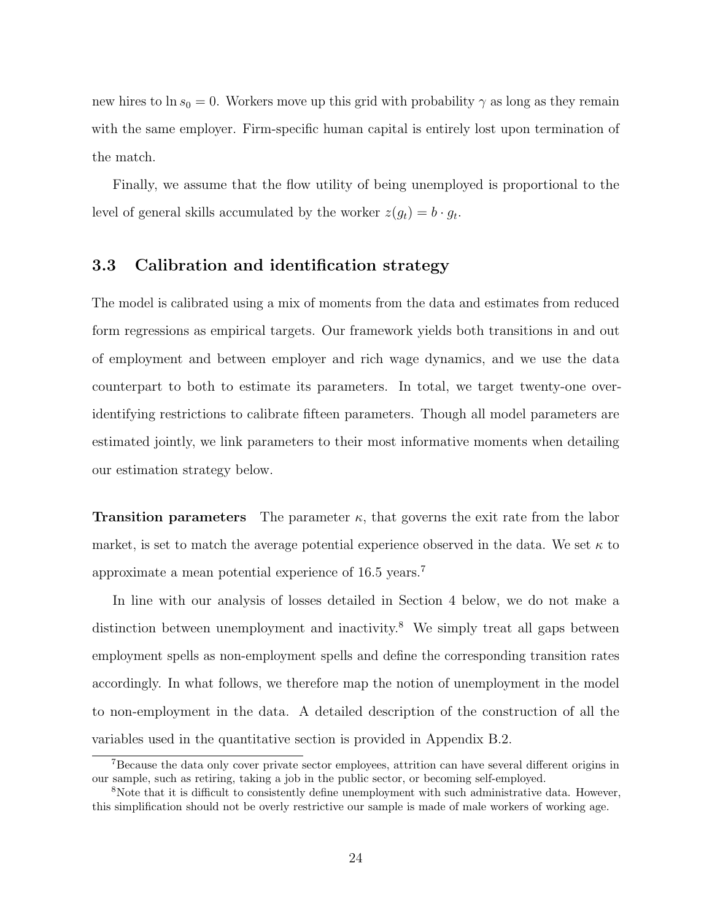new hires to $\ln s_0 = 0$. Workers move up this grid with probability $\gamma$ as long as they remain with the same employer. Firm-specific human capital is entirely lost upon termination of the match.

Finally, we assume that the flow utility of being unemployed is proportional to the level of general skills accumulated by the worker $z(g_t) = b \cdot g_t$.

### 3.3 Calibration and identification strategy

The model is calibrated using a mix of moments from the data and estimates from reduced form regressions as empirical targets. Our framework yields both transitions in and out of employment and between employer and rich wage dynamics, and we use the data counterpart to both to estimate its parameters. In total, we target twenty-one over-identifying restrictions to calibrate fifteen parameters. Though all model parameters are estimated jointly, we link parameters to their most informative moments when detailing our estimation strategy below.

**Transition parameters** The parameter $\kappa$, that governs the exit rate from the labor market, is set to match the average potential experience observed in the data. We set $\kappa$ to approximate a mean potential experience of 16.5 years.[7]

In line with our analysis of losses detailed in Section 4 below, we do not make a distinction between unemployment and inactivity.[8] We simply treat all gaps between employment spells as non-employment spells and define the corresponding transition rates accordingly. In what follows, we therefore map the notion of unemployment in the model to non-employment in the data. A detailed description of the construction of all the variables used in the quantitative section is provided in Appendix B.2.

[7] Because the data only cover private sector employees, attrition can have several different origins in our sample, such as retiring, taking a job in the public sector, or becoming self-employed.

[8] Note that it is difficult to consistently define unemployment with such administrative data. However, this simplification should not be overly restrictive our sample is made of male workers of working age.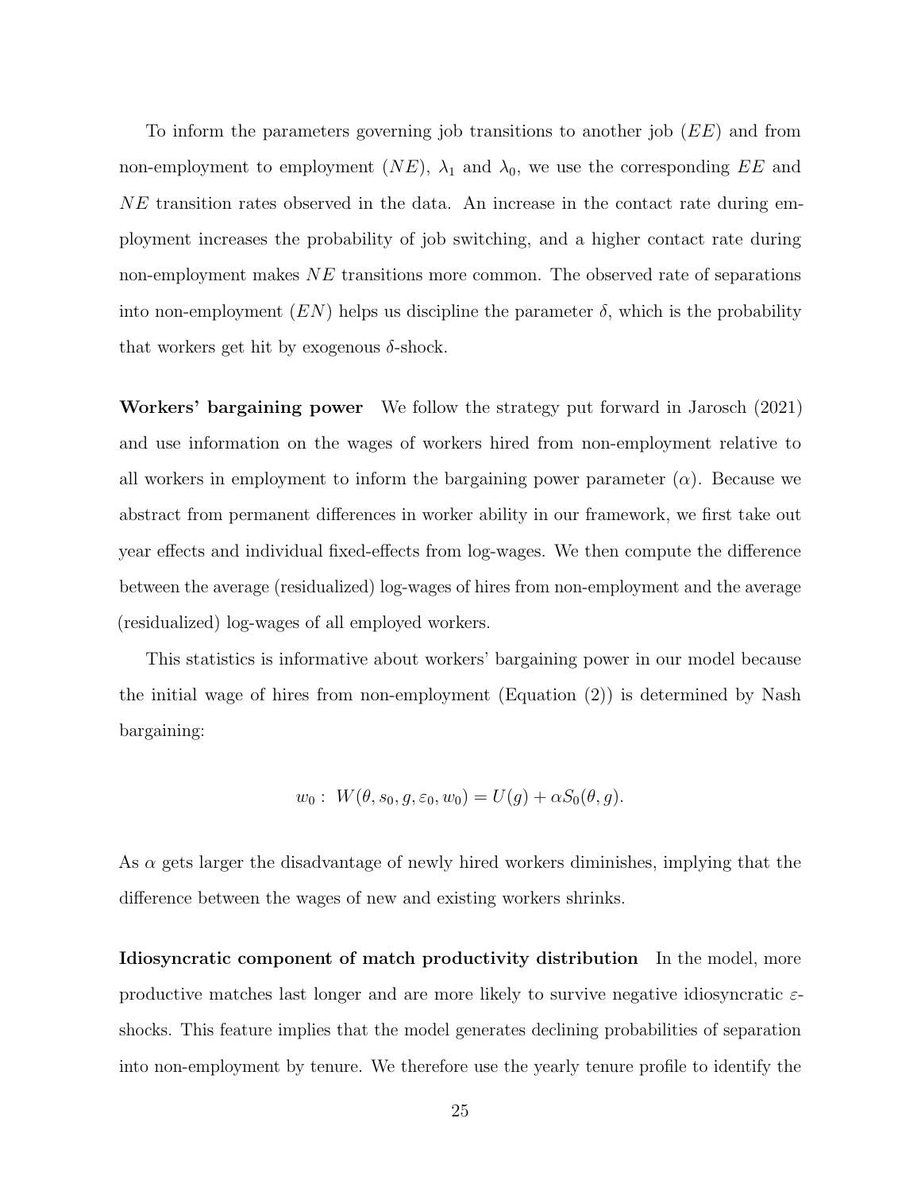To inform the parameters governing job transitions to another job ($EE$) and from non-employment to employment ($NE$), $\lambda_1$ and $\lambda_0$, we use the corresponding $EE$ and $NE$ transition rates observed in the data. An increase in the contact rate during employment increases the probability of job switching, and a higher contact rate during non-employment makes $NE$ transitions more common. The observed rate of separations into non-employment ($EN$) helps us discipline the parameter $\delta$, which is the probability that workers get hit by exogenous $\delta$-shock.

**Workers' bargaining power** We follow the strategy put forward in Jarosch (2021) and use information on the wages of workers hired from non-employment relative to all workers in employment to inform the bargaining power parameter ($\alpha$). Because we abstract from permanent differences in worker ability in our framework, we first take out year effects and individual fixed-effects from log-wages. We then compute the difference between the average (residualized) log-wages of hires from non-employment and the average (residualized) log-wages of all employed workers.

This statistics is informative about workers' bargaining power in our model because the initial wage of hires from non-employment (Equation (2)) is determined by Nash bargaining:

$$w_0 : \; W(\theta, s_0, g, \varepsilon_0, w_0) = U(g) + \alpha S_0(\theta, g).$$

As $\alpha$ gets larger the disadvantage of newly hired workers diminishes, implying that the difference between the wages of new and existing workers shrinks.

**Idiosyncratic component of match productivity distribution** In the model, more productive matches last longer and are more likely to survive negative idiosyncratic $\varepsilon$-shocks. This feature implies that the model generates declining probabilities of separation into non-employment by tenure. We therefore use the yearly tenure profile to identify the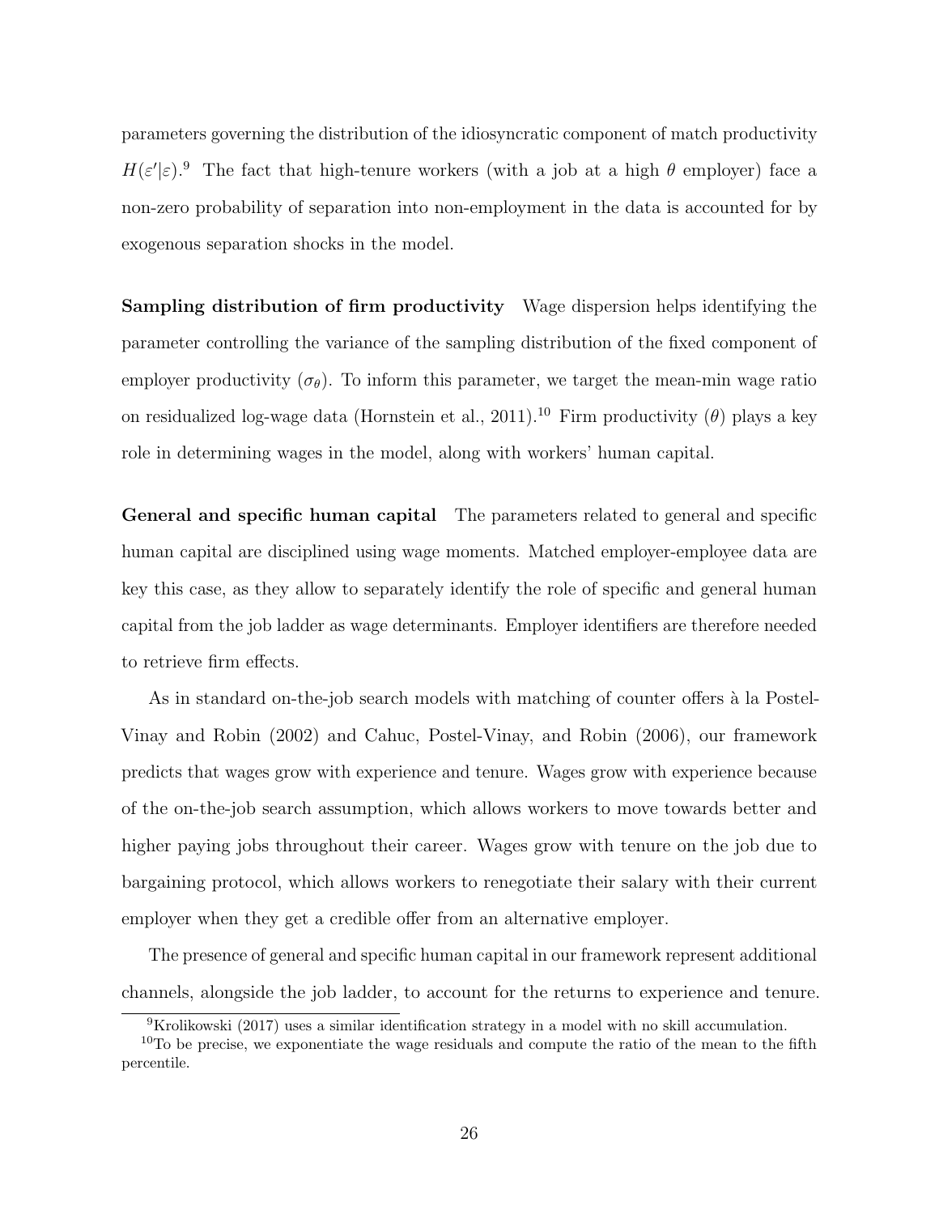parameters governing the distribution of the idiosyncratic component of match productivity $H(\varepsilon'|\varepsilon)$.[9] The fact that high-tenure workers (with a job at a high $\theta$ employer) face a non-zero probability of separation into non-employment in the data is accounted for by exogenous separation shocks in the model.

**Sampling distribution of firm productivity** Wage dispersion helps identifying the parameter controlling the variance of the sampling distribution of the fixed component of employer productivity ($\sigma_\theta$). To inform this parameter, we target the mean-min wage ratio on residualized log-wage data (Hornstein et al., 2011).[10] Firm productivity ($\theta$) plays a key role in determining wages in the model, along with workers' human capital.

**General and specific human capital** The parameters related to general and specific human capital are disciplined using wage moments. Matched employer-employee data are key this case, as they allow to separately identify the role of specific and general human capital from the job ladder as wage determinants. Employer identifiers are therefore needed to retrieve firm effects.

As in standard on-the-job search models with matching of counter offers à la Postel-Vinay and Robin (2002) and Cahuc, Postel-Vinay, and Robin (2006), our framework predicts that wages grow with experience and tenure. Wages grow with experience because of the on-the-job search assumption, which allows workers to move towards better and higher paying jobs throughout their career. Wages grow with tenure on the job due to bargaining protocol, which allows workers to renegotiate their salary with their current employer when they get a credible offer from an alternative employer.

The presence of general and specific human capital in our framework represent additional channels, alongside the job ladder, to account for the returns to experience and tenure.

[9] Krolikowski (2017) uses a similar identification strategy in a model with no skill accumulation.

[10] To be precise, we exponentiate the wage residuals and compute the ratio of the mean to the fifth percentile.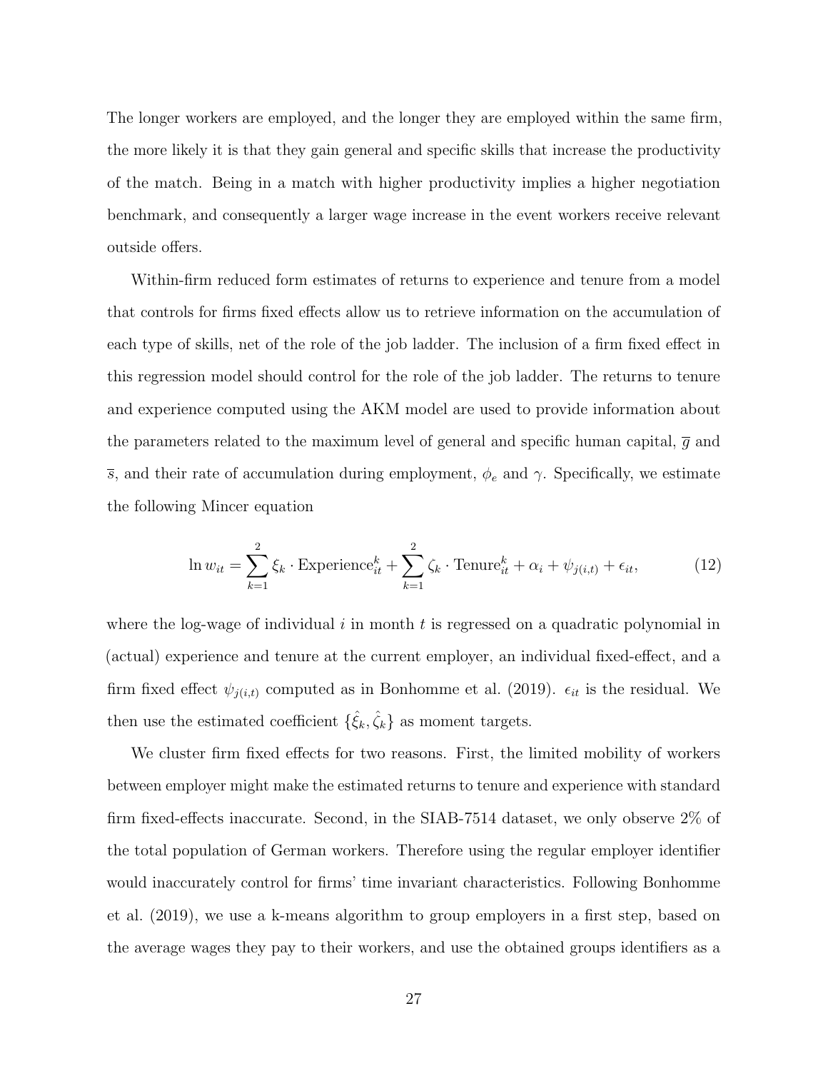The longer workers are employed, and the longer they are employed within the same firm, the more likely it is that they gain general and specific skills that increase the productivity of the match. Being in a match with higher productivity implies a higher negotiation benchmark, and consequently a larger wage increase in the event workers receive relevant outside offers.

Within-firm reduced form estimates of returns to experience and tenure from a model that controls for firms fixed effects allow us to retrieve information on the accumulation of each type of skills, net of the role of the job ladder. The inclusion of a firm fixed effect in this regression model should control for the role of the job ladder. The returns to tenure and experience computed using the AKM model are used to provide information about the parameters related to the maximum level of general and specific human capital, $\overline{g}$ and $\overline{s}$, and their rate of accumulation during employment, $\phi_e$ and $\gamma$. Specifically, we estimate the following Mincer equation

$$\ln w_{it} = \sum_{k=1}^{2} \xi_k \cdot \text{Experience}_{it}^k + \sum_{k=1}^{2} \zeta_k \cdot \text{Tenure}_{it}^k + \alpha_i + \psi_{j(i,t)} + \epsilon_{it}, \tag{12}$$

where the log-wage of individual $i$ in month $t$ is regressed on a quadratic polynomial in (actual) experience and tenure at the current employer, an individual fixed-effect, and a firm fixed effect $\psi_{j(i,t)}$ computed as in Bonhomme et al. (2019). $\epsilon_{it}$ is the residual. We then use the estimated coefficient $\{\hat{\xi}_k, \hat{\zeta}_k\}$ as moment targets.

We cluster firm fixed effects for two reasons. First, the limited mobility of workers between employer might make the estimated returns to tenure and experience with standard firm fixed-effects inaccurate. Second, in the SIAB-7514 dataset, we only observe 2% of the total population of German workers. Therefore using the regular employer identifier would inaccurately control for firms' time invariant characteristics. Following Bonhomme et al. (2019), we use a k-means algorithm to group employers in a first step, based on the average wages they pay to their workers, and use the obtained groups identifiers as a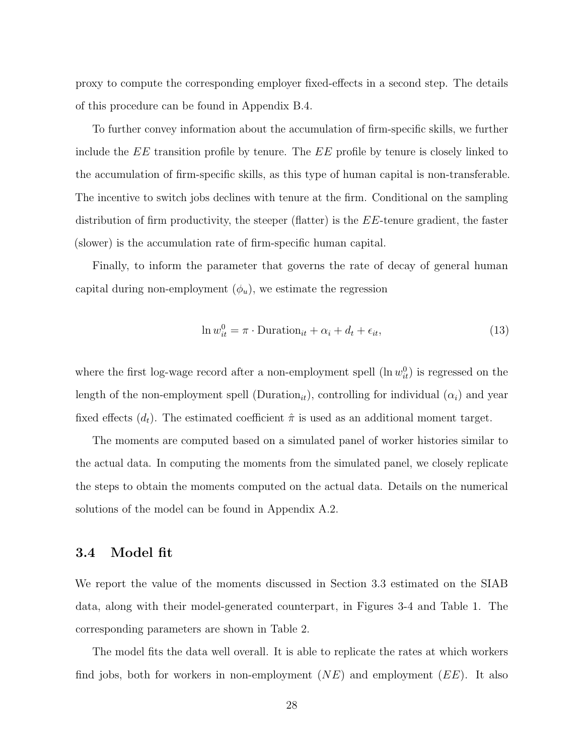proxy to compute the corresponding employer fixed-effects in a second step. The details of this procedure can be found in Appendix B.4.

To further convey information about the accumulation of firm-specific skills, we further include the $EE$ transition profile by tenure. The $EE$ profile by tenure is closely linked to the accumulation of firm-specific skills, as this type of human capital is non-transferable. The incentive to switch jobs declines with tenure at the firm. Conditional on the sampling distribution of firm productivity, the steeper (flatter) is the $EE$-tenure gradient, the faster (slower) is the accumulation rate of firm-specific human capital.

Finally, to inform the parameter that governs the rate of decay of general human capital during non-employment ($\phi_u$), we estimate the regression

$$\ln w_{it}^0 = \pi \cdot \text{Duration}_{it} + \alpha_i + d_t + \epsilon_{it}, \tag{13}$$

where the first log-wage record after a non-employment spell ($\ln w_{it}^0$) is regressed on the length of the non-employment spell ($\text{Duration}_{it}$), controlling for individual ($\alpha_i$) and year fixed effects ($d_t$). The estimated coefficient $\hat{\pi}$ is used as an additional moment target.

The moments are computed based on a simulated panel of worker histories similar to the actual data. In computing the moments from the simulated panel, we closely replicate the steps to obtain the moments computed on the actual data. Details on the numerical solutions of the model can be found in Appendix A.2.

## 3.4 Model fit

We report the value of the moments discussed in Section 3.3 estimated on the SIAB data, along with their model-generated counterpart, in Figures 3-4 and Table 1. The corresponding parameters are shown in Table 2.

The model fits the data well overall. It is able to replicate the rates at which workers find jobs, both for workers in non-employment ($NE$) and employment ($EE$). It also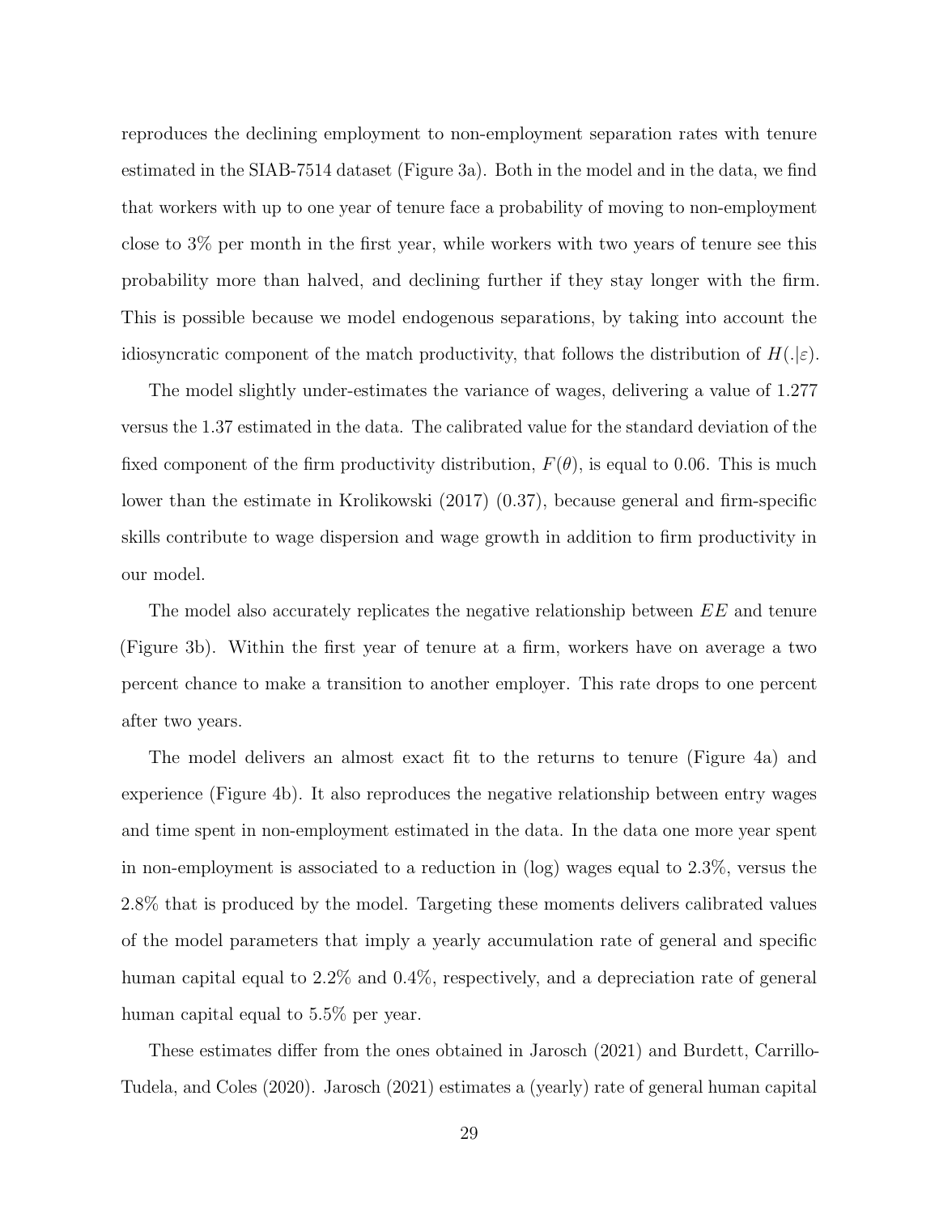reproduces the declining employment to non-employment separation rates with tenure estimated in the SIAB-7514 dataset (Figure 3a). Both in the model and in the data, we find that workers with up to one year of tenure face a probability of moving to non-employment close to 3% per month in the first year, while workers with two years of tenure see this probability more than halved, and declining further if they stay longer with the firm. This is possible because we model endogenous separations, by taking into account the idiosyncratic component of the match productivity, that follows the distribution of $H(.|\varepsilon)$.

The model slightly under-estimates the variance of wages, delivering a value of 1.277 versus the 1.37 estimated in the data. The calibrated value for the standard deviation of the fixed component of the firm productivity distribution, $F(\theta)$, is equal to 0.06. This is much lower than the estimate in Krolikowski (2017) (0.37), because general and firm-specific skills contribute to wage dispersion and wage growth in addition to firm productivity in our model.

The model also accurately replicates the negative relationship between $EE$ and tenure (Figure 3b). Within the first year of tenure at a firm, workers have on average a two percent chance to make a transition to another employer. This rate drops to one percent after two years.

The model delivers an almost exact fit to the returns to tenure (Figure 4a) and experience (Figure 4b). It also reproduces the negative relationship between entry wages and time spent in non-employment estimated in the data. In the data one more year spent in non-employment is associated to a reduction in (log) wages equal to 2.3%, versus the 2.8% that is produced by the model. Targeting these moments delivers calibrated values of the model parameters that imply a yearly accumulation rate of general and specific human capital equal to 2.2% and 0.4%, respectively, and a depreciation rate of general human capital equal to 5.5% per year.

These estimates differ from the ones obtained in Jarosch (2021) and Burdett, Carrillo-Tudela, and Coles (2020). Jarosch (2021) estimates a (yearly) rate of general human capital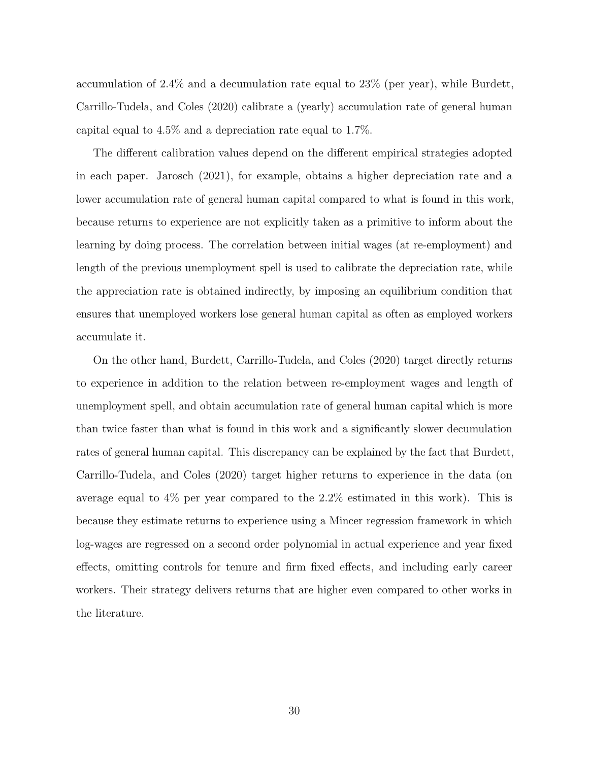accumulation of 2.4% and a decumulation rate equal to 23% (per year), while Burdett, Carrillo-Tudela, and Coles (2020) calibrate a (yearly) accumulation rate of general human capital equal to 4.5% and a depreciation rate equal to 1.7%.

The different calibration values depend on the different empirical strategies adopted in each paper. Jarosch (2021), for example, obtains a higher depreciation rate and a lower accumulation rate of general human capital compared to what is found in this work, because returns to experience are not explicitly taken as a primitive to inform about the learning by doing process. The correlation between initial wages (at re-employment) and length of the previous unemployment spell is used to calibrate the depreciation rate, while the appreciation rate is obtained indirectly, by imposing an equilibrium condition that ensures that unemployed workers lose general human capital as often as employed workers accumulate it.

On the other hand, Burdett, Carrillo-Tudela, and Coles (2020) target directly returns to experience in addition to the relation between re-employment wages and length of unemployment spell, and obtain accumulation rate of general human capital which is more than twice faster than what is found in this work and a significantly slower decumulation rates of general human capital. This discrepancy can be explained by the fact that Burdett, Carrillo-Tudela, and Coles (2020) target higher returns to experience in the data (on average equal to 4% per year compared to the 2.2% estimated in this work). This is because they estimate returns to experience using a Mincer regression framework in which log-wages are regressed on a second order polynomial in actual experience and year fixed effects, omitting controls for tenure and firm fixed effects, and including early career workers. Their strategy delivers returns that are higher even compared to other works in the literature.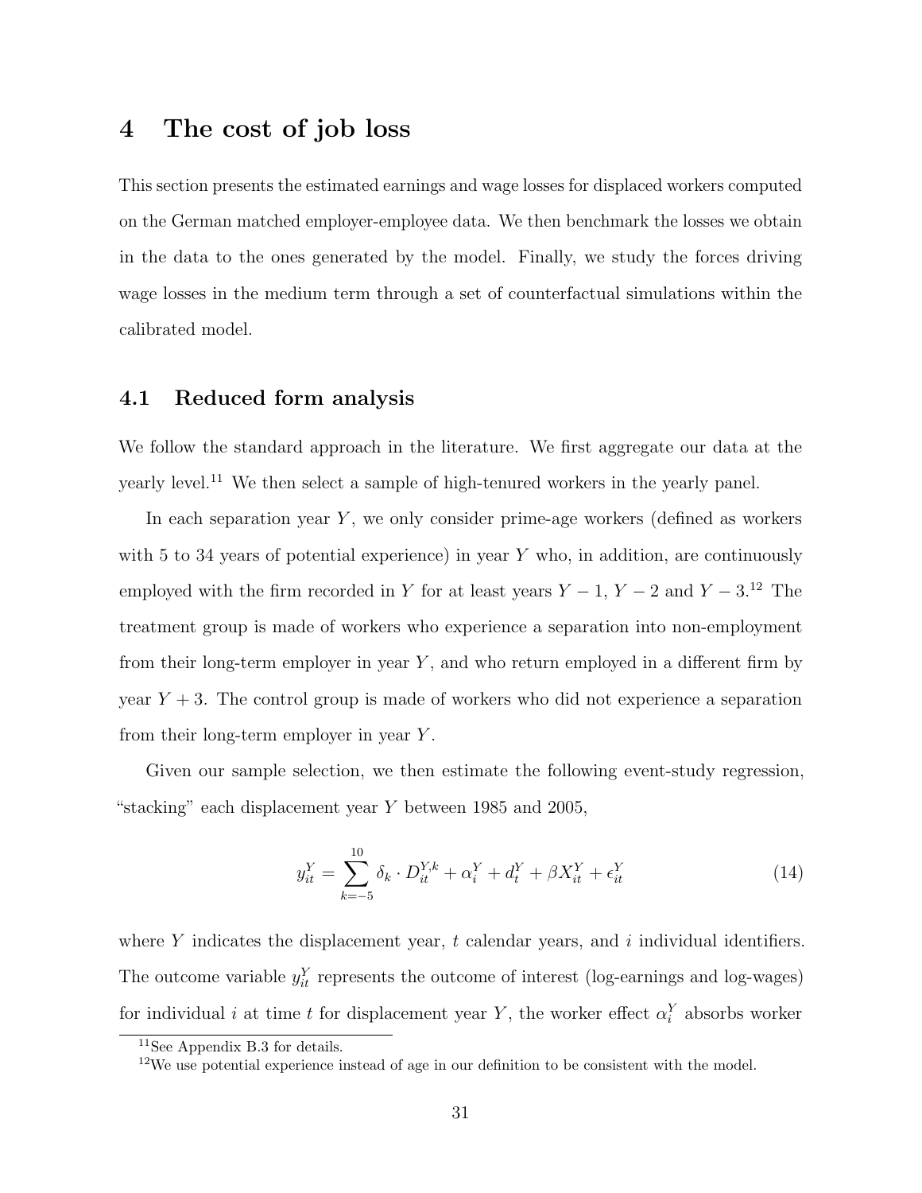# 4 The cost of job loss

This section presents the estimated earnings and wage losses for displaced workers computed on the German matched employer-employee data. We then benchmark the losses we obtain in the data to the ones generated by the model. Finally, we study the forces driving wage losses in the medium term through a set of counterfactual simulations within the calibrated model.

## 4.1 Reduced form analysis

We follow the standard approach in the literature. We first aggregate our data at the yearly level.[11] We then select a sample of high-tenured workers in the yearly panel.

In each separation year $Y$, we only consider prime-age workers (defined as workers with 5 to 34 years of potential experience) in year $Y$ who, in addition, are continuously employed with the firm recorded in $Y$ for at least years $Y-1$, $Y-2$ and $Y-3$.[12] The treatment group is made of workers who experience a separation into non-employment from their long-term employer in year $Y$, and who return employed in a different firm by year $Y+3$. The control group is made of workers who did not experience a separation from their long-term employer in year $Y$.

Given our sample selection, we then estimate the following event-study regression, "stacking" each displacement year $Y$ between 1985 and 2005,

$$y_{it}^{Y} = \sum_{k=-5}^{10} \delta_k \cdot D_{it}^{Y,k} + \alpha_i^{Y} + d_t^{Y} + \beta X_{it}^{Y} + \epsilon_{it}^{Y} \tag{14}$$

where $Y$ indicates the displacement year, $t$ calendar years, and $i$ individual identifiers. The outcome variable $y_{it}^{Y}$ represents the outcome of interest (log-earnings and log-wages) for individual $i$ at time $t$ for displacement year $Y$, the worker effect $\alpha_i^{Y}$ absorbs worker

[11] See Appendix B.3 for details.

[12] We use potential experience instead of age in our definition to be consistent with the model.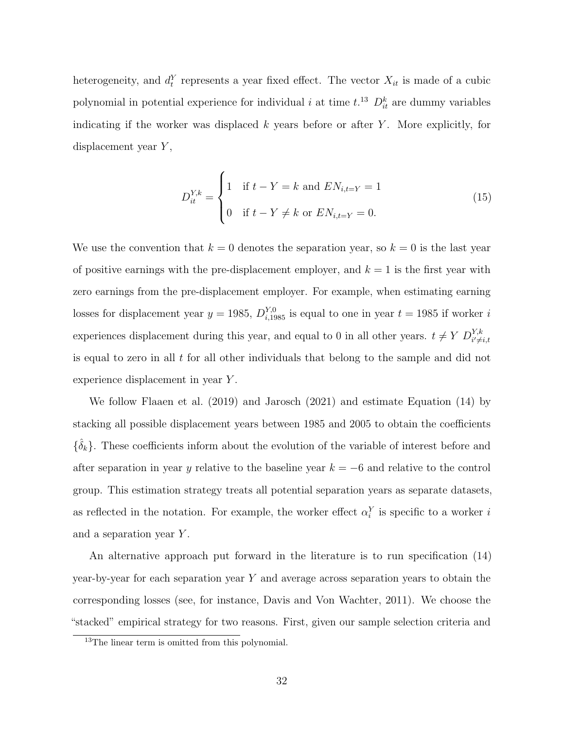heterogeneity, and $d_t^Y$ represents a year fixed effect. The vector $X_{it}$ is made of a cubic polynomial in potential experience for individual $i$ at time $t$.[13] $D_{it}^k$ are dummy variables indicating if the worker was displaced $k$ years before or after $Y$. More explicitly, for displacement year $Y$,

$$D_{it}^{Y,k} = \begin{cases} 1 & \text{if } t - Y = k \text{ and } EN_{i,t=Y} = 1 \\ 0 & \text{if } t - Y \neq k \text{ or } EN_{i,t=Y} = 0. \end{cases} \tag{15}$$

We use the convention that $k = 0$ denotes the separation year, so $k = 0$ is the last year of positive earnings with the pre-displacement employer, and $k = 1$ is the first year with zero earnings from the pre-displacement employer. For example, when estimating earning losses for displacement year $y = 1985$, $D_{i,1985}^{Y,0}$ is equal to one in year $t = 1985$ if worker $i$ experiences displacement during this year, and equal to 0 in all other years. $t \neq Y$ $D_{i' \neq i,t}^{Y,k}$ is equal to zero in all $t$ for all other individuals that belong to the sample and did not experience displacement in year $Y$.

We follow Flaaen et al. (2019) and Jarosch (2021) and estimate Equation (14) by stacking all possible displacement years between 1985 and 2005 to obtain the coefficients $\{\hat{\delta}_k\}$. These coefficients inform about the evolution of the variable of interest before and after separation in year $y$ relative to the baseline year $k = -6$ and relative to the control group. This estimation strategy treats all potential separation years as separate datasets, as reflected in the notation. For example, the worker effect $\alpha_i^Y$ is specific to a worker $i$ and a separation year $Y$.

An alternative approach put forward in the literature is to run specification (14) year-by-year for each separation year $Y$ and average across separation years to obtain the corresponding losses (see, for instance, Davis and Von Wachter, 2011). We choose the "stacked" empirical strategy for two reasons. First, given our sample selection criteria and

[13] The linear term is omitted from this polynomial.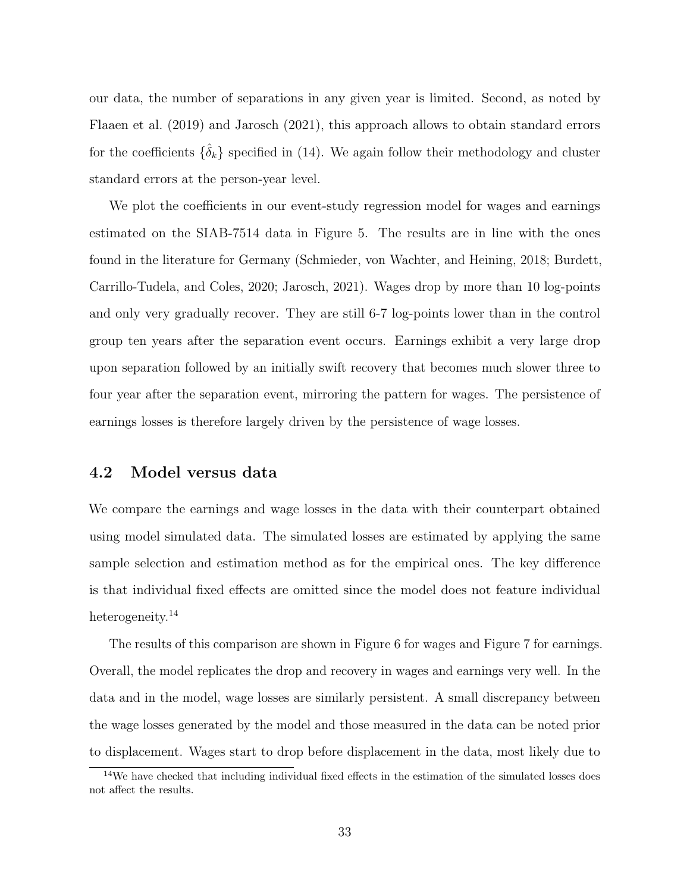our data, the number of separations in any given year is limited. Second, as noted by Flaaen et al. (2019) and Jarosch (2021), this approach allows to obtain standard errors for the coefficients $\{\hat{\delta}_k\}$ specified in (14). We again follow their methodology and cluster standard errors at the person-year level.

We plot the coefficients in our event-study regression model for wages and earnings estimated on the SIAB-7514 data in Figure 5. The results are in line with the ones found in the literature for Germany (Schmieder, von Wachter, and Heining, 2018; Burdett, Carrillo-Tudela, and Coles, 2020; Jarosch, 2021). Wages drop by more than 10 log-points and only very gradually recover. They are still 6-7 log-points lower than in the control group ten years after the separation event occurs. Earnings exhibit a very large drop upon separation followed by an initially swift recovery that becomes much slower three to four year after the separation event, mirroring the pattern for wages. The persistence of earnings losses is therefore largely driven by the persistence of wage losses.

## 4.2 Model versus data

We compare the earnings and wage losses in the data with their counterpart obtained using model simulated data. The simulated losses are estimated by applying the same sample selection and estimation method as for the empirical ones. The key difference is that individual fixed effects are omitted since the model does not feature individual heterogeneity.[14]

The results of this comparison are shown in Figure 6 for wages and Figure 7 for earnings. Overall, the model replicates the drop and recovery in wages and earnings very well. In the data and in the model, wage losses are similarly persistent. A small discrepancy between the wage losses generated by the model and those measured in the data can be noted prior to displacement. Wages start to drop before displacement in the data, most likely due to

[14] We have checked that including individual fixed effects in the estimation of the simulated losses does not affect the results.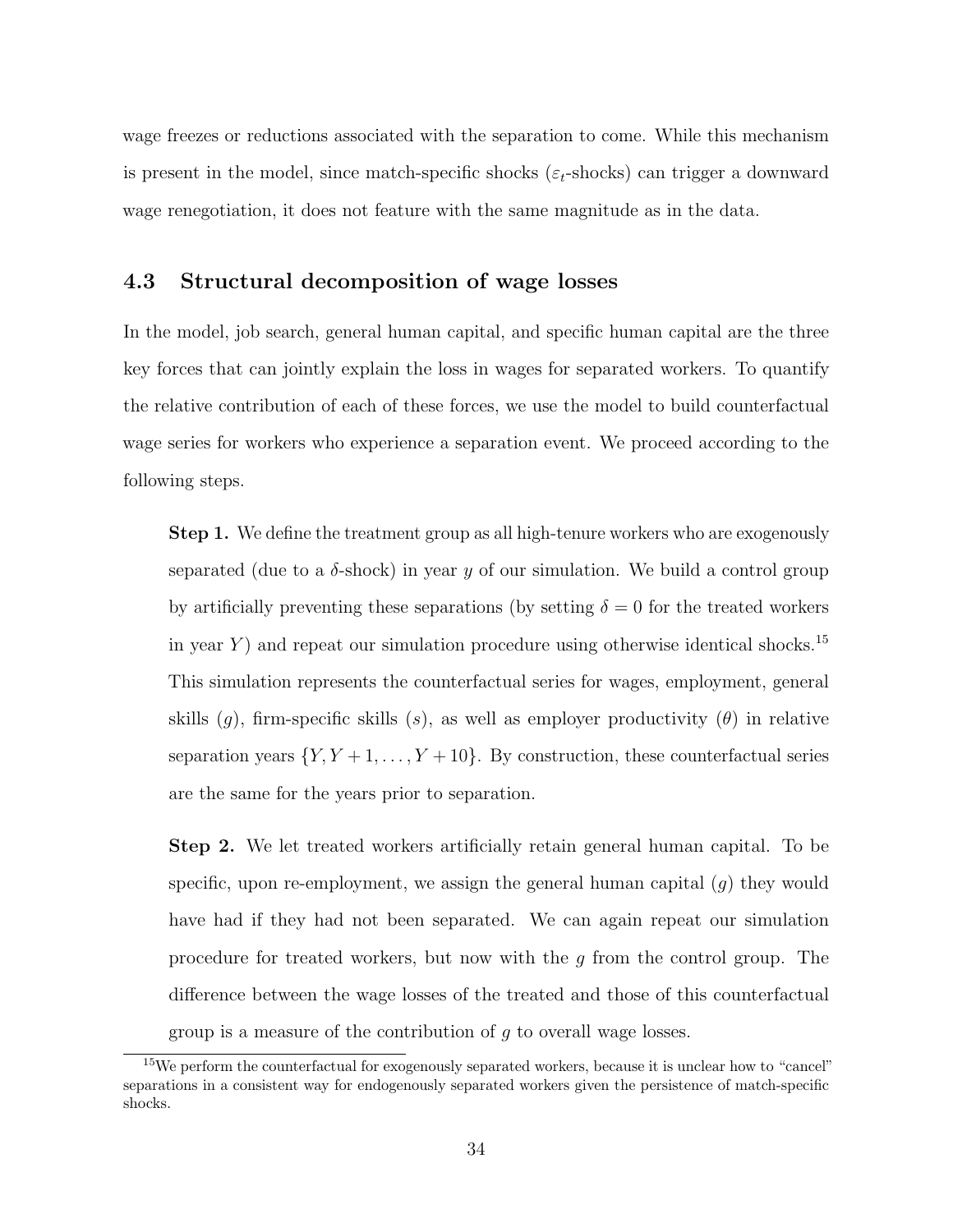wage freezes or reductions associated with the separation to come. While this mechanism is present in the model, since match-specific shocks ($\varepsilon_t$-shocks) can trigger a downward wage renegotiation, it does not feature with the same magnitude as in the data.

### 4.3 Structural decomposition of wage losses

In the model, job search, general human capital, and specific human capital are the three key forces that can jointly explain the loss in wages for separated workers. To quantify the relative contribution of each of these forces, we use the model to build counterfactual wage series for workers who experience a separation event. We proceed according to the following steps.

**Step 1.** We define the treatment group as all high-tenure workers who are exogenously separated (due to a $\delta$-shock) in year $y$ of our simulation. We build a control group by artificially preventing these separations (by setting $\delta = 0$ for the treated workers in year $Y$) and repeat our simulation procedure using otherwise identical shocks.[15] This simulation represents the counterfactual series for wages, employment, general skills ($g$), firm-specific skills ($s$), as well as employer productivity ($\theta$) in relative separation years $\{Y, Y+1, \ldots, Y+10\}$. By construction, these counterfactual series are the same for the years prior to separation.

**Step 2.** We let treated workers artificially retain general human capital. To be specific, upon re-employment, we assign the general human capital ($g$) they would have had if they had not been separated. We can again repeat our simulation procedure for treated workers, but now with the $g$ from the control group. The difference between the wage losses of the treated and those of this counterfactual group is a measure of the contribution of $g$ to overall wage losses.

[15] We perform the counterfactual for exogenously separated workers, because it is unclear how to "cancel" separations in a consistent way for endogenously separated workers given the persistence of match-specific shocks.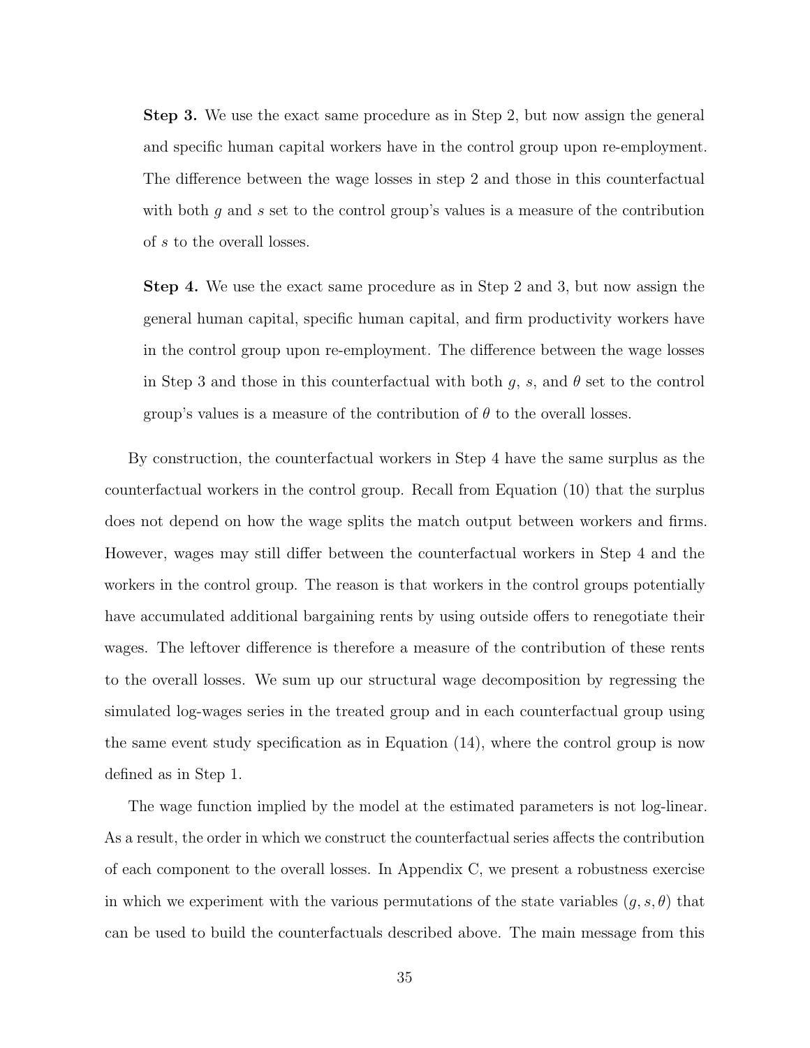**Step 3.** We use the exact same procedure as in Step 2, but now assign the general and specific human capital workers have in the control group upon re-employment. The difference between the wage losses in step 2 and those in this counterfactual with both $g$ and $s$ set to the control group's values is a measure of the contribution of $s$ to the overall losses.

**Step 4.** We use the exact same procedure as in Step 2 and 3, but now assign the general human capital, specific human capital, and firm productivity workers have in the control group upon re-employment. The difference between the wage losses in Step 3 and those in this counterfactual with both $g$, $s$, and $\theta$ set to the control group's values is a measure of the contribution of $\theta$ to the overall losses.

By construction, the counterfactual workers in Step 4 have the same surplus as the counterfactual workers in the control group. Recall from Equation (10) that the surplus does not depend on how the wage splits the match output between workers and firms. However, wages may still differ between the counterfactual workers in Step 4 and the workers in the control group. The reason is that workers in the control groups potentially have accumulated additional bargaining rents by using outside offers to renegotiate their wages. The leftover difference is therefore a measure of the contribution of these rents to the overall losses. We sum up our structural wage decomposition by regressing the simulated log-wages series in the treated group and in each counterfactual group using the same event study specification as in Equation (14), where the control group is now defined as in Step 1.

The wage function implied by the model at the estimated parameters is not log-linear. As a result, the order in which we construct the counterfactual series affects the contribution of each component to the overall losses. In Appendix C, we present a robustness exercise in which we experiment with the various permutations of the state variables $(g, s, \theta)$ that can be used to build the counterfactuals described above. The main message from this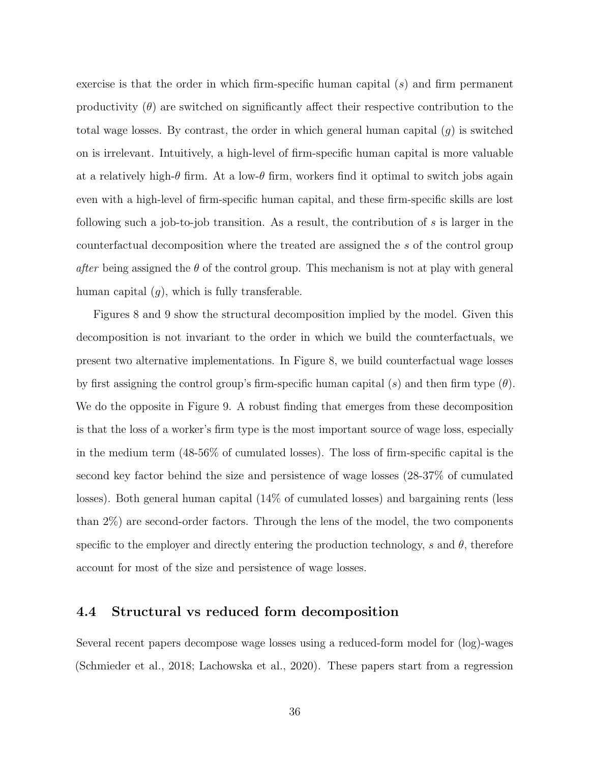exercise is that the order in which firm-specific human capital ($s$) and firm permanent productivity ($\theta$) are switched on significantly affect their respective contribution to the total wage losses. By contrast, the order in which general human capital ($g$) is switched on is irrelevant. Intuitively, a high-level of firm-specific human capital is more valuable at a relatively high-$\theta$ firm. At a low-$\theta$ firm, workers find it optimal to switch jobs again even with a high-level of firm-specific human capital, and these firm-specific skills are lost following such a job-to-job transition. As a result, the contribution of $s$ is larger in the counterfactual decomposition where the treated are assigned the $s$ of the control group *after* being assigned the $\theta$ of the control group. This mechanism is not at play with general human capital ($g$), which is fully transferable.

Figures 8 and 9 show the structural decomposition implied by the model. Given this decomposition is not invariant to the order in which we build the counterfactuals, we present two alternative implementations. In Figure 8, we build counterfactual wage losses by first assigning the control group's firm-specific human capital ($s$) and then firm type ($\theta$). We do the opposite in Figure 9. A robust finding that emerges from these decomposition is that the loss of a worker's firm type is the most important source of wage loss, especially in the medium term (48-56% of cumulated losses). The loss of firm-specific capital is the second key factor behind the size and persistence of wage losses (28-37% of cumulated losses). Both general human capital (14% of cumulated losses) and bargaining rents (less than 2%) are second-order factors. Through the lens of the model, the two components specific to the employer and directly entering the production technology, $s$ and $\theta$, therefore account for most of the size and persistence of wage losses.

### 4.4 Structural vs reduced form decomposition

Several recent papers decompose wage losses using a reduced-form model for (log)-wages (Schmieder et al., 2018; Lachowska et al., 2020). These papers start from a regression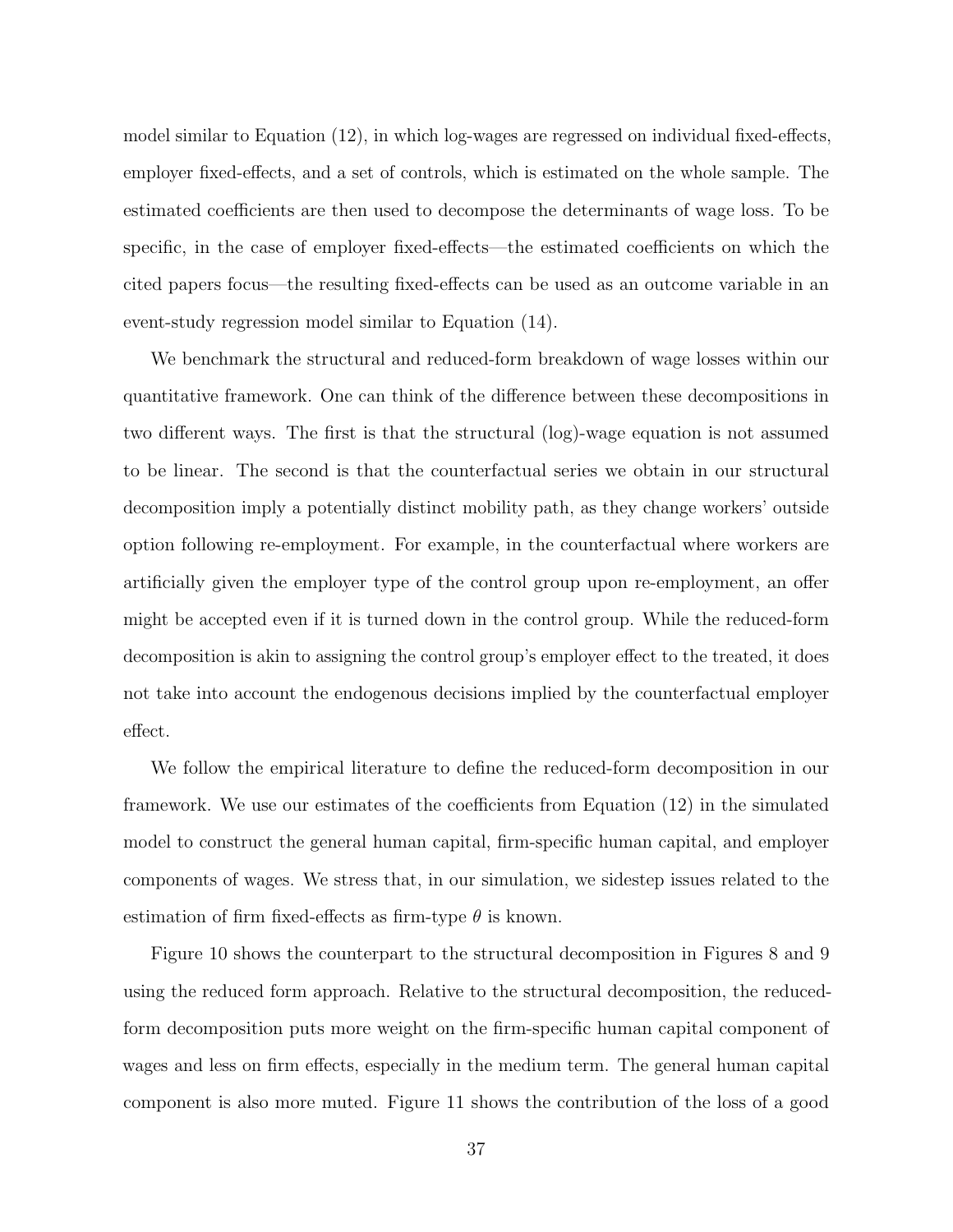model similar to Equation (12), in which log-wages are regressed on individual fixed-effects, employer fixed-effects, and a set of controls, which is estimated on the whole sample. The estimated coefficients are then used to decompose the determinants of wage loss. To be specific, in the case of employer fixed-effects—the estimated coefficients on which the cited papers focus—the resulting fixed-effects can be used as an outcome variable in an event-study regression model similar to Equation (14).

We benchmark the structural and reduced-form breakdown of wage losses within our quantitative framework. One can think of the difference between these decompositions in two different ways. The first is that the structural (log)-wage equation is not assumed to be linear. The second is that the counterfactual series we obtain in our structural decomposition imply a potentially distinct mobility path, as they change workers' outside option following re-employment. For example, in the counterfactual where workers are artificially given the employer type of the control group upon re-employment, an offer might be accepted even if it is turned down in the control group. While the reduced-form decomposition is akin to assigning the control group's employer effect to the treated, it does not take into account the endogenous decisions implied by the counterfactual employer effect.

We follow the empirical literature to define the reduced-form decomposition in our framework. We use our estimates of the coefficients from Equation (12) in the simulated model to construct the general human capital, firm-specific human capital, and employer components of wages. We stress that, in our simulation, we sidestep issues related to the estimation of firm fixed-effects as firm-type $\theta$ is known.

Figure 10 shows the counterpart to the structural decomposition in Figures 8 and 9 using the reduced form approach. Relative to the structural decomposition, the reduced-form decomposition puts more weight on the firm-specific human capital component of wages and less on firm effects, especially in the medium term. The general human capital component is also more muted. Figure 11 shows the contribution of the loss of a good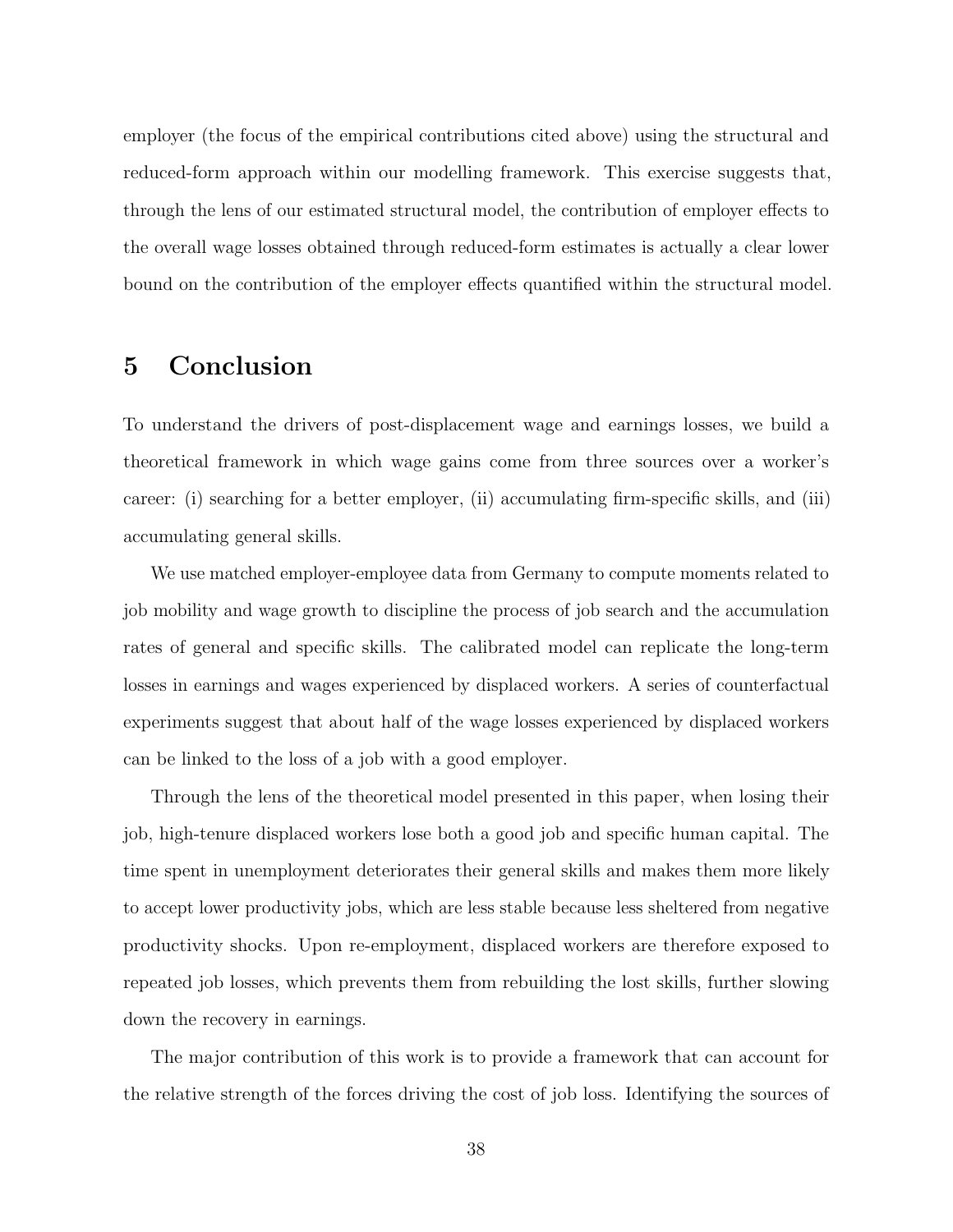employer (the focus of the empirical contributions cited above) using the structural and reduced-form approach within our modelling framework. This exercise suggests that, through the lens of our estimated structural model, the contribution of employer effects to the overall wage losses obtained through reduced-form estimates is actually a clear lower bound on the contribution of the employer effects quantified within the structural model.

# 5 Conclusion

To understand the drivers of post-displacement wage and earnings losses, we build a theoretical framework in which wage gains come from three sources over a worker's career: (i) searching for a better employer, (ii) accumulating firm-specific skills, and (iii) accumulating general skills.

We use matched employer-employee data from Germany to compute moments related to job mobility and wage growth to discipline the process of job search and the accumulation rates of general and specific skills. The calibrated model can replicate the long-term losses in earnings and wages experienced by displaced workers. A series of counterfactual experiments suggest that about half of the wage losses experienced by displaced workers can be linked to the loss of a job with a good employer.

Through the lens of the theoretical model presented in this paper, when losing their job, high-tenure displaced workers lose both a good job and specific human capital. The time spent in unemployment deteriorates their general skills and makes them more likely to accept lower productivity jobs, which are less stable because less sheltered from negative productivity shocks. Upon re-employment, displaced workers are therefore exposed to repeated job losses, which prevents them from rebuilding the lost skills, further slowing down the recovery in earnings.

The major contribution of this work is to provide a framework that can account for the relative strength of the forces driving the cost of job loss. Identifying the sources of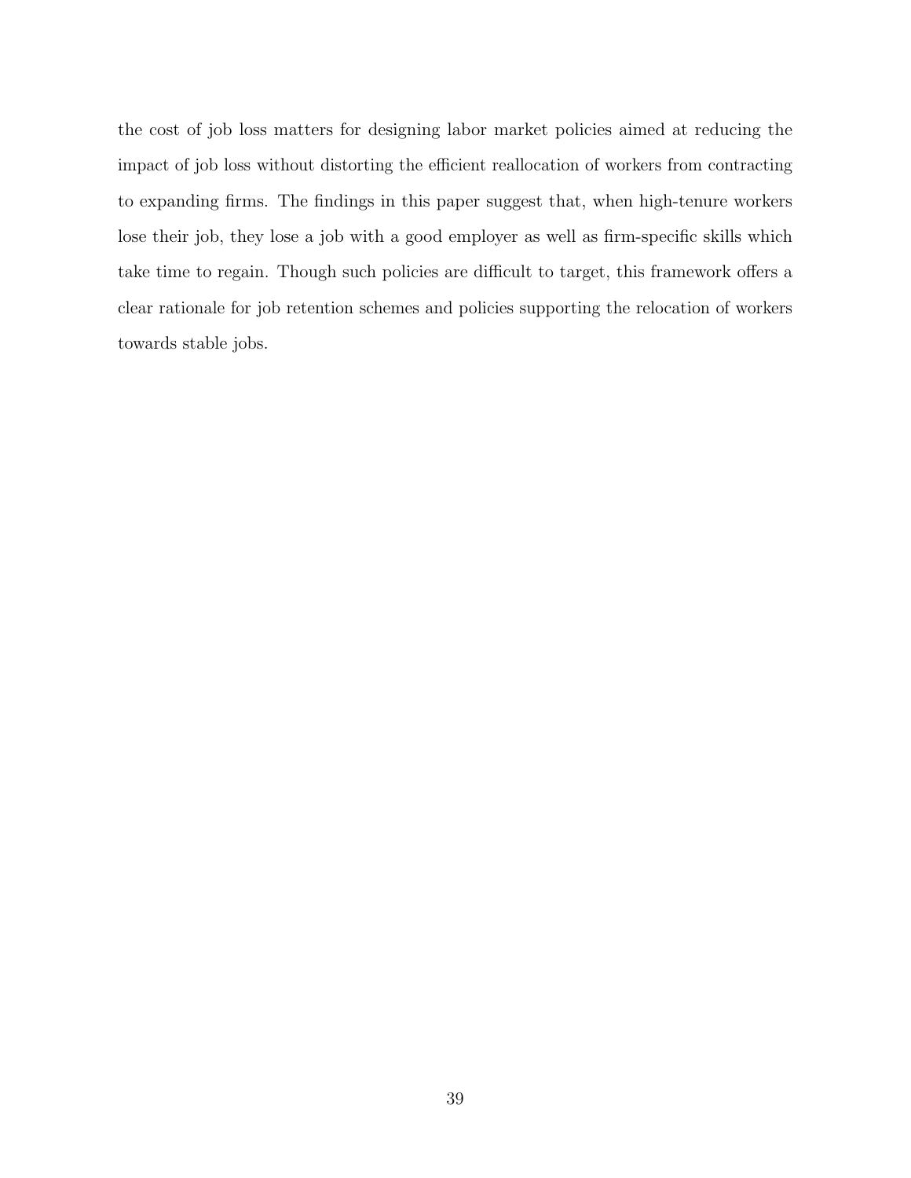the cost of job loss matters for designing labor market policies aimed at reducing the impact of job loss without distorting the efficient reallocation of workers from contracting to expanding firms. The findings in this paper suggest that, when high-tenure workers lose their job, they lose a job with a good employer as well as firm-specific skills which take time to regain. Though such policies are difficult to target, this framework offers a clear rationale for job retention schemes and policies supporting the relocation of workers towards stable jobs.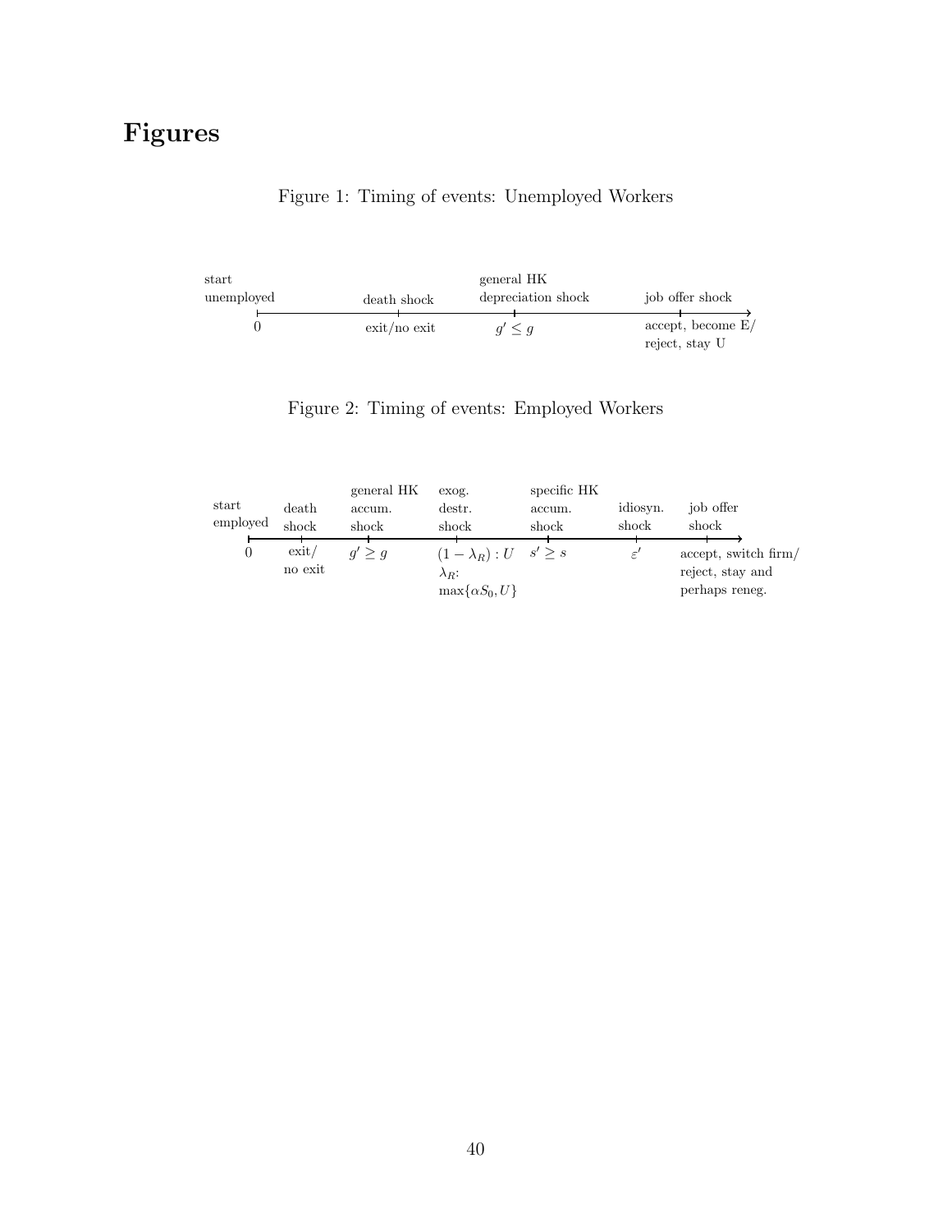# Figures

Figure 1: Timing of events: Unemployed Workers

| 0 | | | |
|---|---|---|---|
| start unemployed | death shock | general HK depreciation shock | job offer shock |
| | exit/no exit | $g' \leq g$ | accept, become E/ reject, stay U |

Figure 2: Timing of events: Employed Workers

| 0 | | | | | | |
|---|---|---|---|---|---|---|
| start employed | death shock | general HK accum. shock | exog. destr. shock | specific HK accum. shock | idiosyn. shock | job offer shock |
| | exit/ no exit | $g' \geq g$ | $(1-\lambda_R) : U$ $\lambda_R$: $\max\{\alpha S_0, U\}$ | $s' \geq s$ | $\varepsilon'$ | accept, switch firm/ reject, stay and perhaps reneg. |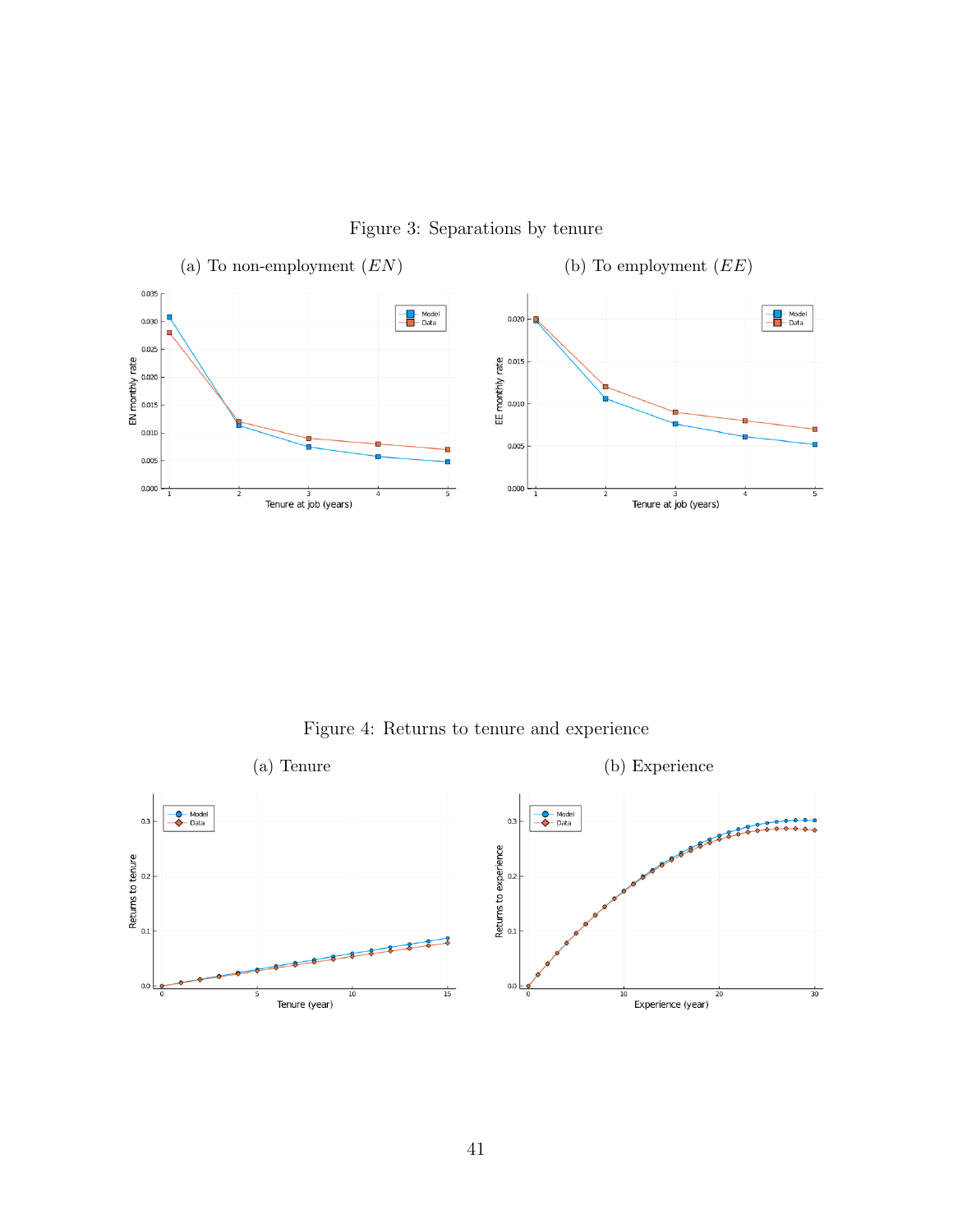Figure 3: Separations by tenure

(a) To non-employment ($EN$)

(b) To employment ($EE$)

Figure 4: Returns to tenure and experience

(a) Tenure

(b) Experience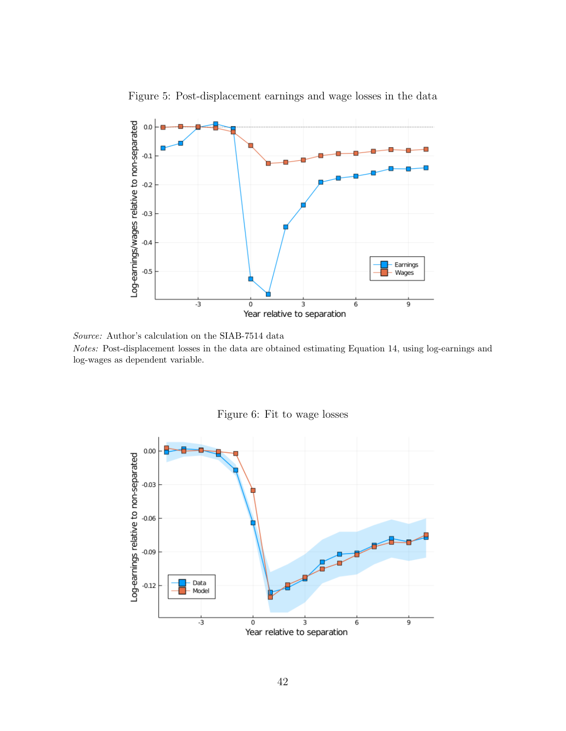Figure 5: Post-displacement earnings and wage losses in the data

*Source:* Author's calculation on the SIAB-7514 data

*Notes:* Post-displacement losses in the data are obtained estimating Equation 14, using log-earnings and log-wages as dependent variable.

Figure 6: Fit to wage losses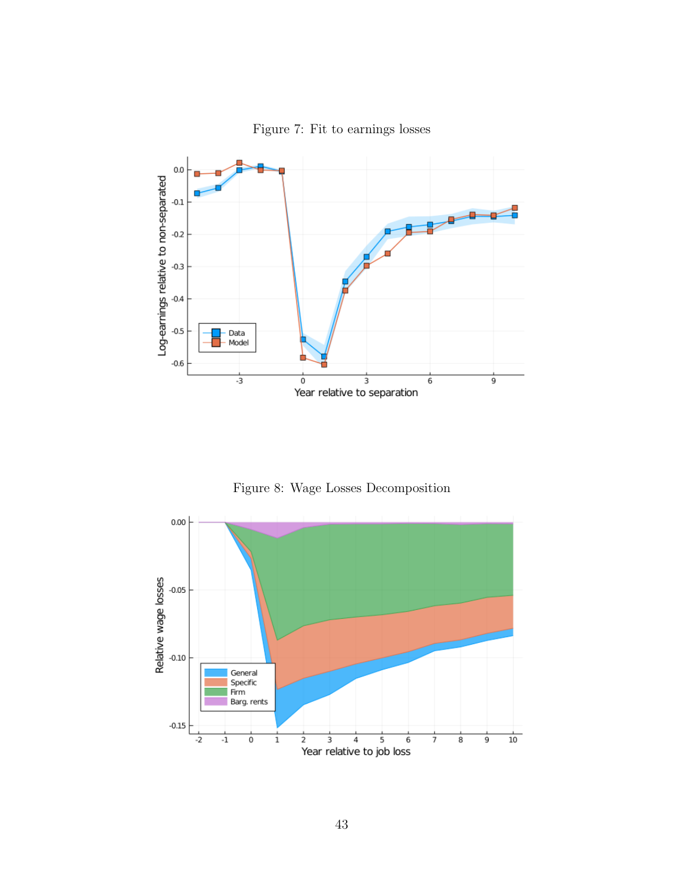Figure 7: Fit to earnings losses

Figure 8: Wage Losses Decomposition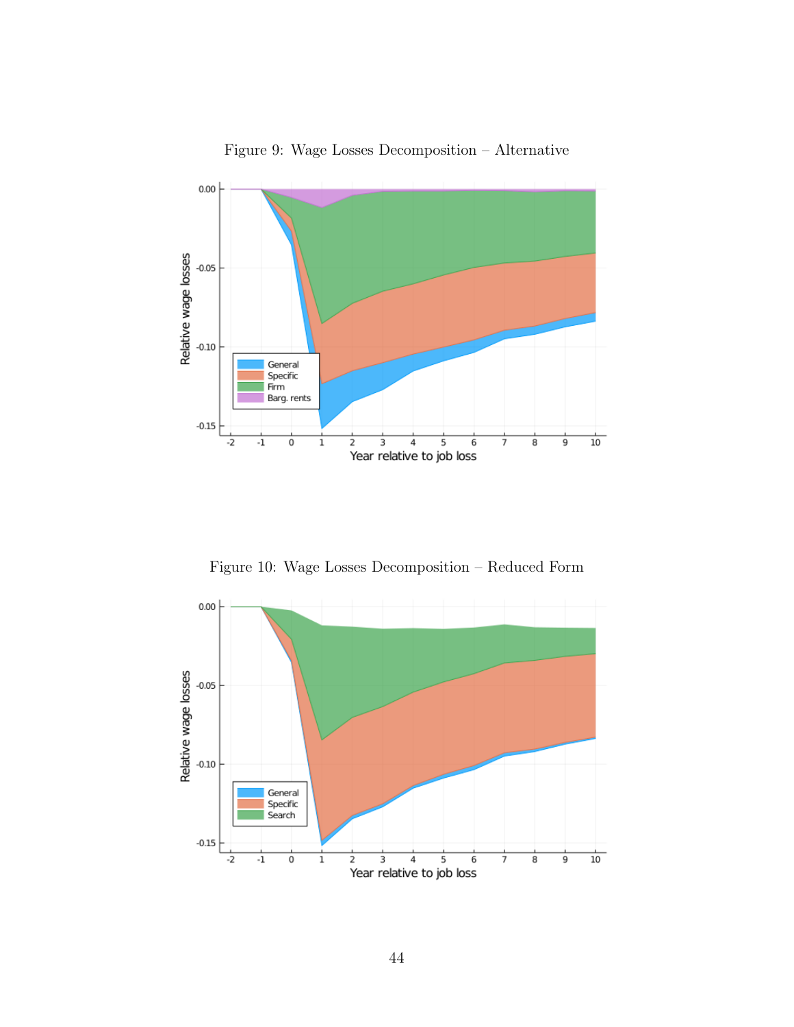Figure 9: Wage Losses Decomposition – Alternative

Figure 10: Wage Losses Decomposition – Reduced Form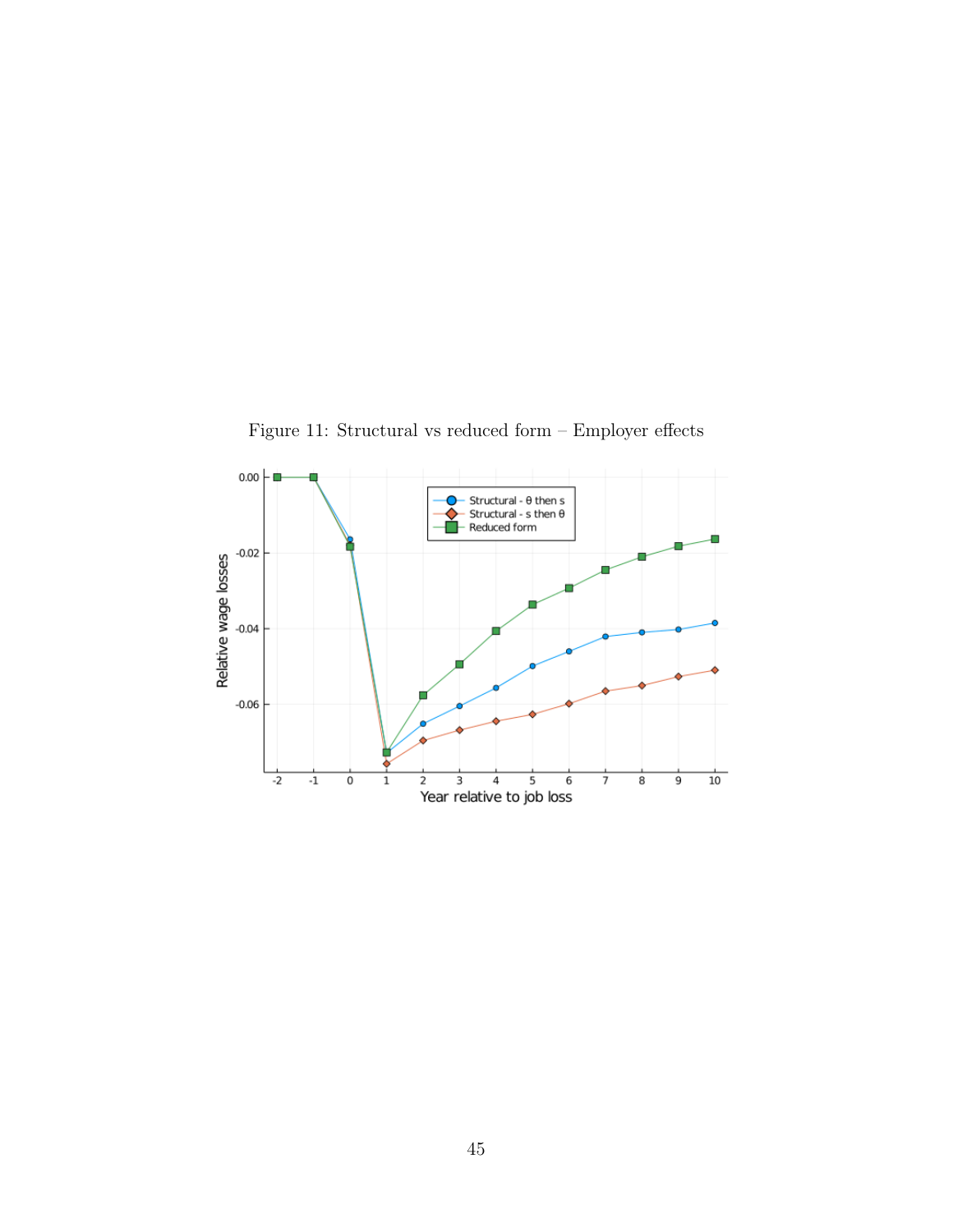Figure 11: Structural vs reduced form – Employer effects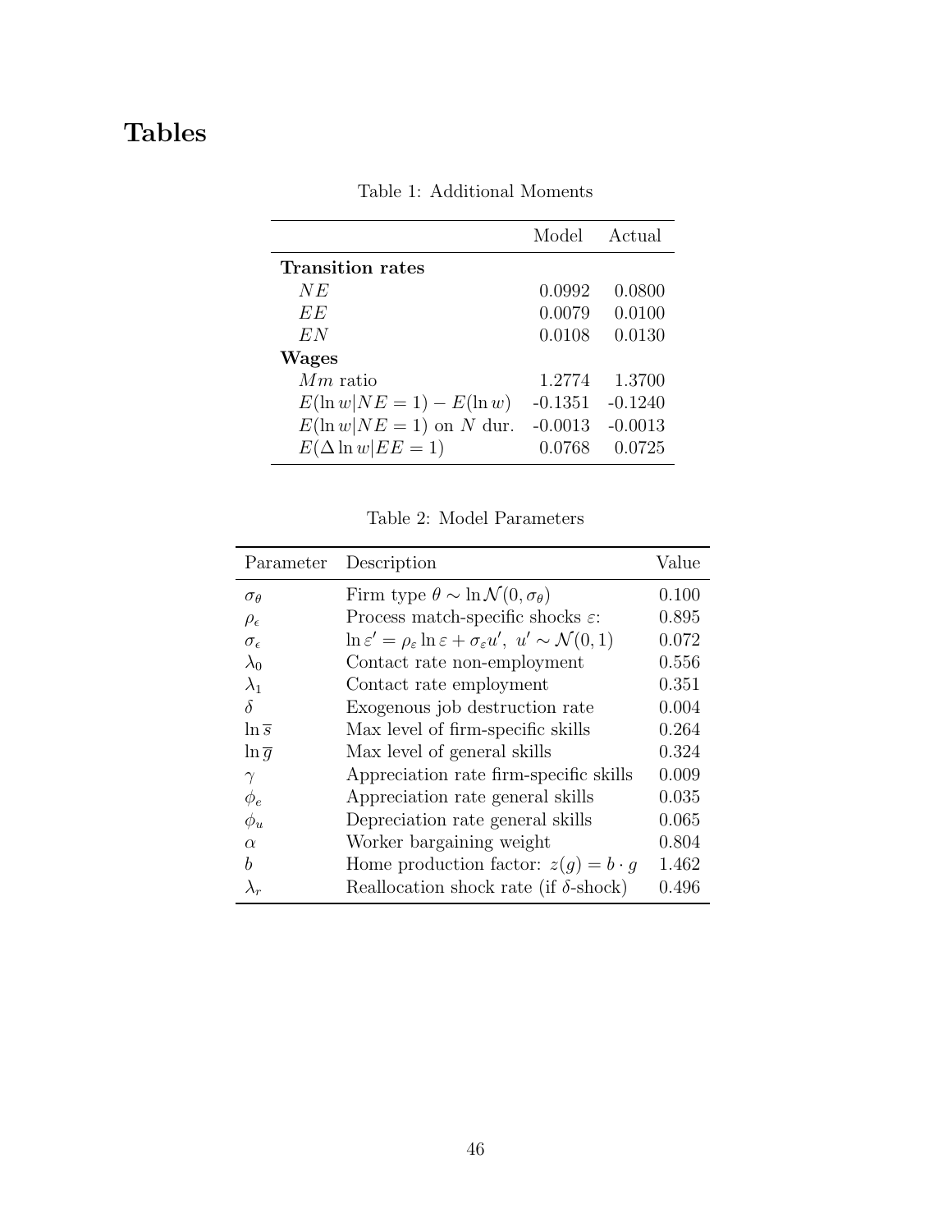# Tables

Table 1: Additional Moments

| | Model | Actual |
|---|---|---|
| **Transition rates** | | |
| $NE$ | 0.0992 | 0.0800 |
| $EE$ | 0.0079 | 0.0100 |
| $EN$ | 0.0108 | 0.0130 |
| **Wages** | | |
| $Mm$ ratio | 1.2774 | 1.3700 |
| $E(\ln w \mid NE = 1) - E(\ln w)$ | -0.1351 | -0.1240 |
| $E(\ln w \mid NE = 1)$ on $N$ dur. | -0.0013 | -0.0013 |
| $E(\Delta \ln w \mid EE = 1)$ | 0.0768 | 0.0725 |

Table 2: Model Parameters

| Parameter | Description | Value |
|---|---|---|
| $\sigma_\theta$ | Firm type $\theta \sim \ln \mathcal{N}(0, \sigma_\theta)$ | 0.100 |
| $\rho_\epsilon$ | Process match-specific shocks $\varepsilon$: | 0.895 |
| $\sigma_\epsilon$ | $\ln \varepsilon' = \rho_\varepsilon \ln \varepsilon + \sigma_\varepsilon u',\ u' \sim \mathcal{N}(0, 1)$ | 0.072 |
| $\lambda_0$ | Contact rate non-employment | 0.556 |
| $\lambda_1$ | Contact rate employment | 0.351 |
| $\delta$ | Exogenous job destruction rate | 0.004 |
| $\ln \overline{s}$ | Max level of firm-specific skills | 0.264 |
| $\ln \overline{g}$ | Max level of general skills | 0.324 |
| $\gamma$ | Appreciation rate firm-specific skills | 0.009 |
| $\phi_e$ | Appreciation rate general skills | 0.035 |
| $\phi_u$ | Depreciation rate general skills | 0.065 |
| $\alpha$ | Worker bargaining weight | 0.804 |
| $b$ | Home production factor: $z(g) = b \cdot g$ | 1.462 |
| $\lambda_r$ | Reallocation shock rate (if $\delta$-shock) | 0.496 |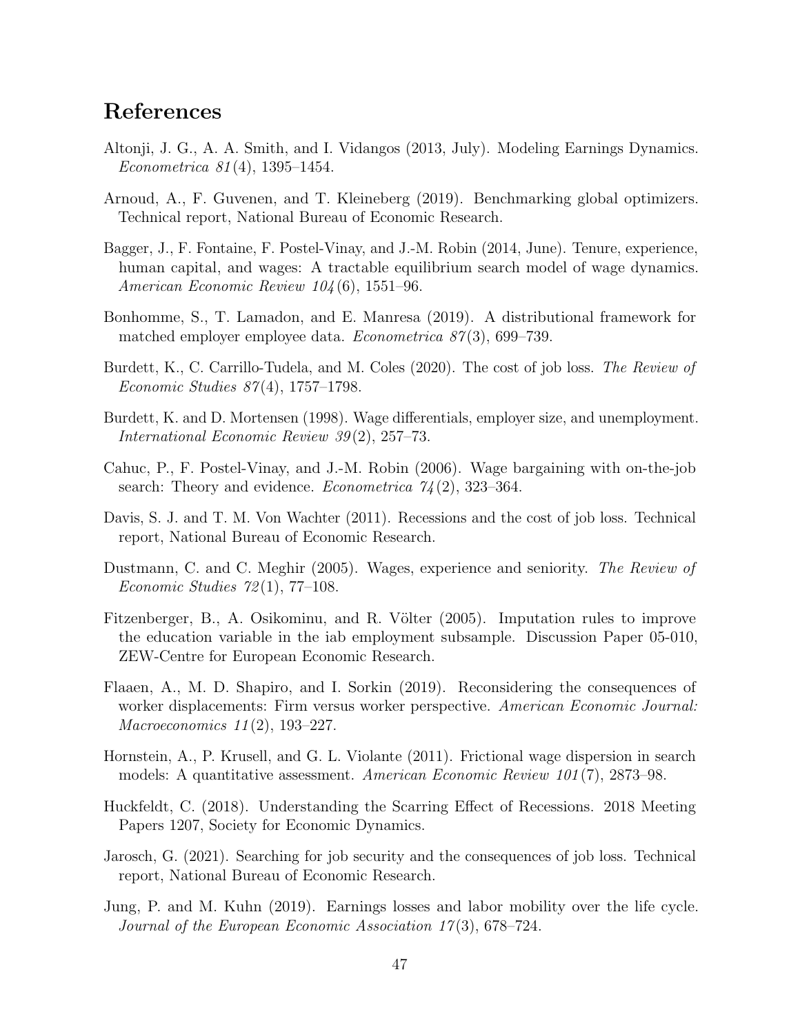# References

Altonji, J. G., A. A. Smith, and I. Vidangos (2013, July). Modeling Earnings Dynamics. *Econometrica 81*(4), 1395–1454.

Arnoud, A., F. Guvenen, and T. Kleineberg (2019). Benchmarking global optimizers. Technical report, National Bureau of Economic Research.

Bagger, J., F. Fontaine, F. Postel-Vinay, and J.-M. Robin (2014, June). Tenure, experience, human capital, and wages: A tractable equilibrium search model of wage dynamics. *American Economic Review 104*(6), 1551–96.

Bonhomme, S., T. Lamadon, and E. Manresa (2019). A distributional framework for matched employer employee data. *Econometrica 87*(3), 699–739.

Burdett, K., C. Carrillo-Tudela, and M. Coles (2020). The cost of job loss. *The Review of Economic Studies 87*(4), 1757–1798.

Burdett, K. and D. Mortensen (1998). Wage differentials, employer size, and unemployment. *International Economic Review 39*(2), 257–73.

Cahuc, P., F. Postel-Vinay, and J.-M. Robin (2006). Wage bargaining with on-the-job search: Theory and evidence. *Econometrica 74*(2), 323–364.

Davis, S. J. and T. M. Von Wachter (2011). Recessions and the cost of job loss. Technical report, National Bureau of Economic Research.

Dustmann, C. and C. Meghir (2005). Wages, experience and seniority. *The Review of Economic Studies 72*(1), 77–108.

Fitzenberger, B., A. Osikominu, and R. Völter (2005). Imputation rules to improve the education variable in the iab employment subsample. Discussion Paper 05-010, ZEW-Centre for European Economic Research.

Flaaen, A., M. D. Shapiro, and I. Sorkin (2019). Reconsidering the consequences of worker displacements: Firm versus worker perspective. *American Economic Journal: Macroeconomics 11*(2), 193–227.

Hornstein, A., P. Krusell, and G. L. Violante (2011). Frictional wage dispersion in search models: A quantitative assessment. *American Economic Review 101*(7), 2873–98.

Huckfeldt, C. (2018). Understanding the Scarring Effect of Recessions. 2018 Meeting Papers 1207, Society for Economic Dynamics.

Jarosch, G. (2021). Searching for job security and the consequences of job loss. Technical report, National Bureau of Economic Research.

Jung, P. and M. Kuhn (2019). Earnings losses and labor mobility over the life cycle. *Journal of the European Economic Association 17*(3), 678–724.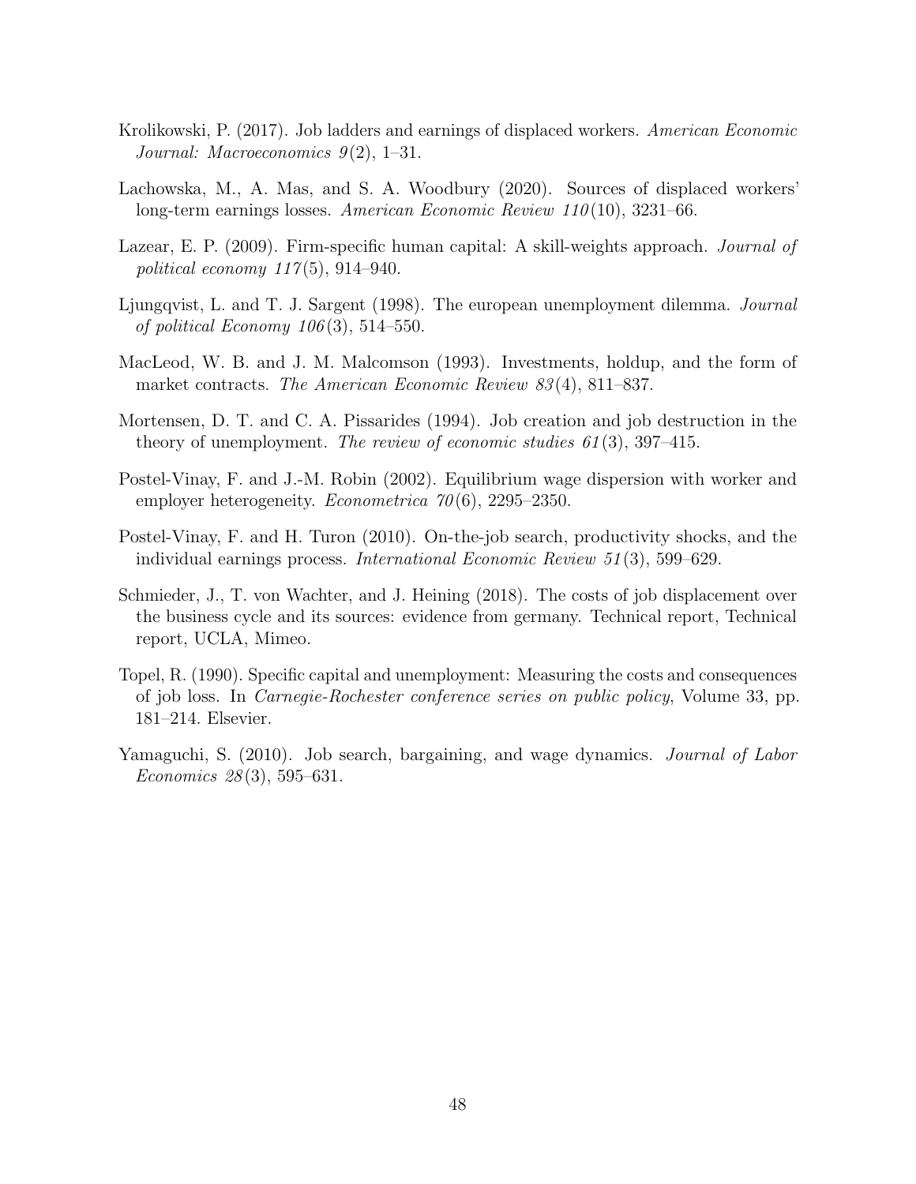Krolikowski, P. (2017). Job ladders and earnings of displaced workers. *American Economic Journal: Macroeconomics 9*(2), 1–31.

Lachowska, M., A. Mas, and S. A. Woodbury (2020). Sources of displaced workers' long-term earnings losses. *American Economic Review 110*(10), 3231–66.

Lazear, E. P. (2009). Firm-specific human capital: A skill-weights approach. *Journal of political economy 117*(5), 914–940.

Ljungqvist, L. and T. J. Sargent (1998). The european unemployment dilemma. *Journal of political Economy 106*(3), 514–550.

MacLeod, W. B. and J. M. Malcomson (1993). Investments, holdup, and the form of market contracts. *The American Economic Review 83*(4), 811–837.

Mortensen, D. T. and C. A. Pissarides (1994). Job creation and job destruction in the theory of unemployment. *The review of economic studies 61*(3), 397–415.

Postel-Vinay, F. and J.-M. Robin (2002). Equilibrium wage dispersion with worker and employer heterogeneity. *Econometrica 70*(6), 2295–2350.

Postel-Vinay, F. and H. Turon (2010). On-the-job search, productivity shocks, and the individual earnings process. *International Economic Review 51*(3), 599–629.

Schmieder, J., T. von Wachter, and J. Heining (2018). The costs of job displacement over the business cycle and its sources: evidence from germany. Technical report, Technical report, UCLA, Mimeo.

Topel, R. (1990). Specific capital and unemployment: Measuring the costs and consequences of job loss. In *Carnegie-Rochester conference series on public policy*, Volume 33, pp. 181–214. Elsevier.

Yamaguchi, S. (2010). Job search, bargaining, and wage dynamics. *Journal of Labor Economics 28*(3), 595–631.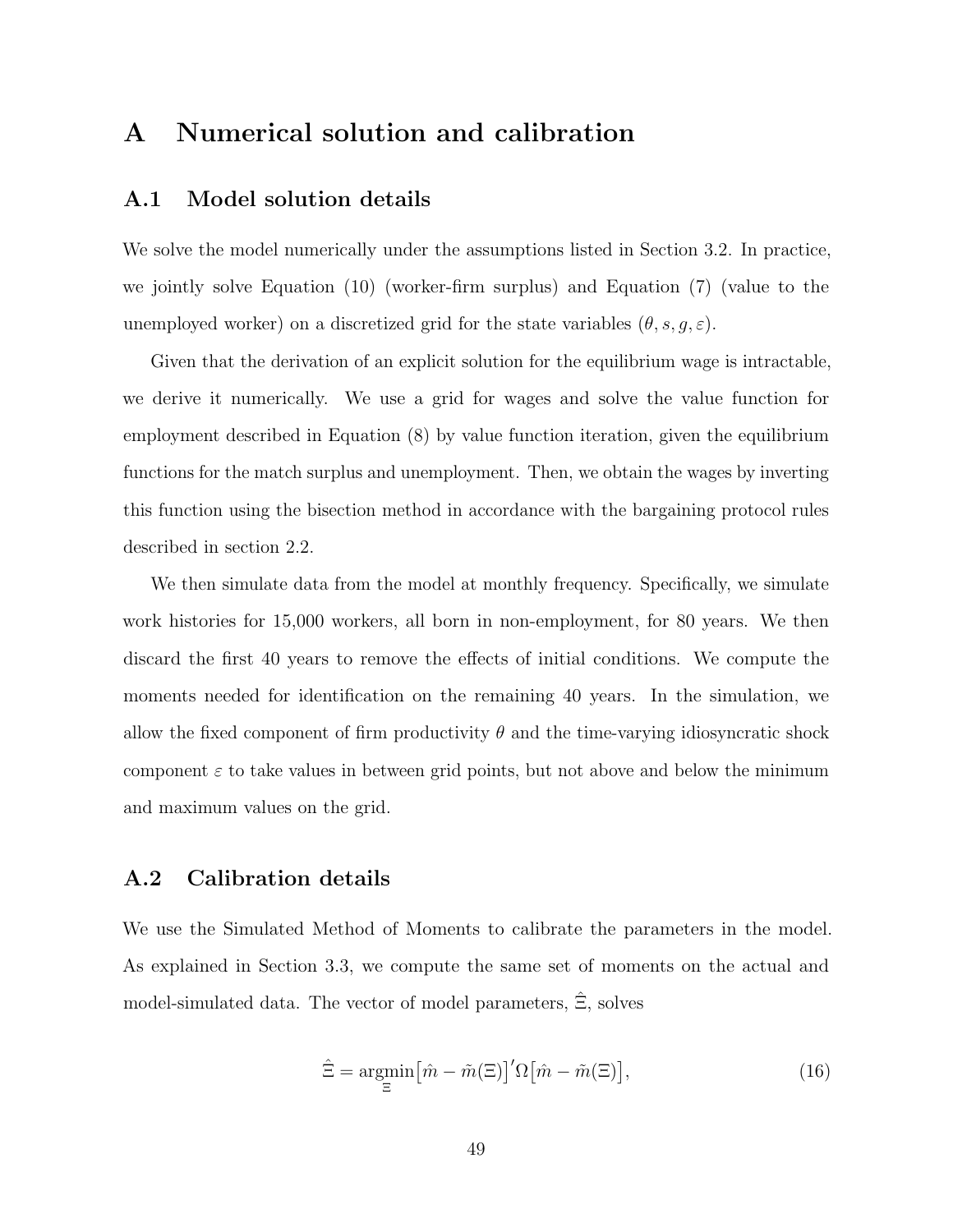# A Numerical solution and calibration

## A.1 Model solution details

We solve the model numerically under the assumptions listed in Section 3.2. In practice, we jointly solve Equation (10) (worker-firm surplus) and Equation (7) (value to the unemployed worker) on a discretized grid for the state variables $(\theta, s, g, \varepsilon)$.

Given that the derivation of an explicit solution for the equilibrium wage is intractable, we derive it numerically. We use a grid for wages and solve the value function for employment described in Equation (8) by value function iteration, given the equilibrium functions for the match surplus and unemployment. Then, we obtain the wages by inverting this function using the bisection method in accordance with the bargaining protocol rules described in section 2.2.

We then simulate data from the model at monthly frequency. Specifically, we simulate work histories for 15,000 workers, all born in non-employment, for 80 years. We then discard the first 40 years to remove the effects of initial conditions. We compute the moments needed for identification on the remaining 40 years. In the simulation, we allow the fixed component of firm productivity $\theta$ and the time-varying idiosyncratic shock component $\varepsilon$ to take values in between grid points, but not above and below the minimum and maximum values on the grid.

## A.2 Calibration details

We use the Simulated Method of Moments to calibrate the parameters in the model. As explained in Section 3.3, we compute the same set of moments on the actual and model-simulated data. The vector of model parameters, $\hat{\Xi}$, solves

$$\hat{\Xi} = \underset{\Xi}{\operatorname{argmin}} \big[\hat{m} - \tilde{m}(\Xi)\big]' \Omega \big[\hat{m} - \tilde{m}(\Xi)\big], \tag{16}$$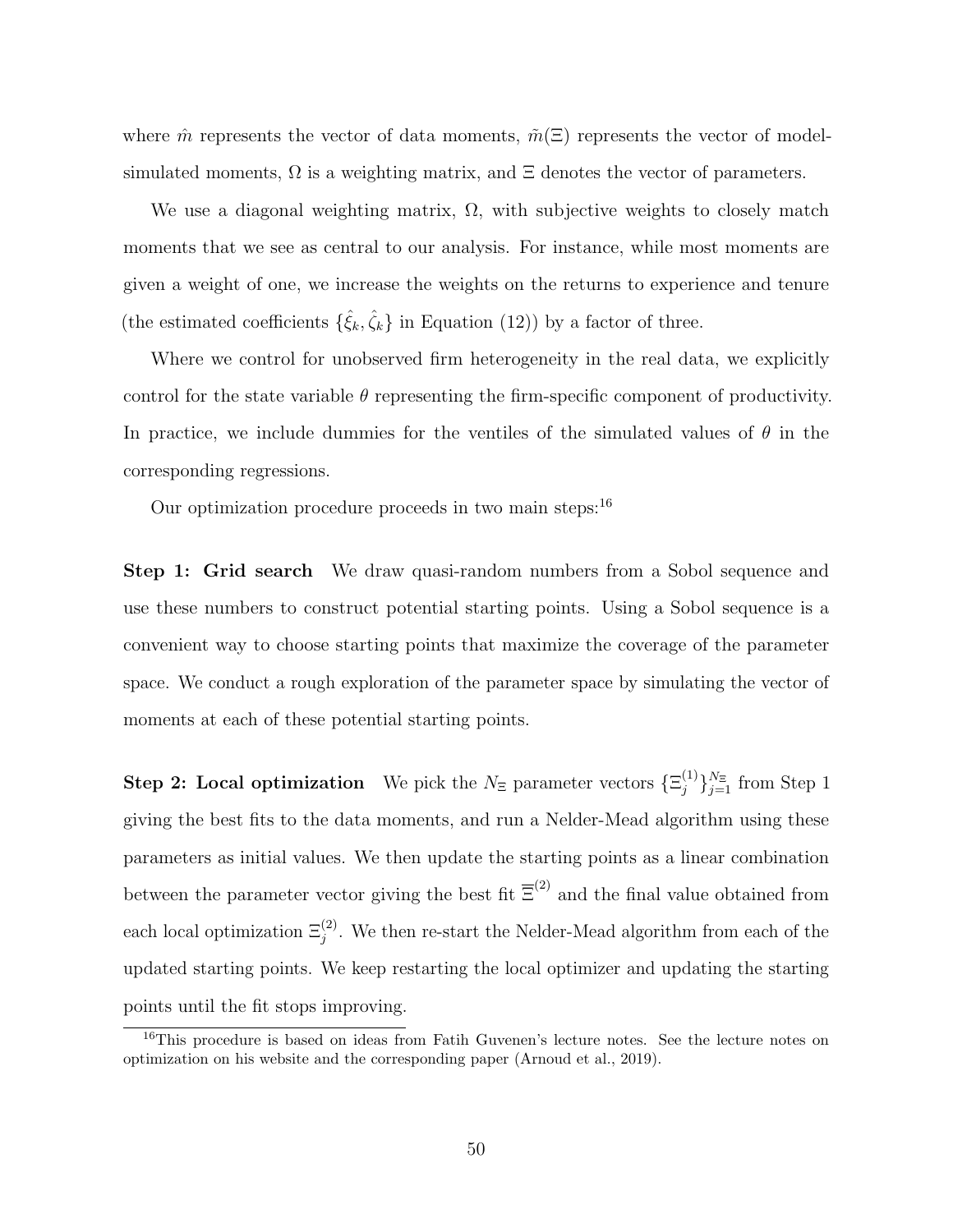where $\hat{m}$ represents the vector of data moments, $\tilde{m}(\Xi)$ represents the vector of model-simulated moments, $\Omega$ is a weighting matrix, and $\Xi$ denotes the vector of parameters.

We use a diagonal weighting matrix, $\Omega$, with subjective weights to closely match moments that we see as central to our analysis. For instance, while most moments are given a weight of one, we increase the weights on the returns to experience and tenure (the estimated coefficients $\{\hat{\xi}_k, \hat{\zeta}_k\}$ in Equation (12)) by a factor of three.

Where we control for unobserved firm heterogeneity in the real data, we explicitly control for the state variable $\theta$ representing the firm-specific component of productivity. In practice, we include dummies for the ventiles of the simulated values of $\theta$ in the corresponding regressions.

Our optimization procedure proceeds in two main steps:[16]

**Step 1: Grid search** We draw quasi-random numbers from a Sobol sequence and use these numbers to construct potential starting points. Using a Sobol sequence is a convenient way to choose starting points that maximize the coverage of the parameter space. We conduct a rough exploration of the parameter space by simulating the vector of moments at each of these potential starting points.

**Step 2: Local optimization** We pick the $N_\Xi$ parameter vectors $\{\Xi_j^{(1)}\}_{j=1}^{N_\Xi}$ from Step 1 giving the best fits to the data moments, and run a Nelder-Mead algorithm using these parameters as initial values. We then update the starting points as a linear combination between the parameter vector giving the best fit $\overline{\Xi}^{(2)}$ and the final value obtained from each local optimization $\Xi_j^{(2)}$. We then re-start the Nelder-Mead algorithm from each of the updated starting points. We keep restarting the local optimizer and updating the starting points until the fit stops improving.

[16] This procedure is based on ideas from Fatih Guvenen's lecture notes. See the lecture notes on optimization on his website and the corresponding paper (Arnoud et al., 2019).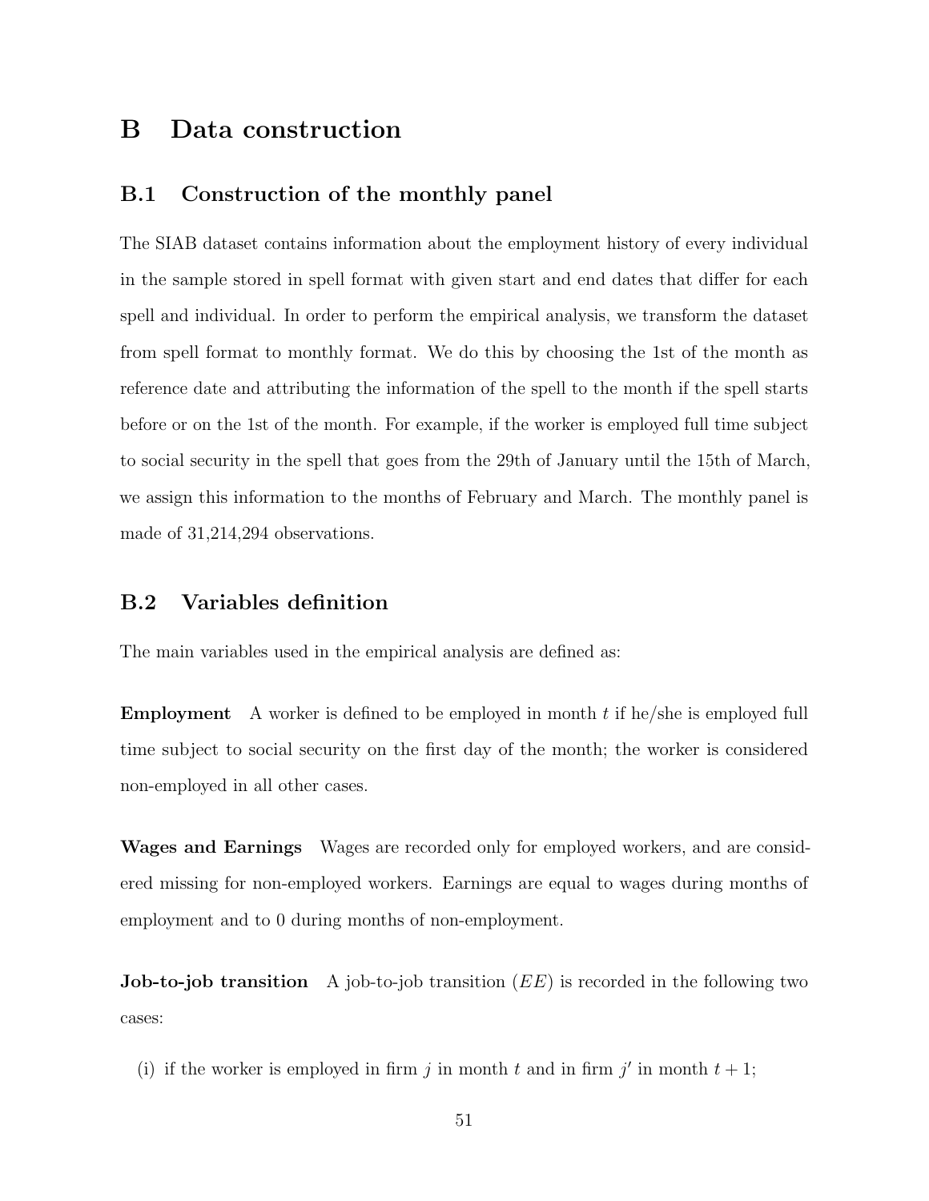# B Data construction

## B.1 Construction of the monthly panel

The SIAB dataset contains information about the employment history of every individual in the sample stored in spell format with given start and end dates that differ for each spell and individual. In order to perform the empirical analysis, we transform the dataset from spell format to monthly format. We do this by choosing the 1st of the month as reference date and attributing the information of the spell to the month if the spell starts before or on the 1st of the month. For example, if the worker is employed full time subject to social security in the spell that goes from the 29th of January until the 15th of March, we assign this information to the months of February and March. The monthly panel is made of 31,214,294 observations.

## B.2 Variables definition

The main variables used in the empirical analysis are defined as:

**Employment** A worker is defined to be employed in month $t$ if he/she is employed full time subject to social security on the first day of the month; the worker is considered non-employed in all other cases.

**Wages and Earnings** Wages are recorded only for employed workers, and are considered missing for non-employed workers. Earnings are equal to wages during months of employment and to 0 during months of non-employment.

**Job-to-job transition** A job-to-job transition ($EE$) is recorded in the following two cases:

(i) if the worker is employed in firm $j$ in month $t$ and in firm $j'$ in month $t+1$;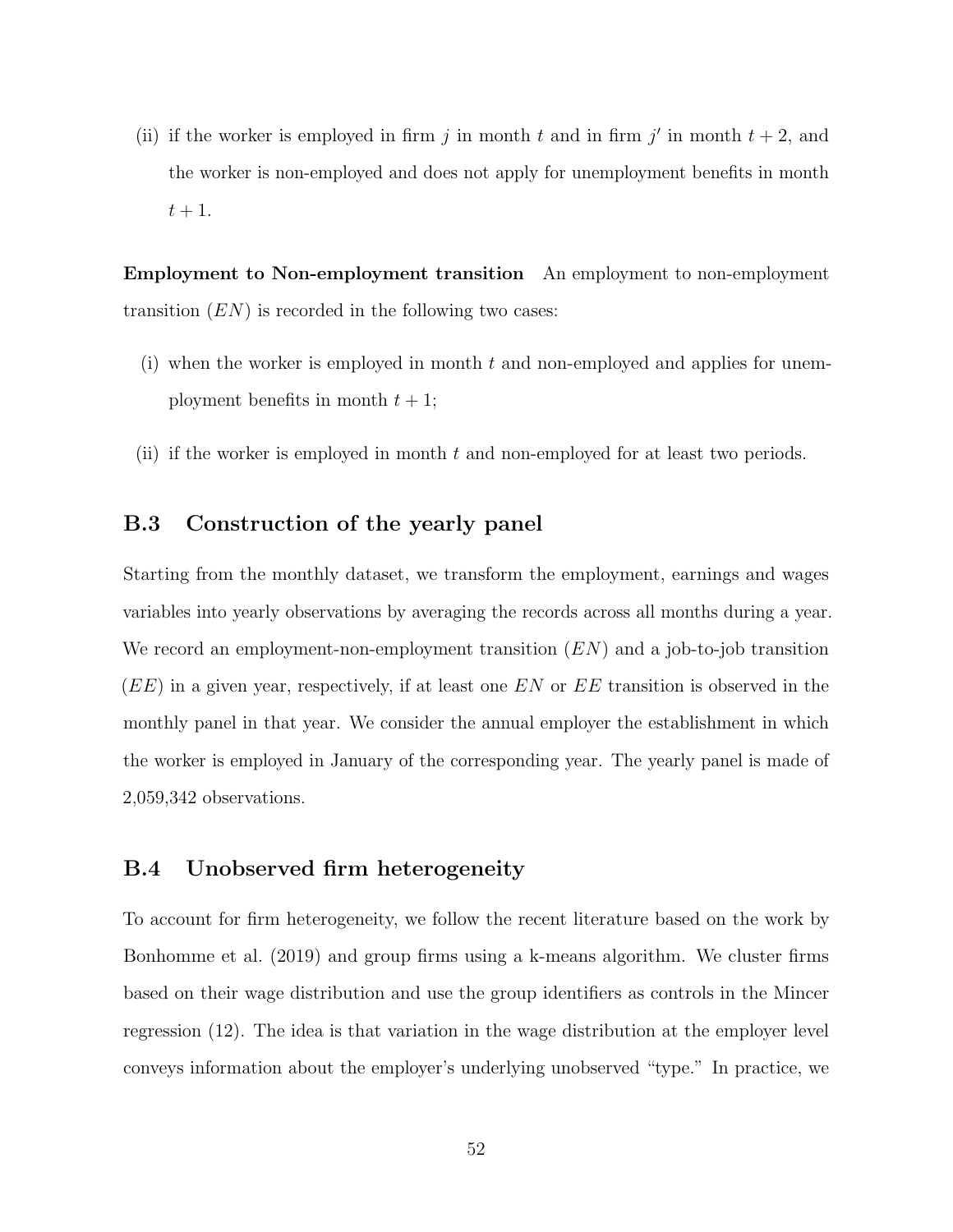(ii) if the worker is employed in firm $j$ in month $t$ and in firm $j'$ in month $t+2$, and the worker is non-employed and does not apply for unemployment benefits in month $t+1$.

**Employment to Non-employment transition** An employment to non-employment transition ($EN$) is recorded in the following two cases:

(i) when the worker is employed in month $t$ and non-employed and applies for unemployment benefits in month $t+1$;

(ii) if the worker is employed in month $t$ and non-employed for at least two periods.

## B.3 Construction of the yearly panel

Starting from the monthly dataset, we transform the employment, earnings and wages variables into yearly observations by averaging the records across all months during a year. We record an employment-non-employment transition ($EN$) and a job-to-job transition ($EE$) in a given year, respectively, if at least one $EN$ or $EE$ transition is observed in the monthly panel in that year. We consider the annual employer the establishment in which the worker is employed in January of the corresponding year. The yearly panel is made of 2,059,342 observations.

## B.4 Unobserved firm heterogeneity

To account for firm heterogeneity, we follow the recent literature based on the work by Bonhomme et al. (2019) and group firms using a k-means algorithm. We cluster firms based on their wage distribution and use the group identifiers as controls in the Mincer regression (12). The idea is that variation in the wage distribution at the employer level conveys information about the employer's underlying unobserved "type." In practice, we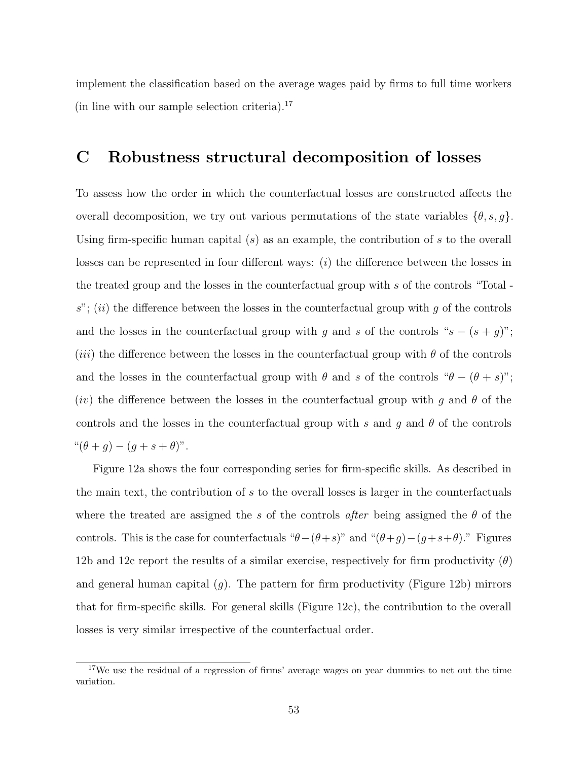implement the classification based on the average wages paid by firms to full time workers (in line with our sample selection criteria).[17]

# C Robustness structural decomposition of losses

To assess how the order in which the counterfactual losses are constructed affects the overall decomposition, we try out various permutations of the state variables $\{\theta, s, g\}$. Using firm-specific human capital ($s$) as an example, the contribution of $s$ to the overall losses can be represented in four different ways: ($i$) the difference between the losses in the treated group and the losses in the counterfactual group with $s$ of the controls "Total - $s$"; ($ii$) the difference between the losses in the counterfactual group with $g$ of the controls and the losses in the counterfactual group with $g$ and $s$ of the controls "$s - (s + g)$"; ($iii$) the difference between the losses in the counterfactual group with $\theta$ of the controls and the losses in the counterfactual group with $\theta$ and $s$ of the controls "$\theta - (\theta + s)$"; ($iv$) the difference between the losses in the counterfactual group with $g$ and $\theta$ of the controls and the losses in the counterfactual group with $s$ and $g$ and $\theta$ of the controls "$(\theta + g) - (g + s + \theta)$".

Figure 12a shows the four corresponding series for firm-specific skills. As described in the main text, the contribution of $s$ to the overall losses is larger in the counterfactuals where the treated are assigned the $s$ of the controls *after* being assigned the $\theta$ of the controls. This is the case for counterfactuals "$\theta - (\theta + s)$" and "$(\theta + g) - (g + s + \theta)$." Figures 12b and 12c report the results of a similar exercise, respectively for firm productivity ($\theta$) and general human capital ($g$). The pattern for firm productivity (Figure 12b) mirrors that for firm-specific skills. For general skills (Figure 12c), the contribution to the overall losses is very similar irrespective of the counterfactual order.

[17] We use the residual of a regression of firms' average wages on year dummies to net out the time variation.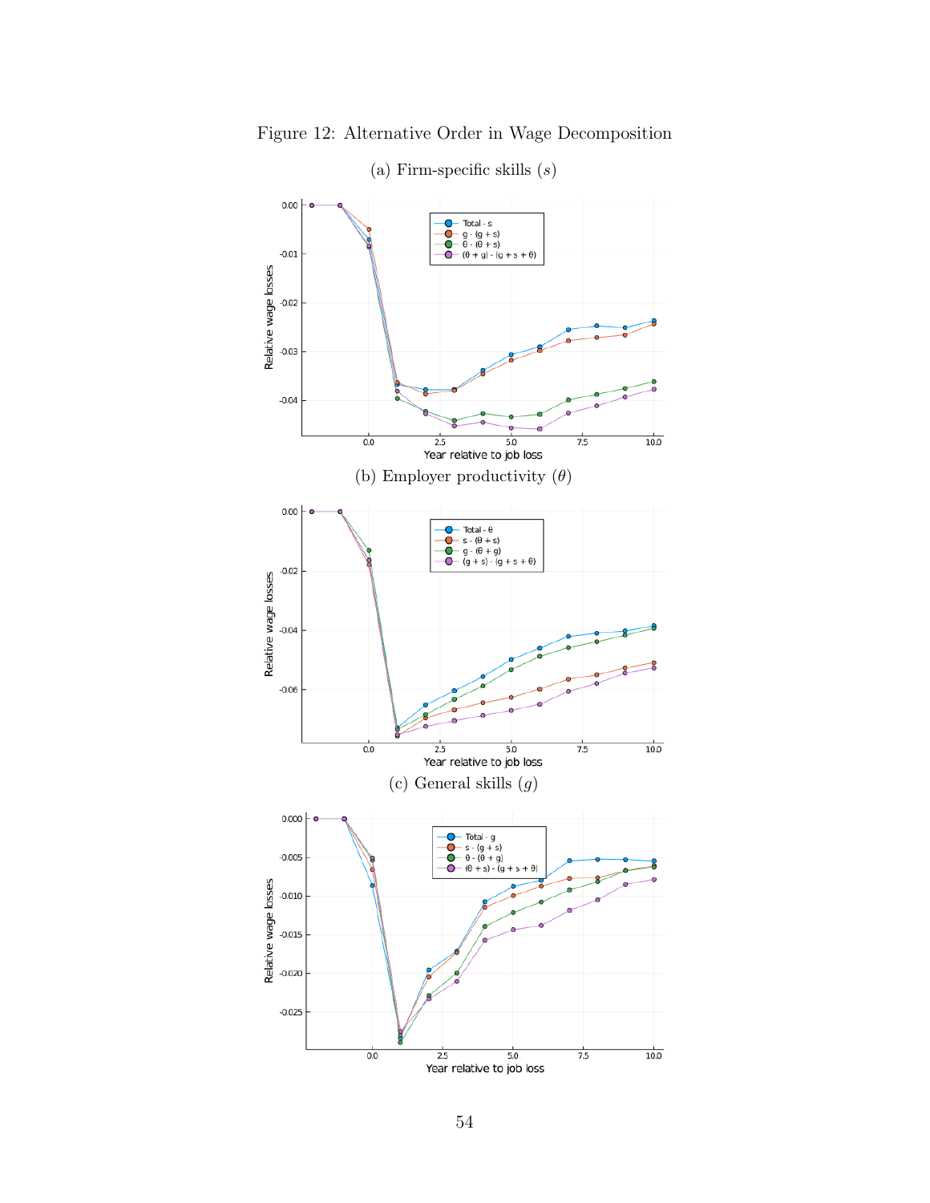Figure 12: Alternative Order in Wage Decomposition

(a) Firm-specific skills ($s$)

Relative wage losses

Year relative to job loss

0.00
-0.01
-0.02
-0.03
-0.04

0.0 2.5 5.0 7.5 10.0

Total - s
g - (g + s)
θ - (θ + s)
(θ + g) - (g + s + θ)

(b) Employer productivity ($\theta$)

Relative wage losses

Year relative to job loss

0.00
-0.02
-0.04
-0.06

0.0 2.5 5.0 7.5 10.0

Total - θ
s - (θ + s)
g - (θ + g)
(g + s) - (g + s + θ)

(c) General skills ($g$)

Relative wage losses

Year relative to job loss

0.000
-0.005
-0.010
-0.015
-0.020
-0.025

0.0 2.5 5.0 7.5 10.0

Total - g
s - (g + s)
θ - (θ + g)
(θ + s) - (g + s + θ)